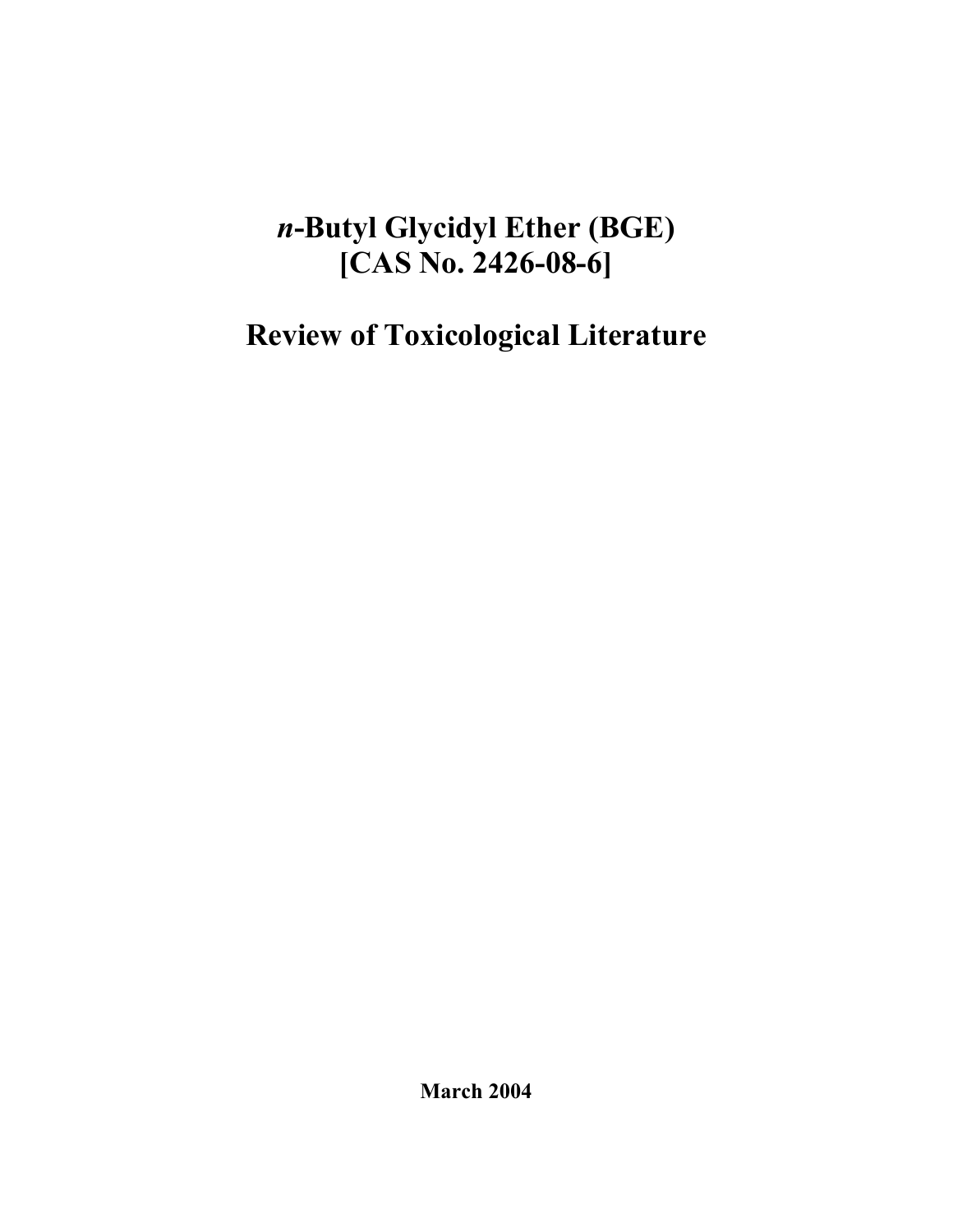# *n*-Butyl Glycidyl Ether (BGE) [CAS No. 2426-08-6]

# Review of Toxicological Literature

**March 2004**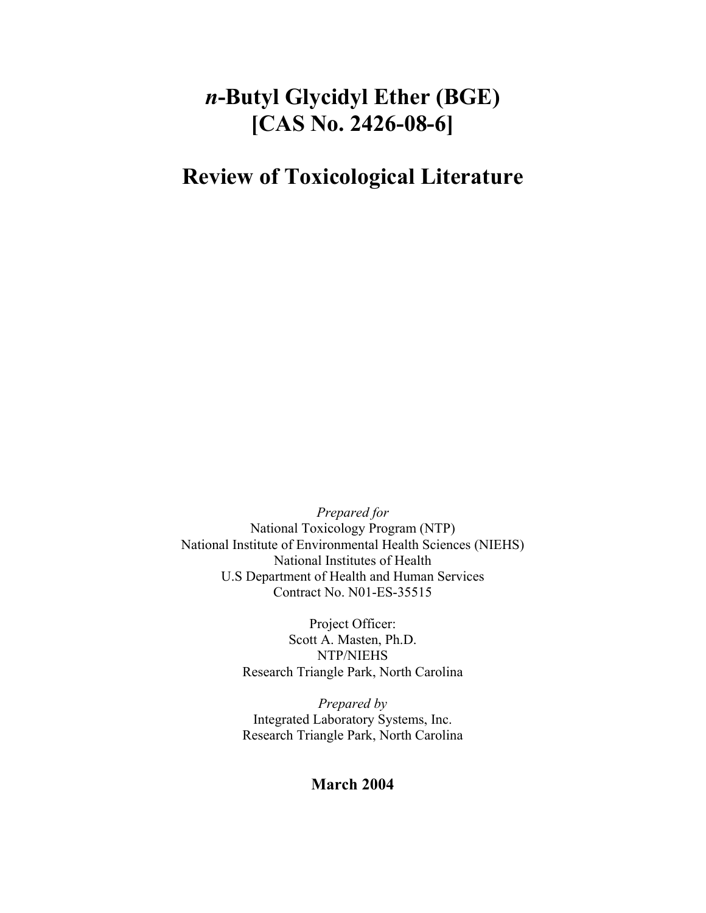# *n*-Butyl Glycidyl Ether (BGE) [CAS No. 2426-08-6]

# Review of Toxicological Literature

*Prepared for*
National Toxicology Program (NTP)
National Institute of Environmental Health Sciences (NIEHS)
National Institutes of Health
U.S Department of Health and Human Services
Contract No. N01-ES-35515

Project Officer:
Scott A. Masten, Ph.D.
NTP/NIEHS
Research Triangle Park, North Carolina

*Prepared by*
Integrated Laboratory Systems, Inc.
Research Triangle Park, North Carolina

**March 2004**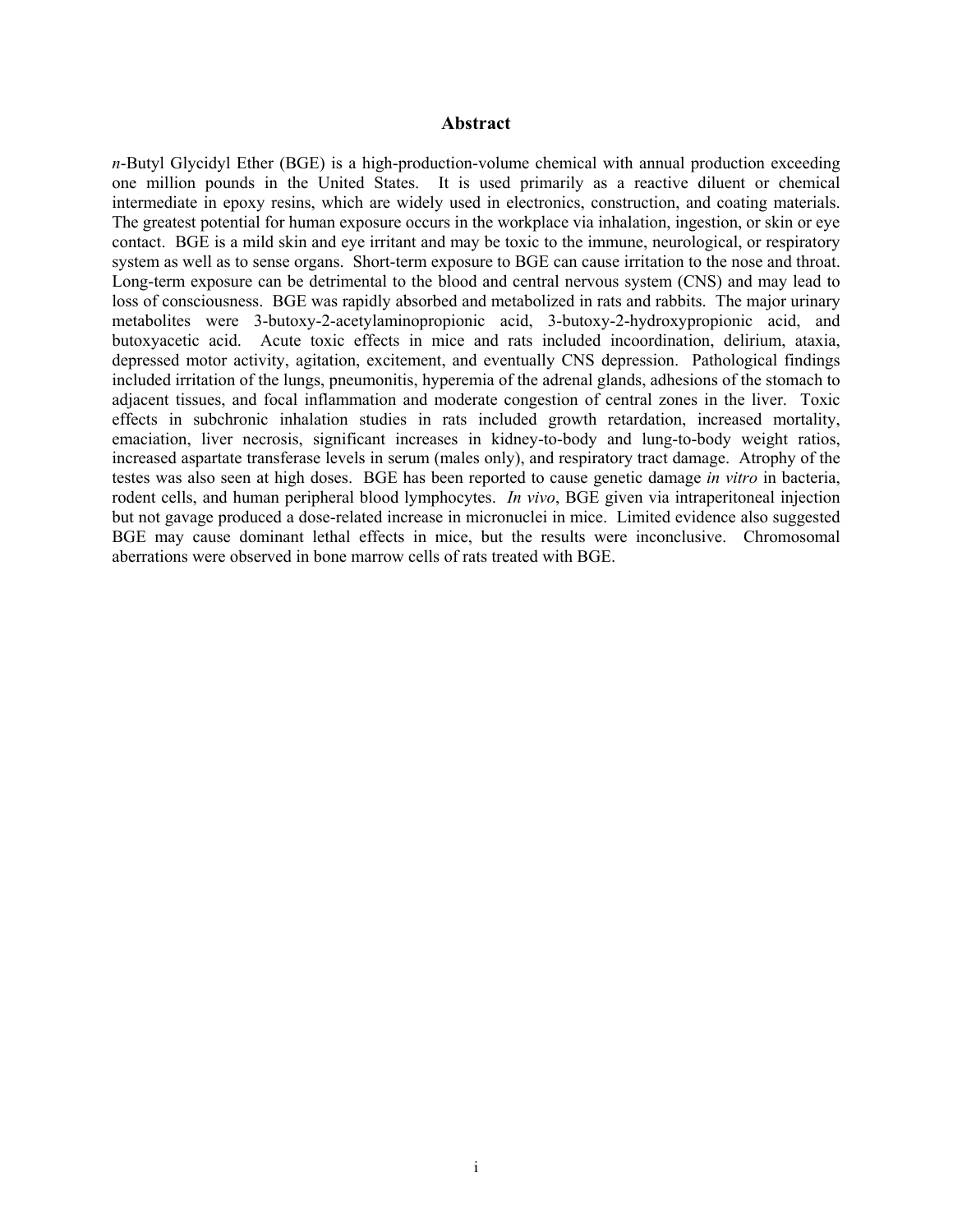# Abstract

*n*-Butyl Glycidyl Ether (BGE) is a high-production-volume chemical with annual production exceeding one million pounds in the United States. It is used primarily as a reactive diluent or chemical intermediate in epoxy resins, which are widely used in electronics, construction, and coating materials. The greatest potential for human exposure occurs in the workplace via inhalation, ingestion, or skin or eye contact. BGE is a mild skin and eye irritant and may be toxic to the immune, neurological, or respiratory system as well as to sense organs. Short-term exposure to BGE can cause irritation to the nose and throat. Long-term exposure can be detrimental to the blood and central nervous system (CNS) and may lead to loss of consciousness. BGE was rapidly absorbed and metabolized in rats and rabbits. The major urinary metabolites were 3-butoxy-2-acetylaminopropionic acid, 3-butoxy-2-hydroxypropionic acid, and butoxyacetic acid. Acute toxic effects in mice and rats included incoordination, delirium, ataxia, depressed motor activity, agitation, excitement, and eventually CNS depression. Pathological findings included irritation of the lungs, pneumonitis, hyperemia of the adrenal glands, adhesions of the stomach to adjacent tissues, and focal inflammation and moderate congestion of central zones in the liver. Toxic effects in subchronic inhalation studies in rats included growth retardation, increased mortality, emaciation, liver necrosis, significant increases in kidney-to-body and lung-to-body weight ratios, increased aspartate transferase levels in serum (males only), and respiratory tract damage. Atrophy of the testes was also seen at high doses. BGE has been reported to cause genetic damage *in vitro* in bacteria, rodent cells, and human peripheral blood lymphocytes. *In vivo*, BGE given via intraperitoneal injection but not gavage produced a dose-related increase in micronuclei in mice. Limited evidence also suggested BGE may cause dominant lethal effects in mice, but the results were inconclusive. Chromosomal aberrations were observed in bone marrow cells of rats treated with BGE.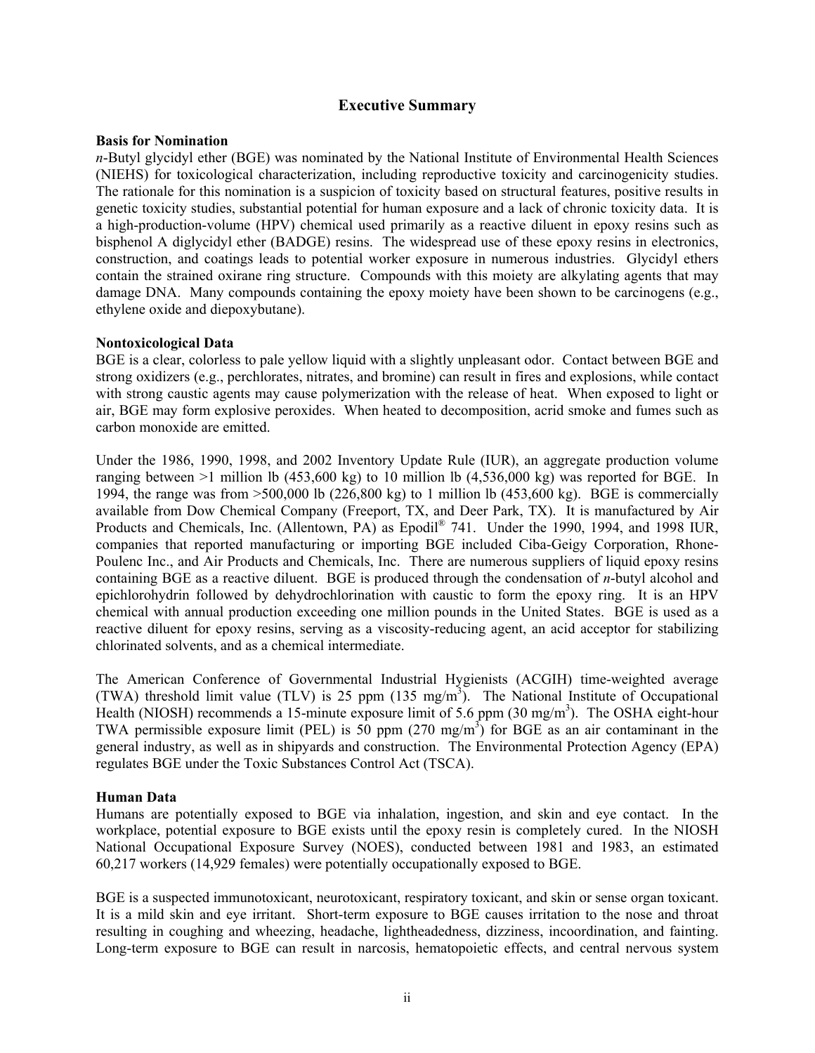## Executive Summary

### Basis for Nomination

*n*-Butyl glycidyl ether (BGE) was nominated by the National Institute of Environmental Health Sciences (NIEHS) for toxicological characterization, including reproductive toxicity and carcinogenicity studies. The rationale for this nomination is a suspicion of toxicity based on structural features, positive results in genetic toxicity studies, substantial potential for human exposure and a lack of chronic toxicity data. It is a high-production-volume (HPV) chemical used primarily as a reactive diluent in epoxy resins such as bisphenol A diglycidyl ether (BADGE) resins. The widespread use of these epoxy resins in electronics, construction, and coatings leads to potential worker exposure in numerous industries. Glycidyl ethers contain the strained oxirane ring structure. Compounds with this moiety are alkylating agents that may damage DNA. Many compounds containing the epoxy moiety have been shown to be carcinogens (e.g., ethylene oxide and diepoxybutane).

### Nontoxicological Data

BGE is a clear, colorless to pale yellow liquid with a slightly unpleasant odor. Contact between BGE and strong oxidizers (e.g., perchlorates, nitrates, and bromine) can result in fires and explosions, while contact with strong caustic agents may cause polymerization with the release of heat. When exposed to light or air, BGE may form explosive peroxides. When heated to decomposition, acrid smoke and fumes such as carbon monoxide are emitted.

Under the 1986, 1990, 1998, and 2002 Inventory Update Rule (IUR), an aggregate production volume ranging between >1 million lb (453,600 kg) to 10 million lb (4,536,000 kg) was reported for BGE. In 1994, the range was from >500,000 lb (226,800 kg) to 1 million lb (453,600 kg). BGE is commercially available from Dow Chemical Company (Freeport, TX, and Deer Park, TX). It is manufactured by Air Products and Chemicals, Inc. (Allentown, PA) as Epodil® 741. Under the 1990, 1994, and 1998 IUR, companies that reported manufacturing or importing BGE included Ciba-Geigy Corporation, Rhone-Poulenc Inc., and Air Products and Chemicals, Inc. There are numerous suppliers of liquid epoxy resins containing BGE as a reactive diluent. BGE is produced through the condensation of *n*-butyl alcohol and epichlorohydrin followed by dehydrochlorination with caustic to form the epoxy ring. It is an HPV chemical with annual production exceeding one million pounds in the United States. BGE is used as a reactive diluent for epoxy resins, serving as a viscosity-reducing agent, an acid acceptor for stabilizing chlorinated solvents, and as a chemical intermediate.

The American Conference of Governmental Industrial Hygienists (ACGIH) time-weighted average (TWA) threshold limit value (TLV) is 25 ppm (135 mg/$m^3$). The National Institute of Occupational Health (NIOSH) recommends a 15-minute exposure limit of 5.6 ppm (30 mg/$m^3$). The OSHA eight-hour TWA permissible exposure limit (PEL) is 50 ppm (270 mg/$m^3$) for BGE as an air contaminant in the general industry, as well as in shipyards and construction. The Environmental Protection Agency (EPA) regulates BGE under the Toxic Substances Control Act (TSCA).

### Human Data

Humans are potentially exposed to BGE via inhalation, ingestion, and skin and eye contact. In the workplace, potential exposure to BGE exists until the epoxy resin is completely cured. In the NIOSH National Occupational Exposure Survey (NOES), conducted between 1981 and 1983, an estimated 60,217 workers (14,929 females) were potentially occupationally exposed to BGE.

BGE is a suspected immunotoxicant, neurotoxicant, respiratory toxicant, and skin or sense organ toxicant. It is a mild skin and eye irritant. Short-term exposure to BGE causes irritation to the nose and throat resulting in coughing and wheezing, headache, lightheadedness, dizziness, incoordination, and fainting. Long-term exposure to BGE can result in narcosis, hematopoietic effects, and central nervous system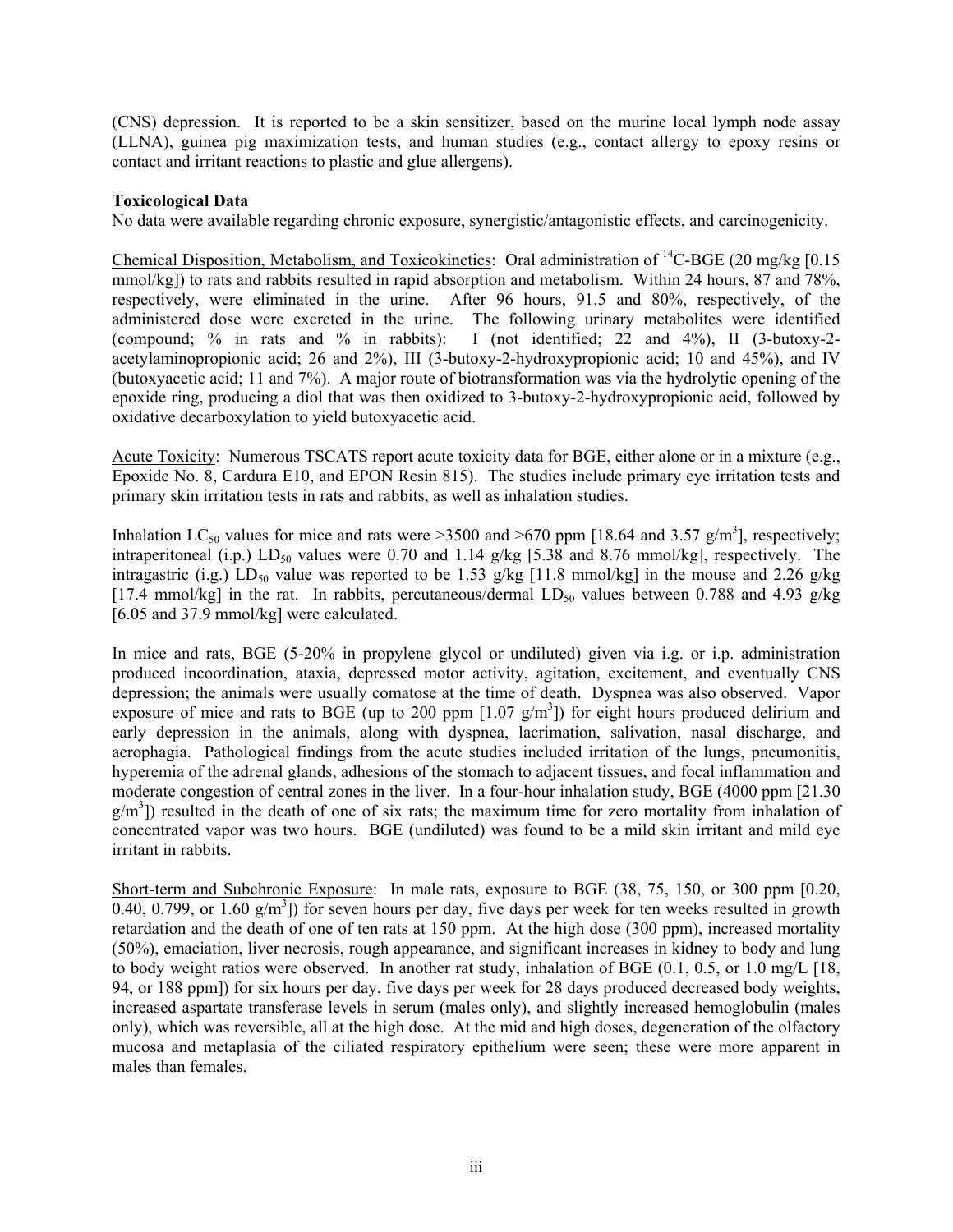(CNS) depression. It is reported to be a skin sensitizer, based on the murine local lymph node assay (LLNA), guinea pig maximization tests, and human studies (e.g., contact allergy to epoxy resins or contact and irritant reactions to plastic and glue allergens).

**Toxicological Data**

No data were available regarding chronic exposure, synergistic/antagonistic effects, and carcinogenicity.

Chemical Disposition, Metabolism, and Toxicokinetics: Oral administration of $^{14}$C-BGE (20 mg/kg [0.15 mmol/kg]) to rats and rabbits resulted in rapid absorption and metabolism. Within 24 hours, 87 and 78%, respectively, were eliminated in the urine. After 96 hours, 91.5 and 80%, respectively, of the administered dose were excreted in the urine. The following urinary metabolites were identified (compound; % in rats and % in rabbits): I (not identified; 22 and 4%), II (3-butoxy-2-acetylaminopropionic acid; 26 and 2%), III (3-butoxy-2-hydroxypropionic acid; 10 and 45%), and IV (butoxyacetic acid; 11 and 7%). A major route of biotransformation was via the hydrolytic opening of the epoxide ring, producing a diol that was then oxidized to 3-butoxy-2-hydroxypropionic acid, followed by oxidative decarboxylation to yield butoxyacetic acid.

Acute Toxicity: Numerous TSCATS report acute toxicity data for BGE, either alone or in a mixture (e.g., Epoxide No. 8, Cardura E10, and EPON Resin 815). The studies include primary eye irritation tests and primary skin irritation tests in rats and rabbits, as well as inhalation studies.

Inhalation $LC_{50}$ values for mice and rats were >3500 and >670 ppm [18.64 and 3.57 g/m$^3$], respectively; intraperitoneal (i.p.) $LD_{50}$ values were 0.70 and 1.14 g/kg [5.38 and 8.76 mmol/kg], respectively. The intragastric (i.g.) $LD_{50}$ value was reported to be 1.53 g/kg [11.8 mmol/kg] in the mouse and 2.26 g/kg [17.4 mmol/kg] in the rat. In rabbits, percutaneous/dermal $LD_{50}$ values between 0.788 and 4.93 g/kg [6.05 and 37.9 mmol/kg] were calculated.

In mice and rats, BGE (5-20% in propylene glycol or undiluted) given via i.g. or i.p. administration produced incoordination, ataxia, depressed motor activity, agitation, excitement, and eventually CNS depression; the animals were usually comatose at the time of death. Dyspnea was also observed. Vapor exposure of mice and rats to BGE (up to 200 ppm [1.07 g/m$^3$]) for eight hours produced delirium and early depression in the animals, along with dyspnea, lacrimation, salivation, nasal discharge, and aerophagia. Pathological findings from the acute studies included irritation of the lungs, pneumonitis, hyperemia of the adrenal glands, adhesions of the stomach to adjacent tissues, and focal inflammation and moderate congestion of central zones in the liver. In a four-hour inhalation study, BGE (4000 ppm [21.30 g/m$^3$]) resulted in the death of one of six rats; the maximum time for zero mortality from inhalation of concentrated vapor was two hours. BGE (undiluted) was found to be a mild skin irritant and mild eye irritant in rabbits.

Short-term and Subchronic Exposure: In male rats, exposure to BGE (38, 75, 150, or 300 ppm [0.20, 0.40, 0.799, or 1.60 g/m$^3$]) for seven hours per day, five days per week for ten weeks resulted in growth retardation and the death of one of ten rats at 150 ppm. At the high dose (300 ppm), increased mortality (50%), emaciation, liver necrosis, rough appearance, and significant increases in kidney to body and lung to body weight ratios were observed. In another rat study, inhalation of BGE (0.1, 0.5, or 1.0 mg/L [18, 94, or 188 ppm]) for six hours per day, five days per week for 28 days produced decreased body weights, increased aspartate transferase levels in serum (males only), and slightly increased hemoglobulin (males only), which was reversible, all at the high dose. At the mid and high doses, degeneration of the olfactory mucosa and metaplasia of the ciliated respiratory epithelium were seen; these were more apparent in males than females.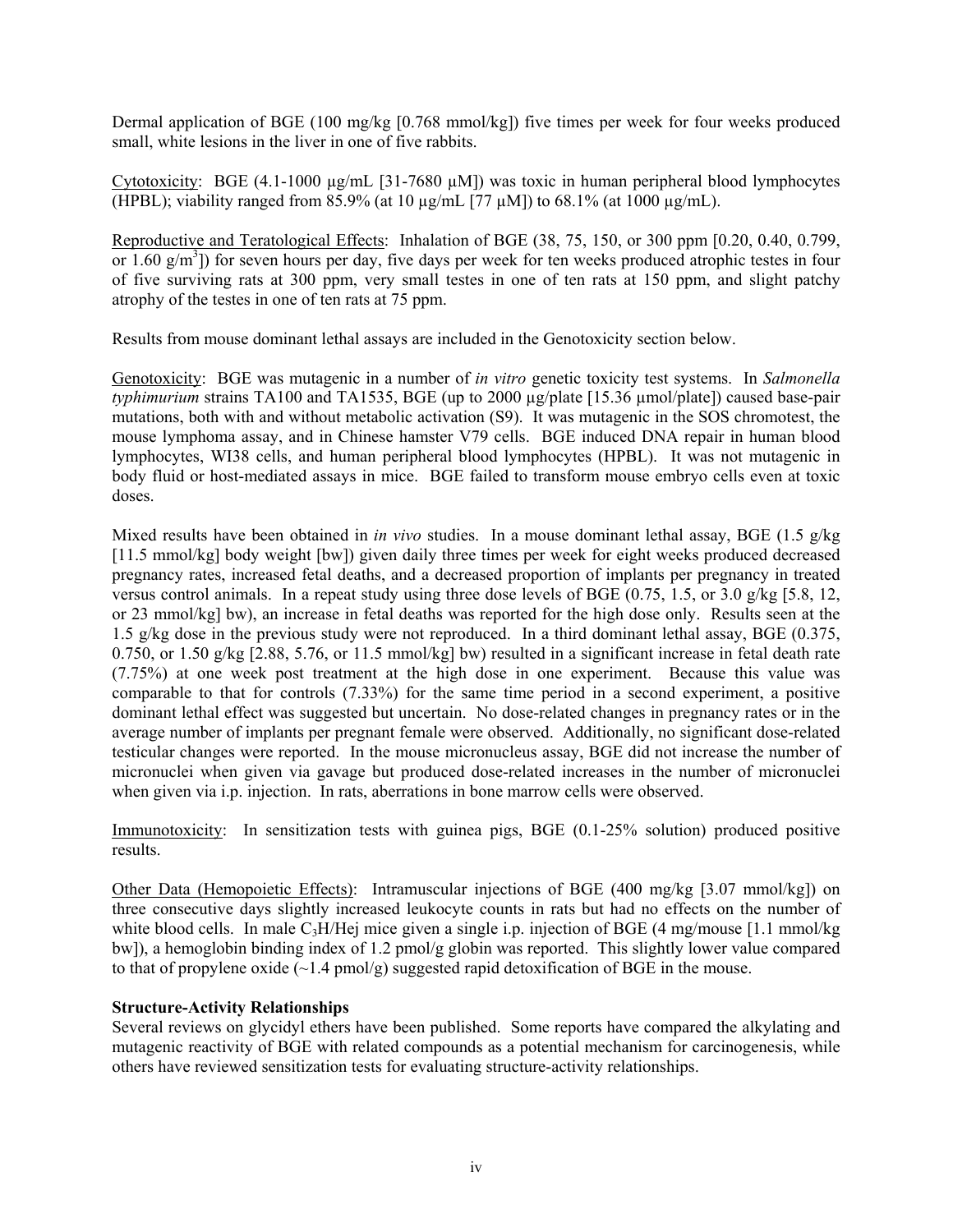Dermal application of BGE (100 mg/kg [0.768 mmol/kg]) five times per week for four weeks produced small, white lesions in the liver in one of five rabbits.

Cytotoxicity: BGE (4.1-1000 μg/mL [31-7680 μM]) was toxic in human peripheral blood lymphocytes (HPBL); viability ranged from 85.9% (at 10 μg/mL [77 μM]) to 68.1% (at 1000 μg/mL).

Reproductive and Teratological Effects: Inhalation of BGE (38, 75, 150, or 300 ppm [0.20, 0.40, 0.799, or 1.60 $g/m^3$]) for seven hours per day, five days per week for ten weeks produced atrophic testes in four of five surviving rats at 300 ppm, very small testes in one of ten rats at 150 ppm, and slight patchy atrophy of the testes in one of ten rats at 75 ppm.

Results from mouse dominant lethal assays are included in the Genotoxicity section below.

Genotoxicity: BGE was mutagenic in a number of *in vitro* genetic toxicity test systems. In *Salmonella typhimurium* strains TA100 and TA1535, BGE (up to 2000 μg/plate [15.36 μmol/plate]) caused base-pair mutations, both with and without metabolic activation (S9). It was mutagenic in the SOS chromotest, the mouse lymphoma assay, and in Chinese hamster V79 cells. BGE induced DNA repair in human blood lymphocytes, WI38 cells, and human peripheral blood lymphocytes (HPBL). It was not mutagenic in body fluid or host-mediated assays in mice. BGE failed to transform mouse embryo cells even at toxic doses.

Mixed results have been obtained in *in vivo* studies. In a mouse dominant lethal assay, BGE (1.5 g/kg [11.5 mmol/kg] body weight [bw]) given daily three times per week for eight weeks produced decreased pregnancy rates, increased fetal deaths, and a decreased proportion of implants per pregnancy in treated versus control animals. In a repeat study using three dose levels of BGE (0.75, 1.5, or 3.0 g/kg [5.8, 12, or 23 mmol/kg] bw), an increase in fetal deaths was reported for the high dose only. Results seen at the 1.5 g/kg dose in the previous study were not reproduced. In a third dominant lethal assay, BGE (0.375, 0.750, or 1.50 g/kg [2.88, 5.76, or 11.5 mmol/kg] bw) resulted in a significant increase in fetal death rate (7.75%) at one week post treatment at the high dose in one experiment. Because this value was comparable to that for controls (7.33%) for the same time period in a second experiment, a positive dominant lethal effect was suggested but uncertain. No dose-related changes in pregnancy rates or in the average number of implants per pregnant female were observed. Additionally, no significant dose-related testicular changes were reported. In the mouse micronucleus assay, BGE did not increase the number of micronuclei when given via gavage but produced dose-related increases in the number of micronuclei when given via i.p. injection. In rats, aberrations in bone marrow cells were observed.

Immunotoxicity: In sensitization tests with guinea pigs, BGE (0.1-25% solution) produced positive results.

Other Data (Hemopoietic Effects): Intramuscular injections of BGE (400 mg/kg [3.07 mmol/kg]) on three consecutive days slightly increased leukocyte counts in rats but had no effects on the number of white blood cells. In male $C_3H$/Hej mice given a single i.p. injection of BGE (4 mg/mouse [1.1 mmol/kg bw]), a hemoglobin binding index of 1.2 pmol/g globin was reported. This slightly lower value compared to that of propylene oxide (~1.4 pmol/g) suggested rapid detoxification of BGE in the mouse.

**Structure-Activity Relationships**

Several reviews on glycidyl ethers have been published. Some reports have compared the alkylating and mutagenic reactivity of BGE with related compounds as a potential mechanism for carcinogenesis, while others have reviewed sensitization tests for evaluating structure-activity relationships.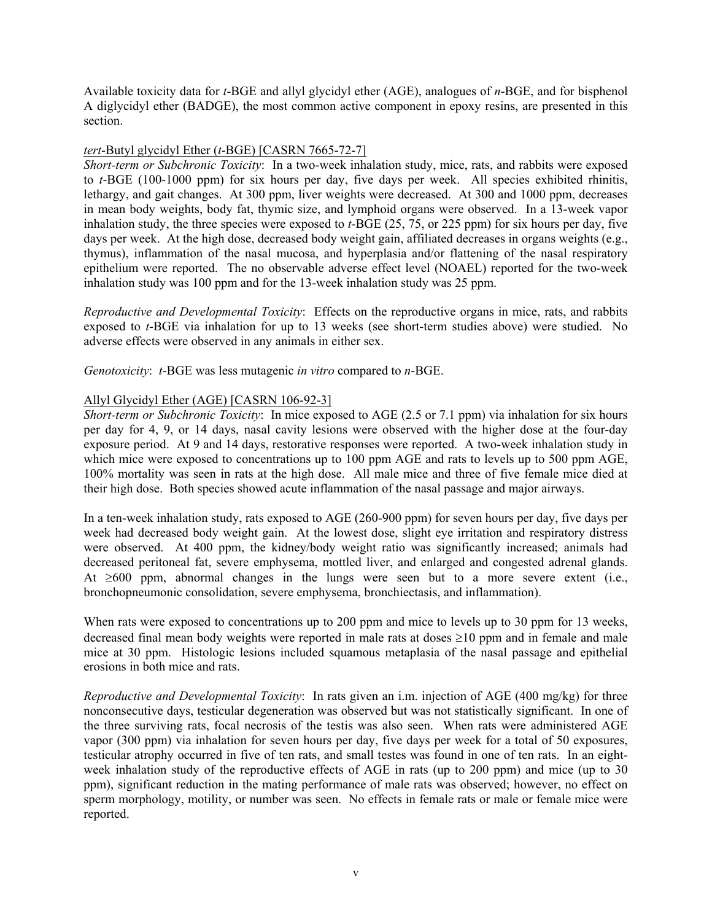Available toxicity data for *t*-BGE and allyl glycidyl ether (AGE), analogues of *n*-BGE, and for bisphenol A diglycidyl ether (BADGE), the most common active component in epoxy resins, are presented in this section.

*tert*-Butyl glycidyl Ether (*t*-BGE) [CASRN 7665-72-7]

*Short-term or Subchronic Toxicity*: In a two-week inhalation study, mice, rats, and rabbits were exposed to *t*-BGE (100-1000 ppm) for six hours per day, five days per week. All species exhibited rhinitis, lethargy, and gait changes. At 300 ppm, liver weights were decreased. At 300 and 1000 ppm, decreases in mean body weights, body fat, thymic size, and lymphoid organs were observed. In a 13-week vapor inhalation study, the three species were exposed to *t*-BGE (25, 75, or 225 ppm) for six hours per day, five days per week. At the high dose, decreased body weight gain, affiliated decreases in organs weights (e.g., thymus), inflammation of the nasal mucosa, and hyperplasia and/or flattening of the nasal respiratory epithelium were reported. The no observable adverse effect level (NOAEL) reported for the two-week inhalation study was 100 ppm and for the 13-week inhalation study was 25 ppm.

*Reproductive and Developmental Toxicity*: Effects on the reproductive organs in mice, rats, and rabbits exposed to *t*-BGE via inhalation for up to 13 weeks (see short-term studies above) were studied. No adverse effects were observed in any animals in either sex.

*Genotoxicity*: *t*-BGE was less mutagenic *in vitro* compared to *n*-BGE.

Allyl Glycidyl Ether (AGE) [CASRN 106-92-3]

*Short-term or Subchronic Toxicity*: In mice exposed to AGE (2.5 or 7.1 ppm) via inhalation for six hours per day for 4, 9, or 14 days, nasal cavity lesions were observed with the higher dose at the four-day exposure period. At 9 and 14 days, restorative responses were reported. A two-week inhalation study in which mice were exposed to concentrations up to 100 ppm AGE and rats to levels up to 500 ppm AGE, 100% mortality was seen in rats at the high dose. All male mice and three of five female mice died at their high dose. Both species showed acute inflammation of the nasal passage and major airways.

In a ten-week inhalation study, rats exposed to AGE (260-900 ppm) for seven hours per day, five days per week had decreased body weight gain. At the lowest dose, slight eye irritation and respiratory distress were observed. At 400 ppm, the kidney/body weight ratio was significantly increased; animals had decreased peritoneal fat, severe emphysema, mottled liver, and enlarged and congested adrenal glands. At ≥600 ppm, abnormal changes in the lungs were seen but to a more severe extent (i.e., bronchopneumonic consolidation, severe emphysema, bronchiectasis, and inflammation).

When rats were exposed to concentrations up to 200 ppm and mice to levels up to 30 ppm for 13 weeks, decreased final mean body weights were reported in male rats at doses ≥10 ppm and in female and male mice at 30 ppm. Histologic lesions included squamous metaplasia of the nasal passage and epithelial erosions in both mice and rats.

*Reproductive and Developmental Toxicity*: In rats given an i.m. injection of AGE (400 mg/kg) for three nonconsecutive days, testicular degeneration was observed but was not statistically significant. In one of the three surviving rats, focal necrosis of the testis was also seen. When rats were administered AGE vapor (300 ppm) via inhalation for seven hours per day, five days per week for a total of 50 exposures, testicular atrophy occurred in five of ten rats, and small testes was found in one of ten rats. In an eight-week inhalation study of the reproductive effects of AGE in rats (up to 200 ppm) and mice (up to 30 ppm), significant reduction in the mating performance of male rats was observed; however, no effect on sperm morphology, motility, or number was seen. No effects in female rats or male or female mice were reported.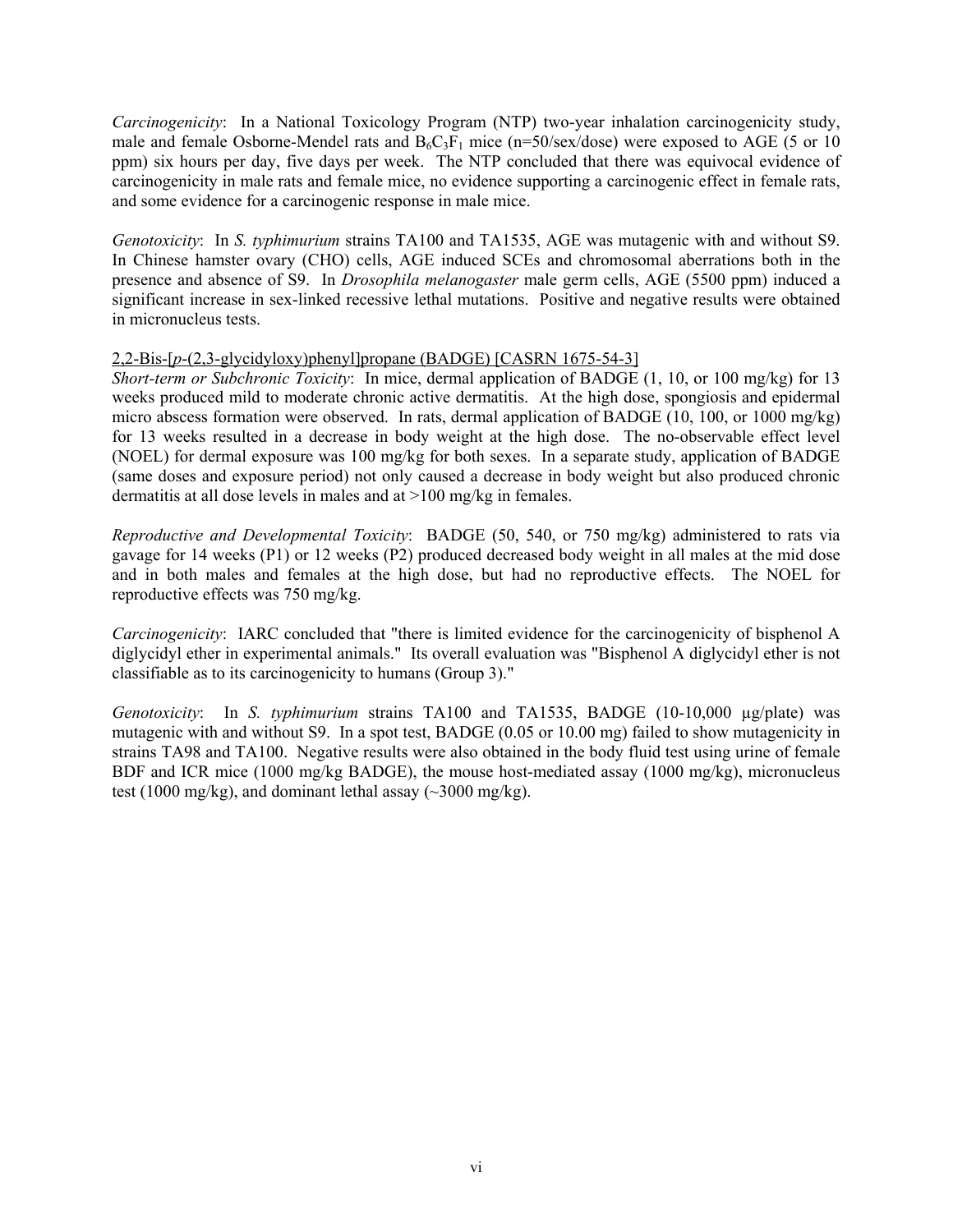*Carcinogenicity*: In a National Toxicology Program (NTP) two-year inhalation carcinogenicity study, male and female Osborne-Mendel rats and $B_6C_3F_1$ mice (n=50/sex/dose) were exposed to AGE (5 or 10 ppm) six hours per day, five days per week. The NTP concluded that there was equivocal evidence of carcinogenicity in male rats and female mice, no evidence supporting a carcinogenic effect in female rats, and some evidence for a carcinogenic response in male mice.

*Genotoxicity*: In *S. typhimurium* strains TA100 and TA1535, AGE was mutagenic with and without S9. In Chinese hamster ovary (CHO) cells, AGE induced SCEs and chromosomal aberrations both in the presence and absence of S9. In *Drosophila melanogaster* male germ cells, AGE (5500 ppm) induced a significant increase in sex-linked recessive lethal mutations. Positive and negative results were obtained in micronucleus tests.

2,2-Bis-[*p*-(2,3-glycidyloxy)phenyl]propane (BADGE) [CASRN 1675-54-3]

*Short-term or Subchronic Toxicity*: In mice, dermal application of BADGE (1, 10, or 100 mg/kg) for 13 weeks produced mild to moderate chronic active dermatitis. At the high dose, spongiosis and epidermal micro abscess formation were observed. In rats, dermal application of BADGE (10, 100, or 1000 mg/kg) for 13 weeks resulted in a decrease in body weight at the high dose. The no-observable effect level (NOEL) for dermal exposure was 100 mg/kg for both sexes. In a separate study, application of BADGE (same doses and exposure period) not only caused a decrease in body weight but also produced chronic dermatitis at all dose levels in males and at >100 mg/kg in females.

*Reproductive and Developmental Toxicity*: BADGE (50, 540, or 750 mg/kg) administered to rats via gavage for 14 weeks (P1) or 12 weeks (P2) produced decreased body weight in all males at the mid dose and in both males and females at the high dose, but had no reproductive effects. The NOEL for reproductive effects was 750 mg/kg.

*Carcinogenicity*: IARC concluded that "there is limited evidence for the carcinogenicity of bisphenol A diglycidyl ether in experimental animals." Its overall evaluation was "Bisphenol A diglycidyl ether is not classifiable as to its carcinogenicity to humans (Group 3)."

*Genotoxicity*: In *S. typhimurium* strains TA100 and TA1535, BADGE (10-10,000 μg/plate) was mutagenic with and without S9. In a spot test, BADGE (0.05 or 10.00 mg) failed to show mutagenicity in strains TA98 and TA100. Negative results were also obtained in the body fluid test using urine of female BDF and ICR mice (1000 mg/kg BADGE), the mouse host-mediated assay (1000 mg/kg), micronucleus test (1000 mg/kg), and dominant lethal assay (~3000 mg/kg).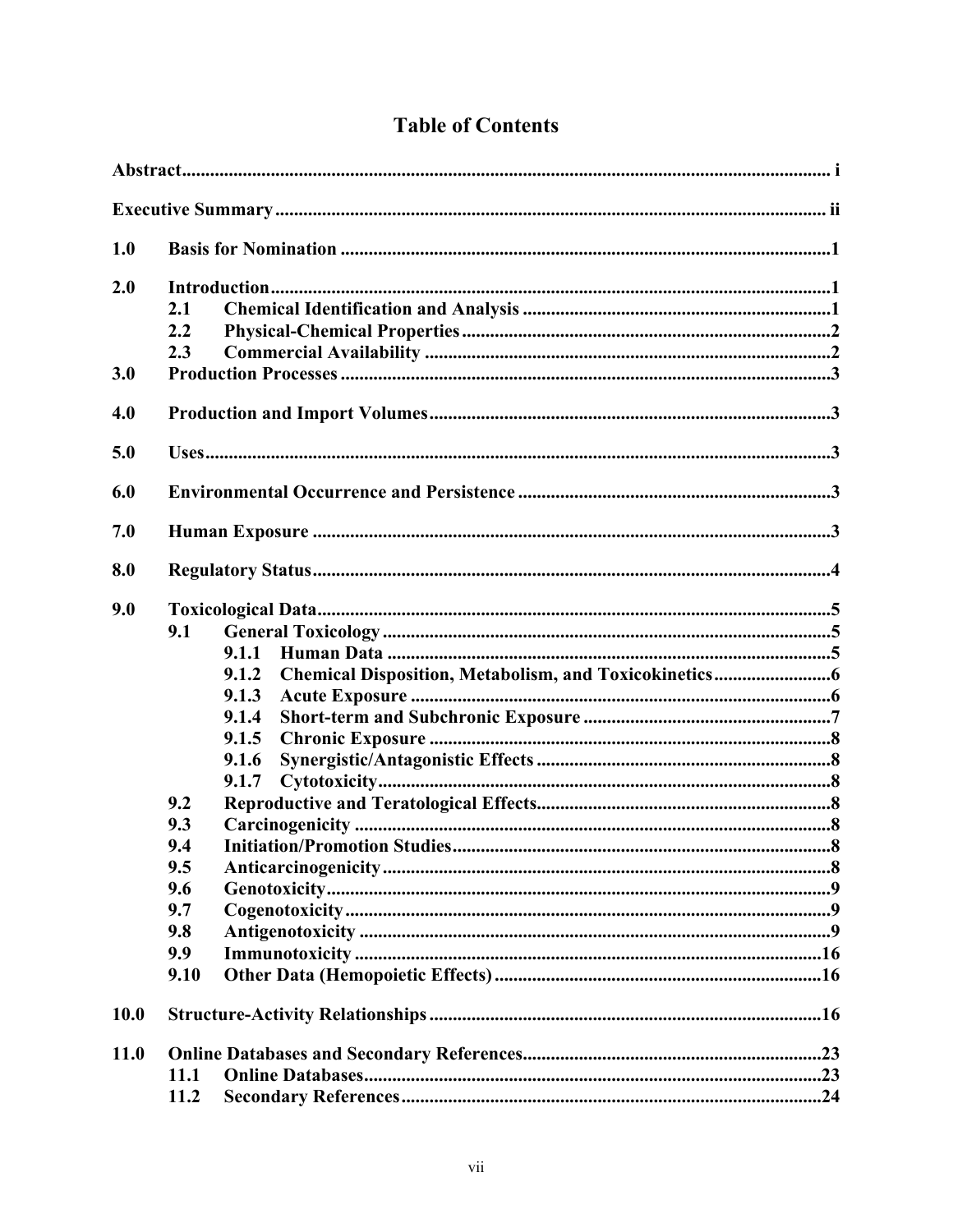# Table of Contents

| | | |
|---|---|---|
| **Abstract** | | **i** |
| **Executive Summary** | | **ii** |
| **1.0** | **Basis for Nomination** | **1** |
| **2.0** | **Introduction** | **1** |
| | **2.1 Chemical Identification and Analysis** | **1** |
| | **2.2 Physical-Chemical Properties** | **2** |
| | **2.3 Commercial Availability** | **2** |
| **3.0** | **Production Processes** | **3** |
| **4.0** | **Production and Import Volumes** | **3** |
| **5.0** | **Uses** | **3** |
| **6.0** | **Environmental Occurrence and Persistence** | **3** |
| **7.0** | **Human Exposure** | **3** |
| **8.0** | **Regulatory Status** | **4** |
| **9.0** | **Toxicological Data** | **5** |
| | **9.1 General Toxicology** | **5** |
| | **9.1.1 Human Data** | **5** |
| | **9.1.2 Chemical Disposition, Metabolism, and Toxicokinetics** | **6** |
| | **9.1.3 Acute Exposure** | **6** |
| | **9.1.4 Short-term and Subchronic Exposure** | **7** |
| | **9.1.5 Chronic Exposure** | **8** |
| | **9.1.6 Synergistic/Antagonistic Effects** | **8** |
| | **9.1.7 Cytotoxicity** | **8** |
| | **9.2 Reproductive and Teratological Effects** | **8** |
| | **9.3 Carcinogenicity** | **8** |
| | **9.4 Initiation/Promotion Studies** | **8** |
| | **9.5 Anticarcinogenicity** | **8** |
| | **9.6 Genotoxicity** | **9** |
| | **9.7 Cogenotoxicity** | **9** |
| | **9.8 Antigenotoxicity** | **9** |
| | **9.9 Immunotoxicity** | **16** |
| | **9.10 Other Data (Hemopoietic Effects)** | **16** |
| **10.0** | **Structure-Activity Relationships** | **16** |
| **11.0** | **Online Databases and Secondary References** | **23** |
| | **11.1 Online Databases** | **23** |
| | **11.2 Secondary References** | **24** |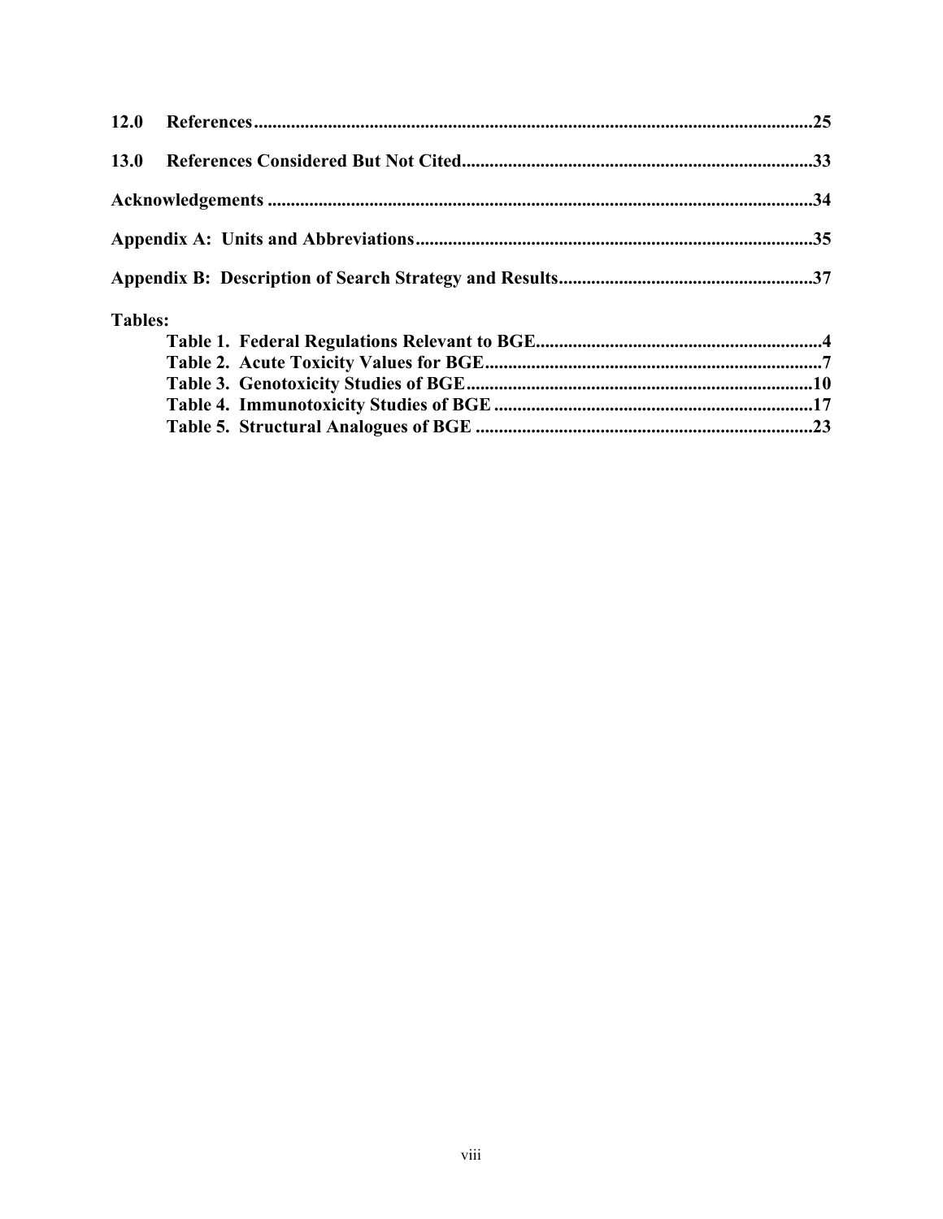**12.0 References** .......................................................................................................................25

**13.0 References Considered But Not Cited** ...........................................................................33

**Acknowledgements** ....................................................................................................................34

**Appendix A: Units and Abbreviations** ....................................................................................35

**Appendix B: Description of Search Strategy and Results** ......................................................37

**Tables:**

- **Table 1. Federal Regulations Relevant to BGE** ...........................................................4
- **Table 2. Acute Toxicity Values for BGE** .......................................................................7
- **Table 3. Genotoxicity Studies of BGE** .........................................................................10
- **Table 4. Immunotoxicity Studies of BGE** ...................................................................17
- **Table 5. Structural Analogues of BGE** ........................................................................23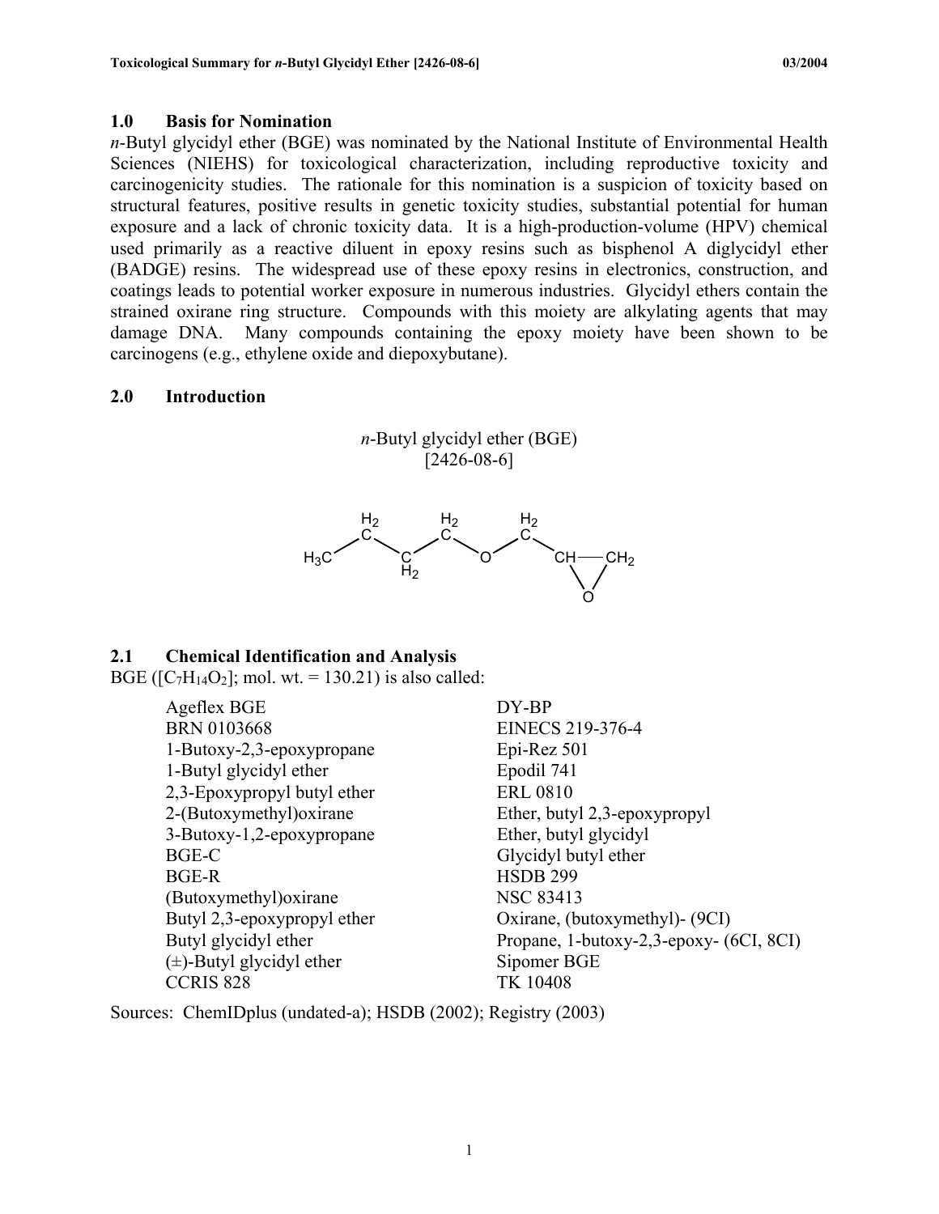## 1.0 Basis for Nomination

*n*-Butyl glycidyl ether (BGE) was nominated by the National Institute of Environmental Health Sciences (NIEHS) for toxicological characterization, including reproductive toxicity and carcinogenicity studies. The rationale for this nomination is a suspicion of toxicity based on structural features, positive results in genetic toxicity studies, substantial potential for human exposure and a lack of chronic toxicity data. It is a high-production-volume (HPV) chemical used primarily as a reactive diluent in epoxy resins such as bisphenol A diglycidyl ether (BADGE) resins. The widespread use of these epoxy resins in electronics, construction, and coatings leads to potential worker exposure in numerous industries. Glycidyl ethers contain the strained oxirane ring structure. Compounds with this moiety are alkylating agents that may damage DNA. Many compounds containing the epoxy moiety have been shown to be carcinogens (e.g., ethylene oxide and diepoxybutane).

## 2.0 Introduction

*n*-Butyl glycidyl ether (BGE)
[2426-08-6]

$H_3C-CH_2-CH_2-CH_2-O-CH_2-CH(O)CH_2$ (oxirane ring)

### 2.1 Chemical Identification and Analysis

BGE ([$C_7H_{14}O_2$]; mol. wt. = 130.21) is also called:

| | |
|---|---|
| Ageflex BGE | DY-BP |
| BRN 0103668 | EINECS 219-376-4 |
| 1-Butoxy-2,3-epoxypropane | Epi-Rez 501 |
| 1-Butyl glycidyl ether | Epodil 741 |
| 2,3-Epoxypropyl butyl ether | ERL 0810 |
| 2-(Butoxymethyl)oxirane | Ether, butyl 2,3-epoxypropyl |
| 3-Butoxy-1,2-epoxypropane | Ether, butyl glycidyl |
| BGE-C | Glycidyl butyl ether |
| BGE-R | HSDB 299 |
| (Butoxymethyl)oxirane | NSC 83413 |
| Butyl 2,3-epoxypropyl ether | Oxirane, (butoxymethyl)- (9CI) |
| Butyl glycidyl ether | Propane, 1-butoxy-2,3-epoxy- (6CI, 8CI) |
| (±)-Butyl glycidyl ether | Sipomer BGE |
| CCRIS 828 | TK 10408 |

Sources: ChemIDplus (undated-a); HSDB (2002); Registry (2003)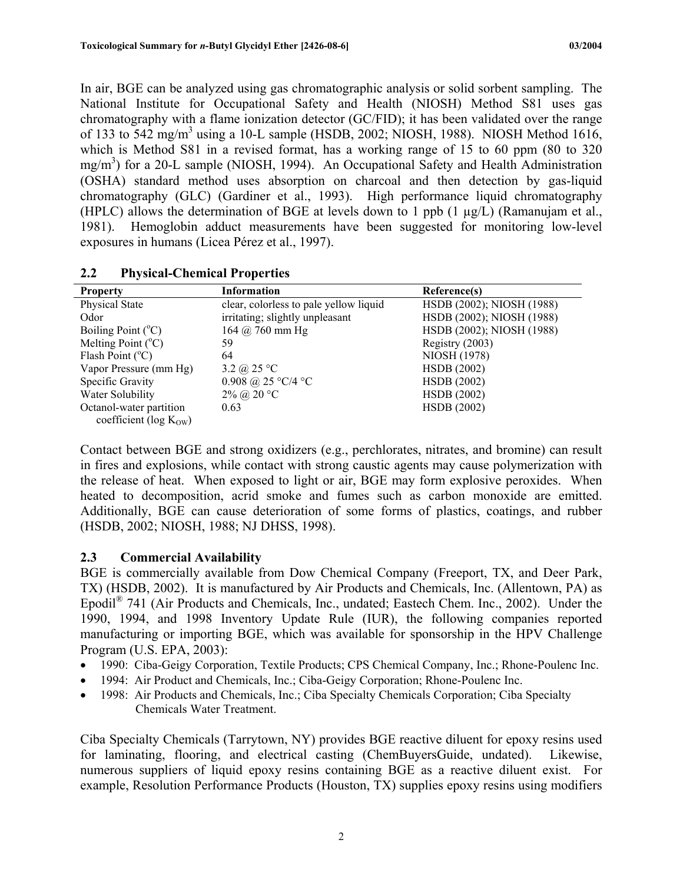In air, BGE can be analyzed using gas chromatographic analysis or solid sorbent sampling. The National Institute for Occupational Safety and Health (NIOSH) Method S81 uses gas chromatography with a flame ionization detector (GC/FID); it has been validated over the range of 133 to 542 mg/m$^3$ using a 10-L sample (HSDB, 2002; NIOSH, 1988). NIOSH Method 1616, which is Method S81 in a revised format, has a working range of 15 to 60 ppm (80 to 320 mg/m$^3$) for a 20-L sample (NIOSH, 1994). An Occupational Safety and Health Administration (OSHA) standard method uses absorption on charcoal and then detection by gas-liquid chromatography (GLC) (Gardiner et al., 1993). High performance liquid chromatography (HPLC) allows the determination of BGE at levels down to 1 ppb (1 µg/L) (Ramanujam et al., 1981). Hemoglobin adduct measurements have been suggested for monitoring low-level exposures in humans (Licea Pérez et al., 1997).

## 2.2 Physical-Chemical Properties

| Property | Information | Reference(s) |
|---|---|---|
| Physical State | clear, colorless to pale yellow liquid | HSDB (2002); NIOSH (1988) |
| Odor | irritating; slightly unpleasant | HSDB (2002); NIOSH (1988) |
| Boiling Point (°C) | 164 @ 760 mm Hg | HSDB (2002); NIOSH (1988) |
| Melting Point (°C) | 59 | Registry (2003) |
| Flash Point (°C) | 64 | NIOSH (1978) |
| Vapor Pressure (mm Hg) | 3.2 @ 25 °C | HSDB (2002) |
| Specific Gravity | 0.908 @ 25 °C/4 °C | HSDB (2002) |
| Water Solubility | 2% @ 20 °C | HSDB (2002) |
| Octanol-water partition coefficient (log $K_{OW}$) | 0.63 | HSDB (2002) |

Contact between BGE and strong oxidizers (e.g., perchlorates, nitrates, and bromine) can result in fires and explosions, while contact with strong caustic agents may cause polymerization with the release of heat. When exposed to light or air, BGE may form explosive peroxides. When heated to decomposition, acrid smoke and fumes such as carbon monoxide are emitted. Additionally, BGE can cause deterioration of some forms of plastics, coatings, and rubber (HSDB, 2002; NIOSH, 1988; NJ DHSS, 1998).

## 2.3 Commercial Availability

BGE is commercially available from Dow Chemical Company (Freeport, TX, and Deer Park, TX) (HSDB, 2002). It is manufactured by Air Products and Chemicals, Inc. (Allentown, PA) as Epodil® 741 (Air Products and Chemicals, Inc., undated; Eastech Chem. Inc., 2002). Under the 1990, 1994, and 1998 Inventory Update Rule (IUR), the following companies reported manufacturing or importing BGE, which was available for sponsorship in the HPV Challenge Program (U.S. EPA, 2003):

- 1990: Ciba-Geigy Corporation, Textile Products; CPS Chemical Company, Inc.; Rhone-Poulenc Inc.
- 1994: Air Product and Chemicals, Inc.; Ciba-Geigy Corporation; Rhone-Poulenc Inc.
- 1998: Air Products and Chemicals, Inc.; Ciba Specialty Chemicals Corporation; Ciba Specialty Chemicals Water Treatment.

Ciba Specialty Chemicals (Tarrytown, NY) provides BGE reactive diluent for epoxy resins used for laminating, flooring, and electrical casting (ChemBuyersGuide, undated). Likewise, numerous suppliers of liquid epoxy resins containing BGE as a reactive diluent exist. For example, Resolution Performance Products (Houston, TX) supplies epoxy resins using modifiers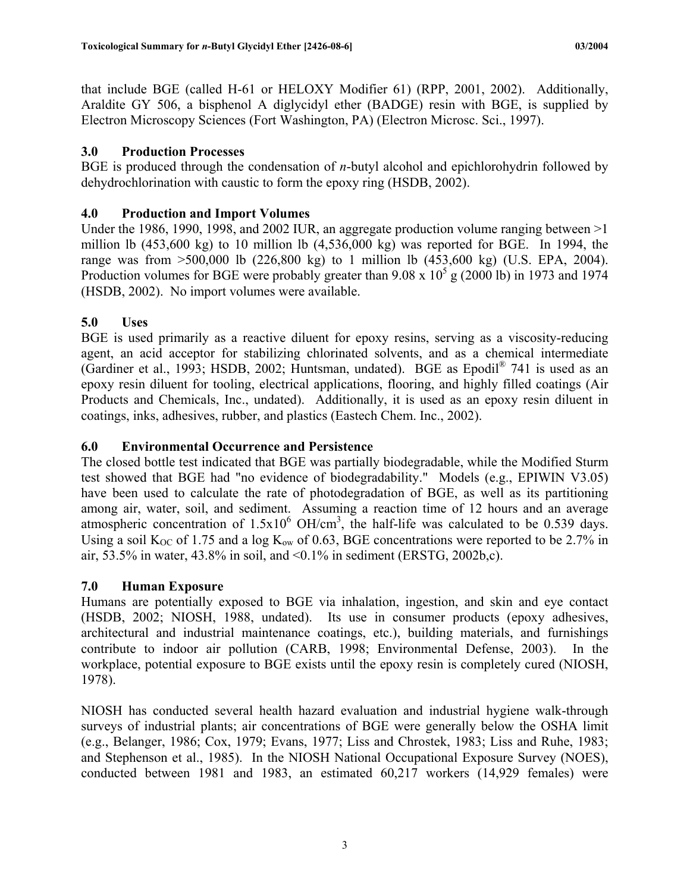that include BGE (called H-61 or HELOXY Modifier 61) (RPP, 2001, 2002). Additionally, Araldite GY 506, a bisphenol A diglycidyl ether (BADGE) resin with BGE, is supplied by Electron Microscopy Sciences (Fort Washington, PA) (Electron Microsc. Sci., 1997).

## 3.0 Production Processes

BGE is produced through the condensation of *n*-butyl alcohol and epichlorohydrin followed by dehydrochlorination with caustic to form the epoxy ring (HSDB, 2002).

## 4.0 Production and Import Volumes

Under the 1986, 1990, 1998, and 2002 IUR, an aggregate production volume ranging between >1 million lb (453,600 kg) to 10 million lb (4,536,000 kg) was reported for BGE. In 1994, the range was from >500,000 lb (226,800 kg) to 1 million lb (453,600 kg) (U.S. EPA, 2004). Production volumes for BGE were probably greater than $9.08 \times 10^5$ g (2000 lb) in 1973 and 1974 (HSDB, 2002). No import volumes were available.

## 5.0 Uses

BGE is used primarily as a reactive diluent for epoxy resins, serving as a viscosity-reducing agent, an acid acceptor for stabilizing chlorinated solvents, and as a chemical intermediate (Gardiner et al., 1993; HSDB, 2002; Huntsman, undated). BGE as Epodil® 741 is used as an epoxy resin diluent for tooling, electrical applications, flooring, and highly filled coatings (Air Products and Chemicals, Inc., undated). Additionally, it is used as an epoxy resin diluent in coatings, inks, adhesives, rubber, and plastics (Eastech Chem. Inc., 2002).

## 6.0 Environmental Occurrence and Persistence

The closed bottle test indicated that BGE was partially biodegradable, while the Modified Sturm test showed that BGE had "no evidence of biodegradability." Models (e.g., EPIWIN V3.05) have been used to calculate the rate of photodegradation of BGE, as well as its partitioning among air, water, soil, and sediment. Assuming a reaction time of 12 hours and an average atmospheric concentration of $1.5 \times 10^6$ OH/cm$^3$, the half-life was calculated to be 0.539 days. Using a soil $K_{OC}$ of 1.75 and a log $K_{ow}$ of 0.63, BGE concentrations were reported to be 2.7% in air, 53.5% in water, 43.8% in soil, and <0.1% in sediment (ERSTG, 2002b,c).

## 7.0 Human Exposure

Humans are potentially exposed to BGE via inhalation, ingestion, and skin and eye contact (HSDB, 2002; NIOSH, 1988, undated). Its use in consumer products (epoxy adhesives, architectural and industrial maintenance coatings, etc.), building materials, and furnishings contribute to indoor air pollution (CARB, 1998; Environmental Defense, 2003). In the workplace, potential exposure to BGE exists until the epoxy resin is completely cured (NIOSH, 1978).

NIOSH has conducted several health hazard evaluation and industrial hygiene walk-through surveys of industrial plants; air concentrations of BGE were generally below the OSHA limit (e.g., Belanger, 1986; Cox, 1979; Evans, 1977; Liss and Chrostek, 1983; Liss and Ruhe, 1983; and Stephenson et al., 1985). In the NIOSH National Occupational Exposure Survey (NOES), conducted between 1981 and 1983, an estimated 60,217 workers (14,929 females) were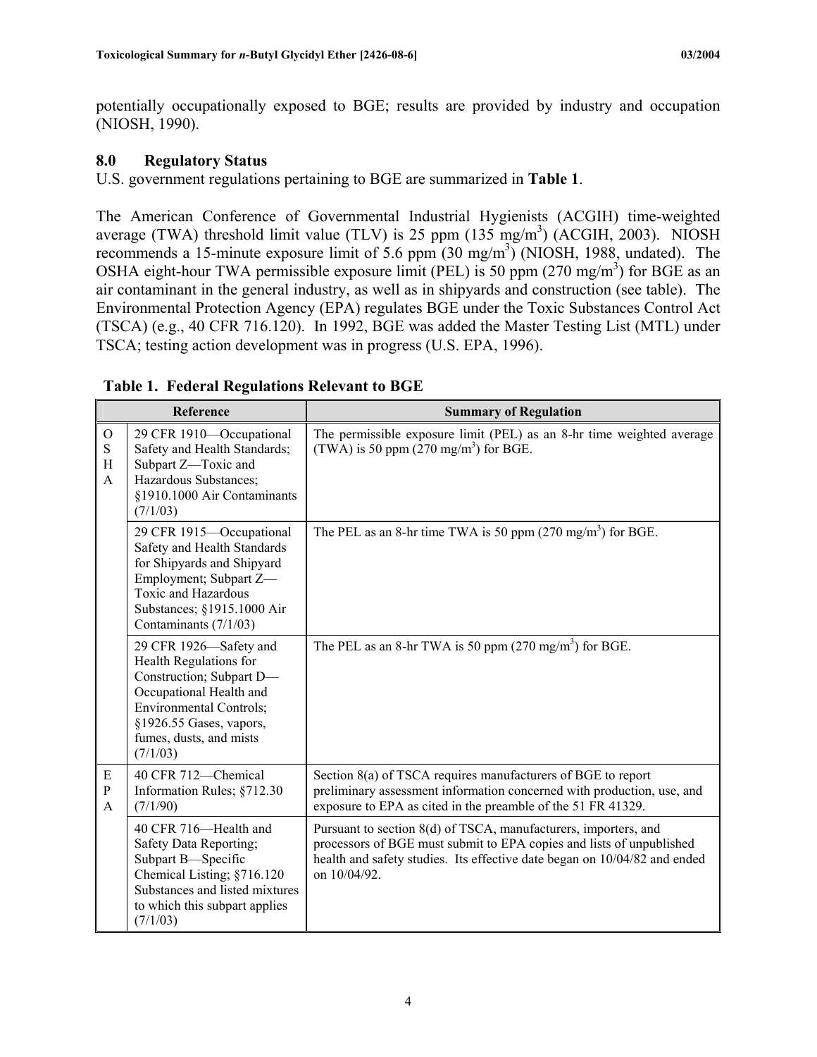potentially occupationally exposed to BGE; results are provided by industry and occupation (NIOSH, 1990).

## 8.0 Regulatory Status

U.S. government regulations pertaining to BGE are summarized in **Table 1**.

The American Conference of Governmental Industrial Hygienists (ACGIH) time-weighted average (TWA) threshold limit value (TLV) is 25 ppm (135 mg/m$^3$) (ACGIH, 2003). NIOSH recommends a 15-minute exposure limit of 5.6 ppm (30 mg/m$^3$) (NIOSH, 1988, undated). The OSHA eight-hour TWA permissible exposure limit (PEL) is 50 ppm (270 mg/m$^3$) for BGE as an air contaminant in the general industry, as well as in shipyards and construction (see table). The Environmental Protection Agency (EPA) regulates BGE under the Toxic Substances Control Act (TSCA) (e.g., 40 CFR 716.120). In 1992, BGE was added the Master Testing List (MTL) under TSCA; testing action development was in progress (U.S. EPA, 1996).

**Table 1. Federal Regulations Relevant to BGE**

| Reference | | Summary of Regulation |
|---|---|---|
| OSHA | 29 CFR 1910—Occupational Safety and Health Standards; Subpart Z—Toxic and Hazardous Substances; §1910.1000 Air Contaminants (7/1/03) | The permissible exposure limit (PEL) as an 8-hr time weighted average (TWA) is 50 ppm (270 mg/m$^3$) for BGE. |
| | 29 CFR 1915—Occupational Safety and Health Standards for Shipyards and Shipyard Employment; Subpart Z—Toxic and Hazardous Substances; §1915.1000 Air Contaminants (7/1/03) | The PEL as an 8-hr time TWA is 50 ppm (270 mg/m$^3$) for BGE. |
| | 29 CFR 1926—Safety and Health Regulations for Construction; Subpart D—Occupational Health and Environmental Controls; §1926.55 Gases, vapors, fumes, dusts, and mists (7/1/03) | The PEL as an 8-hr TWA is 50 ppm (270 mg/m$^3$) for BGE. |
| EPA | 40 CFR 712—Chemical Information Rules; §712.30 (7/1/90) | Section 8(a) of TSCA requires manufacturers of BGE to report preliminary assessment information concerned with production, use, and exposure to EPA as cited in the preamble of the 51 FR 41329. |
| | 40 CFR 716—Health and Safety Data Reporting; Subpart B—Specific Chemical Listing; §716.120 Substances and listed mixtures to which this subpart applies (7/1/03) | Pursuant to section 8(d) of TSCA, manufacturers, importers, and processors of BGE must submit to EPA copies and lists of unpublished health and safety studies. Its effective date began on 10/04/82 and ended on 10/04/92. |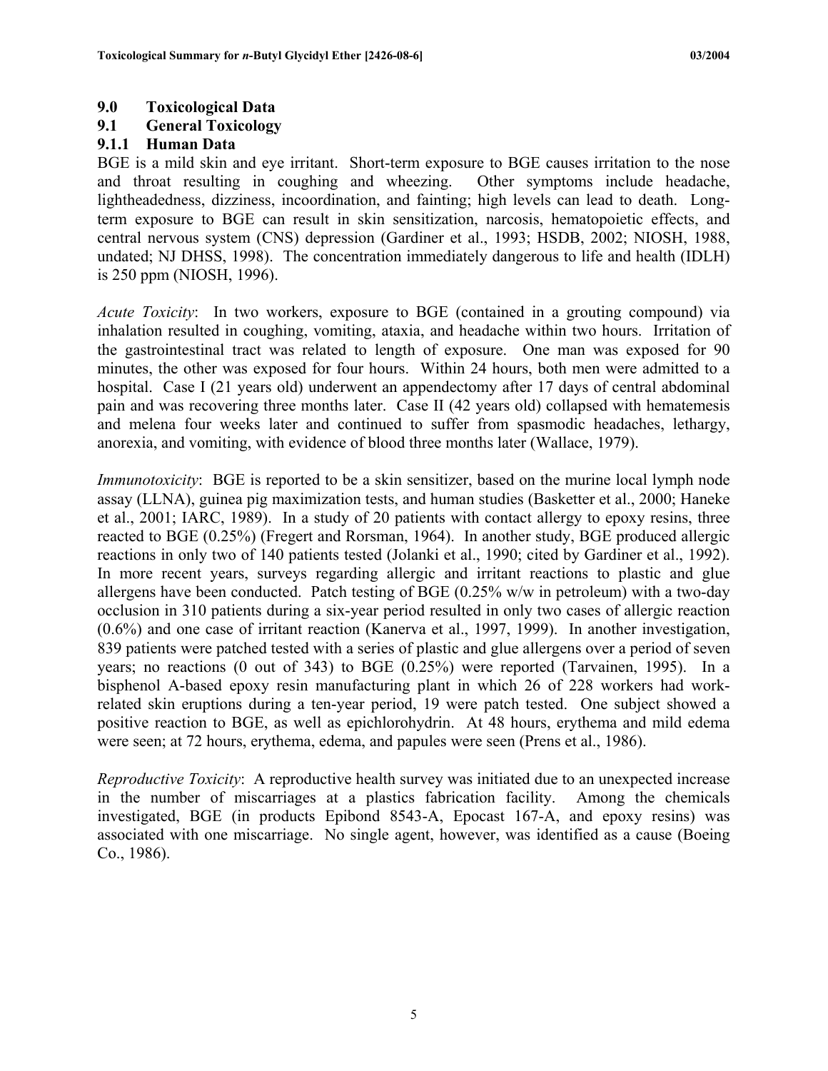## 9.0 Toxicological Data

## 9.1 General Toxicology

### 9.1.1 Human Data

BGE is a mild skin and eye irritant. Short-term exposure to BGE causes irritation to the nose and throat resulting in coughing and wheezing. Other symptoms include headache, lightheadedness, dizziness, incoordination, and fainting; high levels can lead to death. Long-term exposure to BGE can result in skin sensitization, narcosis, hematopoietic effects, and central nervous system (CNS) depression (Gardiner et al., 1993; HSDB, 2002; NIOSH, 1988, undated; NJ DHSS, 1998). The concentration immediately dangerous to life and health (IDLH) is 250 ppm (NIOSH, 1996).

*Acute Toxicity*: In two workers, exposure to BGE (contained in a grouting compound) via inhalation resulted in coughing, vomiting, ataxia, and headache within two hours. Irritation of the gastrointestinal tract was related to length of exposure. One man was exposed for 90 minutes, the other was exposed for four hours. Within 24 hours, both men were admitted to a hospital. Case I (21 years old) underwent an appendectomy after 17 days of central abdominal pain and was recovering three months later. Case II (42 years old) collapsed with hematemesis and melena four weeks later and continued to suffer from spasmodic headaches, lethargy, anorexia, and vomiting, with evidence of blood three months later (Wallace, 1979).

*Immunotoxicity*: BGE is reported to be a skin sensitizer, based on the murine local lymph node assay (LLNA), guinea pig maximization tests, and human studies (Basketter et al., 2000; Haneke et al., 2001; IARC, 1989). In a study of 20 patients with contact allergy to epoxy resins, three reacted to BGE (0.25%) (Fregert and Rorsman, 1964). In another study, BGE produced allergic reactions in only two of 140 patients tested (Jolanki et al., 1990; cited by Gardiner et al., 1992). In more recent years, surveys regarding allergic and irritant reactions to plastic and glue allergens have been conducted. Patch testing of BGE (0.25% w/w in petroleum) with a two-day occlusion in 310 patients during a six-year period resulted in only two cases of allergic reaction (0.6%) and one case of irritant reaction (Kanerva et al., 1997, 1999). In another investigation, 839 patients were patched tested with a series of plastic and glue allergens over a period of seven years; no reactions (0 out of 343) to BGE (0.25%) were reported (Tarvainen, 1995). In a bisphenol A-based epoxy resin manufacturing plant in which 26 of 228 workers had work-related skin eruptions during a ten-year period, 19 were patch tested. One subject showed a positive reaction to BGE, as well as epichlorohydrin. At 48 hours, erythema and mild edema were seen; at 72 hours, erythema, edema, and papules were seen (Prens et al., 1986).

*Reproductive Toxicity*: A reproductive health survey was initiated due to an unexpected increase in the number of miscarriages at a plastics fabrication facility. Among the chemicals investigated, BGE (in products Epibond 8543-A, Epocast 167-A, and epoxy resins) was associated with one miscarriage. No single agent, however, was identified as a cause (Boeing Co., 1986).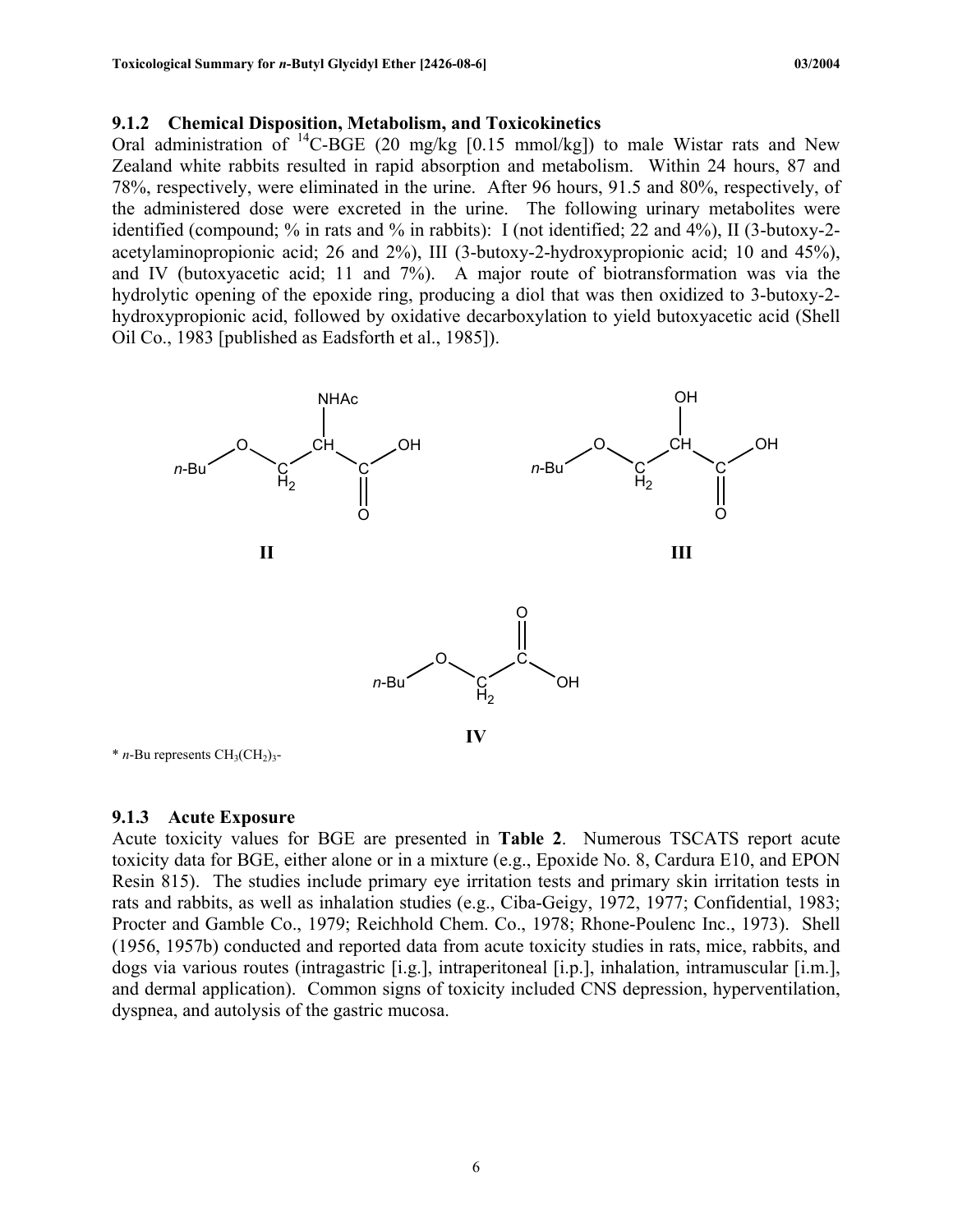### 9.1.2 Chemical Disposition, Metabolism, and Toxicokinetics

Oral administration of $^{14}$C-BGE (20 mg/kg [0.15 mmol/kg]) to male Wistar rats and New Zealand white rabbits resulted in rapid absorption and metabolism. Within 24 hours, 87 and 78%, respectively, were eliminated in the urine. After 96 hours, 91.5 and 80%, respectively, of the administered dose were excreted in the urine. The following urinary metabolites were identified (compound; % in rats and % in rabbits): I (not identified; 22 and 4%), II (3-butoxy-2-acetylaminopropionic acid; 26 and 2%), III (3-butoxy-2-hydroxypropionic acid; 10 and 45%), and IV (butoxyacetic acid; 11 and 7%). A major route of biotransformation was via the hydrolytic opening of the epoxide ring, producing a diol that was then oxidized to 3-butoxy-2-hydroxypropionic acid, followed by oxidative decarboxylation to yield butoxyacetic acid (Shell Oil Co., 1983 [published as Eadsforth et al., 1985]).

**II**: *n*-Bu–O–$CH_2$–CH(NHAc)–C(=O)–OH

**III**: *n*-Bu–O–$CH_2$–CH(OH)–C(=O)–OH

**IV**: *n*-Bu–O–$CH_2$–C(=O)–OH

\* *n*-Bu represents $CH_3(CH_2)_3$-

### 9.1.3 Acute Exposure

Acute toxicity values for BGE are presented in **Table 2**. Numerous TSCATS report acute toxicity data for BGE, either alone or in a mixture (e.g., Epoxide No. 8, Cardura E10, and EPON Resin 815). The studies include primary eye irritation tests and primary skin irritation tests in rats and rabbits, as well as inhalation studies (e.g., Ciba-Geigy, 1972, 1977; Confidential, 1983; Procter and Gamble Co., 1979; Reichhold Chem. Co., 1978; Rhone-Poulenc Inc., 1973). Shell (1956, 1957b) conducted and reported data from acute toxicity studies in rats, mice, rabbits, and dogs via various routes (intragastric [i.g.], intraperitoneal [i.p.], inhalation, intramuscular [i.m.], and dermal application). Common signs of toxicity included CNS depression, hyperventilation, dyspnea, and autolysis of the gastric mucosa.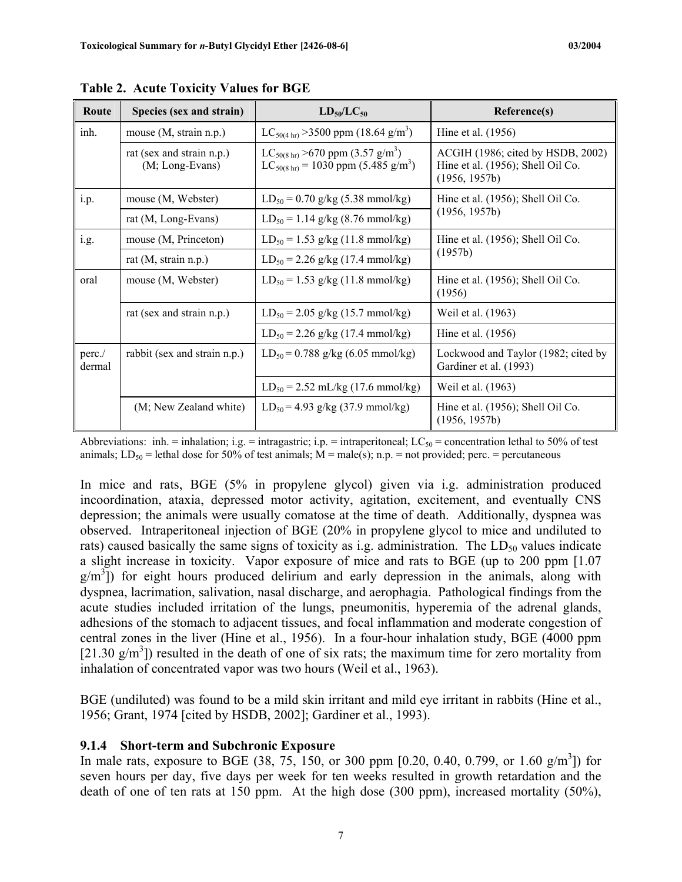**Table 2. Acute Toxicity Values for BGE**

| Route | Species (sex and strain) | $LD_{50}/LC_{50}$ | Reference(s) |
|---|---|---|---|
| inh. | mouse (M, strain n.p.) | $LC_{50(4\ hr)}$ >3500 ppm (18.64 g/m$^3$) | Hine et al. (1956) |
| | rat (sex and strain n.p.)<br>(M; Long-Evans) | $LC_{50(8\ hr)}$ >670 ppm (3.57 g/m$^3$)<br>$LC_{50(8\ hr)}$ = 1030 ppm (5.485 g/m$^3$) | ACGIH (1986; cited by HSDB, 2002)<br>Hine et al. (1956); Shell Oil Co. (1956, 1957b) |
| i.p. | mouse (M, Webster) | $LD_{50}$ = 0.70 g/kg (5.38 mmol/kg) | Hine et al. (1956); Shell Oil Co. (1956, 1957b) |
| | rat (M, Long-Evans) | $LD_{50}$ = 1.14 g/kg (8.76 mmol/kg) | |
| i.g. | mouse (M, Princeton) | $LD_{50}$ = 1.53 g/kg (11.8 mmol/kg) | Hine et al. (1956); Shell Oil Co. (1957b) |
| | rat (M, strain n.p.) | $LD_{50}$ = 2.26 g/kg (17.4 mmol/kg) | |
| oral | mouse (M, Webster) | $LD_{50}$ = 1.53 g/kg (11.8 mmol/kg) | Hine et al. (1956); Shell Oil Co. (1956) |
| | rat (sex and strain n.p.) | $LD_{50}$ = 2.05 g/kg (15.7 mmol/kg) | Weil et al. (1963) |
| | | $LD_{50}$ = 2.26 g/kg (17.4 mmol/kg) | Hine et al. (1956) |
| perc./ dermal | rabbit (sex and strain n.p.) | $LD_{50}$ = 0.788 g/kg (6.05 mmol/kg) | Lockwood and Taylor (1982; cited by Gardiner et al. (1993) |
| | | $LD_{50}$ = 2.52 mL/kg (17.6 mmol/kg) | Weil et al. (1963) |
| | (M; New Zealand white) | $LD_{50}$ = 4.93 g/kg (37.9 mmol/kg) | Hine et al. (1956); Shell Oil Co. (1956, 1957b) |

Abbreviations: inh. = inhalation; i.g. = intragastric; i.p. = intraperitoneal; $LC_{50}$ = concentration lethal to 50% of test animals; $LD_{50}$ = lethal dose for 50% of test animals; M = male(s); n.p. = not provided; perc. = percutaneous

In mice and rats, BGE (5% in propylene glycol) given via i.g. administration produced incoordination, ataxia, depressed motor activity, agitation, excitement, and eventually CNS depression; the animals were usually comatose at the time of death. Additionally, dyspnea was observed. Intraperitoneal injection of BGE (20% in propylene glycol to mice and undiluted to rats) caused basically the same signs of toxicity as i.g. administration. The $LD_{50}$ values indicate a slight increase in toxicity. Vapor exposure of mice and rats to BGE (up to 200 ppm [1.07 g/m$^3$]) for eight hours produced delirium and early depression in the animals, along with dyspnea, lacrimation, salivation, nasal discharge, and aerophagia. Pathological findings from the acute studies included irritation of the lungs, pneumonitis, hyperemia of the adrenal glands, adhesions of the stomach to adjacent tissues, and focal inflammation and moderate congestion of central zones in the liver (Hine et al., 1956). In a four-hour inhalation study, BGE (4000 ppm [21.30 g/m$^3$]) resulted in the death of one of six rats; the maximum time for zero mortality from inhalation of concentrated vapor was two hours (Weil et al., 1963).

BGE (undiluted) was found to be a mild skin irritant and mild eye irritant in rabbits (Hine et al., 1956; Grant, 1974 [cited by HSDB, 2002]; Gardiner et al., 1993).

### 9.1.4 Short-term and Subchronic Exposure

In male rats, exposure to BGE (38, 75, 150, or 300 ppm [0.20, 0.40, 0.799, or 1.60 g/m$^3$]) for seven hours per day, five days per week for ten weeks resulted in growth retardation and the death of one of ten rats at 150 ppm. At the high dose (300 ppm), increased mortality (50%),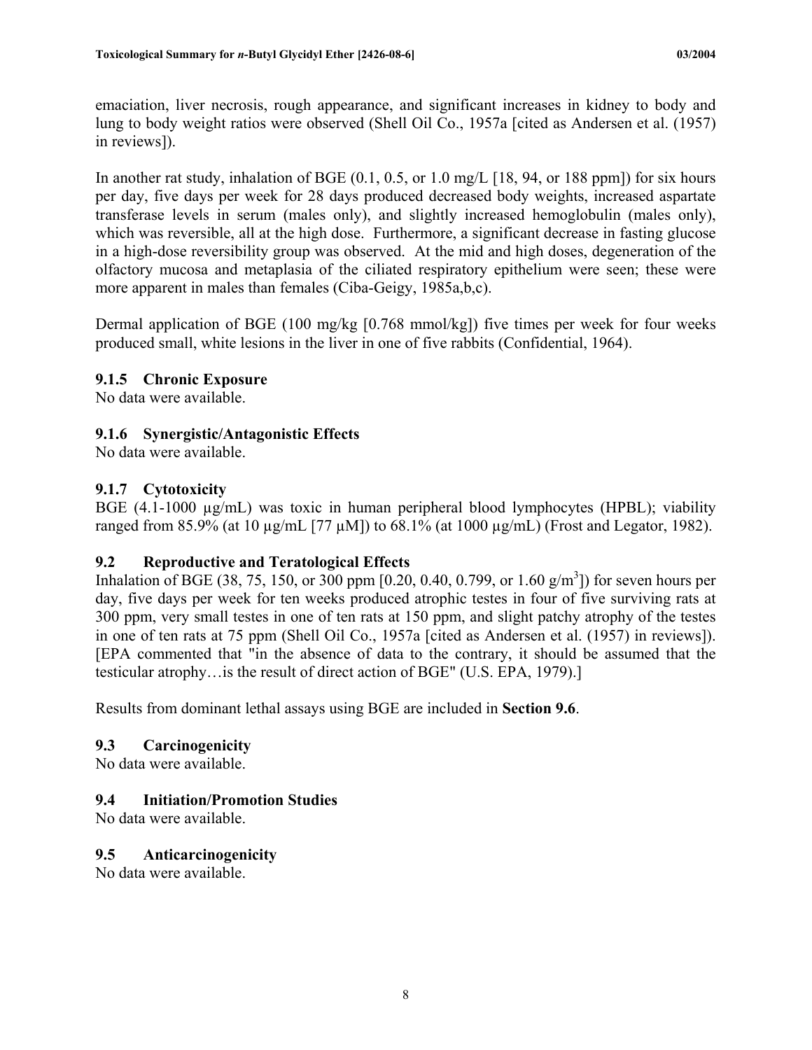emaciation, liver necrosis, rough appearance, and significant increases in kidney to body and lung to body weight ratios were observed (Shell Oil Co., 1957a [cited as Andersen et al. (1957) in reviews]).

In another rat study, inhalation of BGE (0.1, 0.5, or 1.0 mg/L [18, 94, or 188 ppm]) for six hours per day, five days per week for 28 days produced decreased body weights, increased aspartate transferase levels in serum (males only), and slightly increased hemoglobulin (males only), which was reversible, all at the high dose. Furthermore, a significant decrease in fasting glucose in a high-dose reversibility group was observed. At the mid and high doses, degeneration of the olfactory mucosa and metaplasia of the ciliated respiratory epithelium were seen; these were more apparent in males than females (Ciba-Geigy, 1985a,b,c).

Dermal application of BGE (100 mg/kg [0.768 mmol/kg]) five times per week for four weeks produced small, white lesions in the liver in one of five rabbits (Confidential, 1964).

### 9.1.5 Chronic Exposure

No data were available.

### 9.1.6 Synergistic/Antagonistic Effects

No data were available.

### 9.1.7 Cytotoxicity

BGE (4.1-1000 µg/mL) was toxic in human peripheral blood lymphocytes (HPBL); viability ranged from 85.9% (at 10 µg/mL [77 µM]) to 68.1% (at 1000 µg/mL) (Frost and Legator, 1982).

## 9.2 Reproductive and Teratological Effects

Inhalation of BGE (38, 75, 150, or 300 ppm [0.20, 0.40, 0.799, or 1.60 g/m$^3$]) for seven hours per day, five days per week for ten weeks produced atrophic testes in four of five surviving rats at 300 ppm, very small testes in one of ten rats at 150 ppm, and slight patchy atrophy of the testes in one of ten rats at 75 ppm (Shell Oil Co., 1957a [cited as Andersen et al. (1957) in reviews]). [EPA commented that "in the absence of data to the contrary, it should be assumed that the testicular atrophy…is the result of direct action of BGE" (U.S. EPA, 1979).]

Results from dominant lethal assays using BGE are included in **Section 9.6**.

## 9.3 Carcinogenicity

No data were available.

## 9.4 Initiation/Promotion Studies

No data were available.

## 9.5 Anticarcinogenicity

No data were available.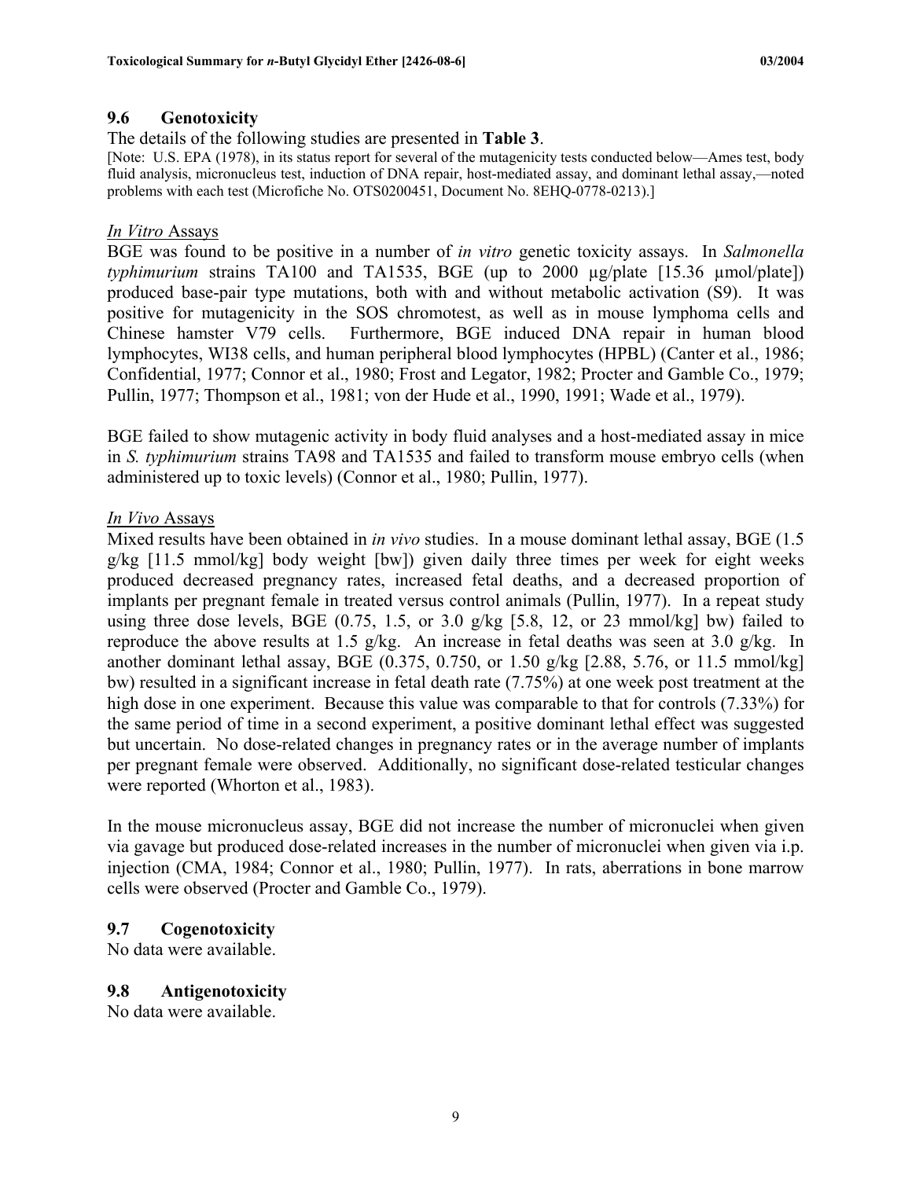## 9.6 Genotoxicity

The details of the following studies are presented in **Table 3**.

[Note: U.S. EPA (1978), in its status report for several of the mutagenicity tests conducted below—Ames test, body fluid analysis, micronucleus test, induction of DNA repair, host-mediated assay, and dominant lethal assay,—noted problems with each test (Microfiche No. OTS0200451, Document No. 8EHQ-0778-0213).]

*In Vitro* Assays

BGE was found to be positive in a number of *in vitro* genetic toxicity assays. In *Salmonella typhimurium* strains TA100 and TA1535, BGE (up to 2000 µg/plate [15.36 µmol/plate]) produced base-pair type mutations, both with and without metabolic activation (S9). It was positive for mutagenicity in the SOS chromotest, as well as in mouse lymphoma cells and Chinese hamster V79 cells. Furthermore, BGE induced DNA repair in human blood lymphocytes, WI38 cells, and human peripheral blood lymphocytes (HPBL) (Canter et al., 1986; Confidential, 1977; Connor et al., 1980; Frost and Legator, 1982; Procter and Gamble Co., 1979; Pullin, 1977; Thompson et al., 1981; von der Hude et al., 1990, 1991; Wade et al., 1979).

BGE failed to show mutagenic activity in body fluid analyses and a host-mediated assay in mice in *S. typhimurium* strains TA98 and TA1535 and failed to transform mouse embryo cells (when administered up to toxic levels) (Connor et al., 1980; Pullin, 1977).

*In Vivo* Assays

Mixed results have been obtained in *in vivo* studies. In a mouse dominant lethal assay, BGE (1.5 g/kg [11.5 mmol/kg] body weight [bw]) given daily three times per week for eight weeks produced decreased pregnancy rates, increased fetal deaths, and a decreased proportion of implants per pregnant female in treated versus control animals (Pullin, 1977). In a repeat study using three dose levels, BGE (0.75, 1.5, or 3.0 g/kg [5.8, 12, or 23 mmol/kg] bw) failed to reproduce the above results at 1.5 g/kg. An increase in fetal deaths was seen at 3.0 g/kg. In another dominant lethal assay, BGE (0.375, 0.750, or 1.50 g/kg [2.88, 5.76, or 11.5 mmol/kg] bw) resulted in a significant increase in fetal death rate (7.75%) at one week post treatment at the high dose in one experiment. Because this value was comparable to that for controls (7.33%) for the same period of time in a second experiment, a positive dominant lethal effect was suggested but uncertain. No dose-related changes in pregnancy rates or in the average number of implants per pregnant female were observed. Additionally, no significant dose-related testicular changes were reported (Whorton et al., 1983).

In the mouse micronucleus assay, BGE did not increase the number of micronuclei when given via gavage but produced dose-related increases in the number of micronuclei when given via i.p. injection (CMA, 1984; Connor et al., 1980; Pullin, 1977). In rats, aberrations in bone marrow cells were observed (Procter and Gamble Co., 1979).

## 9.7 Cogenotoxicity

No data were available.

## 9.8 Antigenotoxicity

No data were available.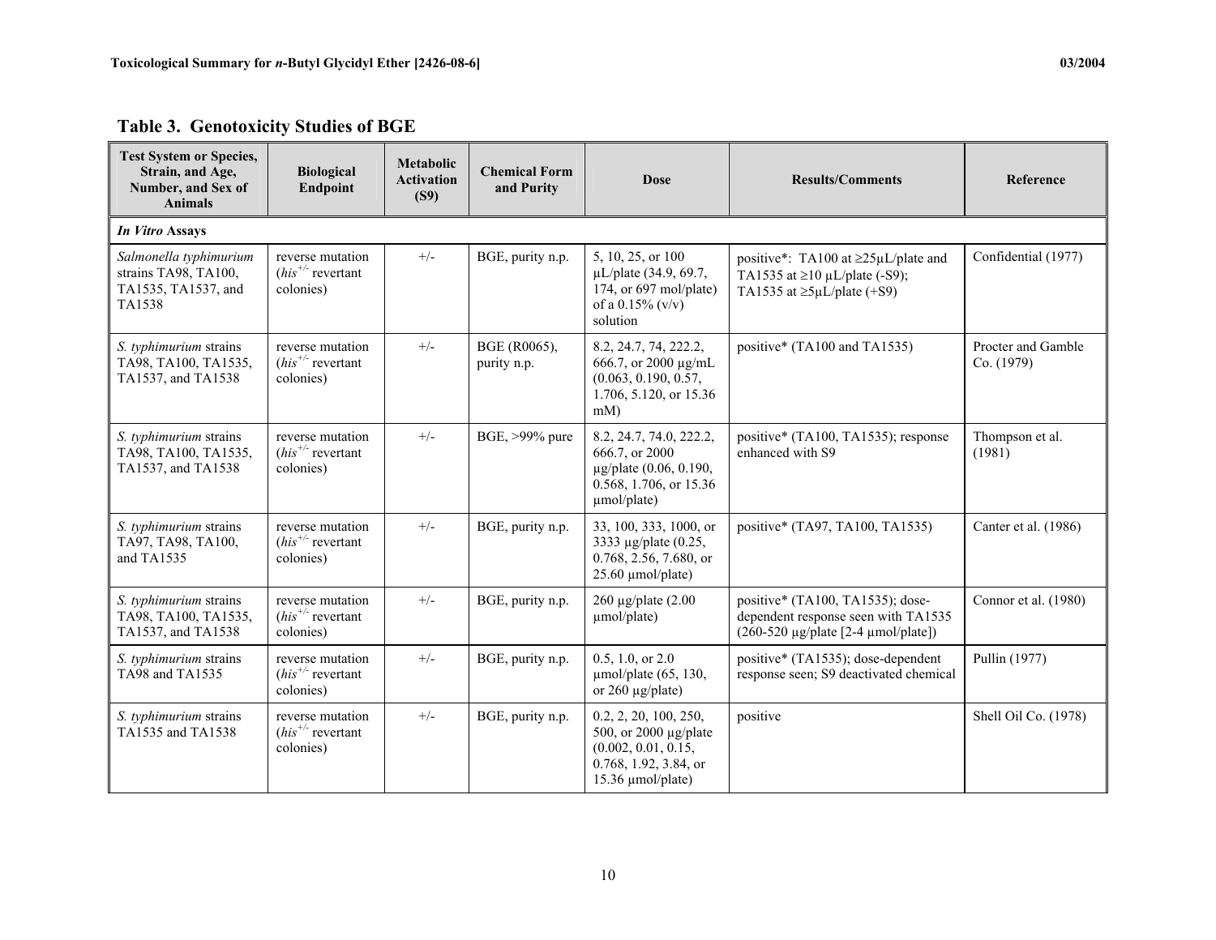## Table 3. Genotoxicity Studies of BGE

| Test System or Species, Strain, and Age, Number, and Sex of Animals | Biological Endpoint | Metabolic Activation (S9) | Chemical Form and Purity | Dose | Results/Comments | Reference |
|---|---|---|---|---|---|---|
| ***In Vitro* Assays** | | | | | | |
| *Salmonella typhimurium* strains TA98, TA100, TA1535, TA1537, and TA1538 | reverse mutation (*his*$^{+/-}$ revertant colonies) | +/- | BGE, purity n.p. | 5, 10, 25, or 100 µL/plate (34.9, 69.7, 174, or 697 mol/plate) of a 0.15% (v/v) solution | positive*: TA100 at ≥25µL/plate and TA1535 at ≥10 µL/plate (-S9); TA1535 at ≥5µL/plate (+S9) | Confidential (1977) |
| *S. typhimurium* strains TA98, TA100, TA1535, TA1537, and TA1538 | reverse mutation (*his*$^{+/-}$ revertant colonies) | +/- | BGE (R0065), purity n.p. | 8.2, 24.7, 74, 222.2, 666.7, or 2000 µg/mL (0.063, 0.190, 0.57, 1.706, 5.120, or 15.36 mM) | positive* (TA100 and TA1535) | Procter and Gamble Co. (1979) |
| *S. typhimurium* strains TA98, TA100, TA1535, TA1537, and TA1538 | reverse mutation (*his*$^{+/-}$ revertant colonies) | +/- | BGE, >99% pure | 8.2, 24.7, 74.0, 222.2, 666.7, or 2000 µg/plate (0.06, 0.190, 0.568, 1.706, or 15.36 µmol/plate) | positive* (TA100, TA1535); response enhanced with S9 | Thompson et al. (1981) |
| *S. typhimurium* strains TA97, TA98, TA100, and TA1535 | reverse mutation (*his*$^{+/-}$ revertant colonies) | +/- | BGE, purity n.p. | 33, 100, 333, 1000, or 3333 µg/plate (0.25, 0.768, 2.56, 7.680, or 25.60 µmol/plate) | positive* (TA97, TA100, TA1535) | Canter et al. (1986) |
| *S. typhimurium* strains TA98, TA100, TA1535, TA1537, and TA1538 | reverse mutation (*his*$^{+/-}$ revertant colonies) | +/- | BGE, purity n.p. | 260 µg/plate (2.00 µmol/plate) | positive* (TA100, TA1535); dose-dependent response seen with TA1535 (260-520 µg/plate [2-4 µmol/plate]) | Connor et al. (1980) |
| *S. typhimurium* strains TA98 and TA1535 | reverse mutation (*his*$^{+/-}$ revertant colonies) | +/- | BGE, purity n.p. | 0.5, 1.0, or 2.0 µmol/plate (65, 130, or 260 µg/plate) | positive* (TA1535); dose-dependent response seen; S9 deactivated chemical | Pullin (1977) |
| *S. typhimurium* strains TA1535 and TA1538 | reverse mutation (*his*$^{+/-}$ revertant colonies) | +/- | BGE, purity n.p. | 0.2, 2, 20, 100, 250, 500, or 2000 µg/plate (0.002, 0.01, 0.15, 0.768, 1.92, 3.84, or 15.36 µmol/plate) | positive | Shell Oil Co. (1978) |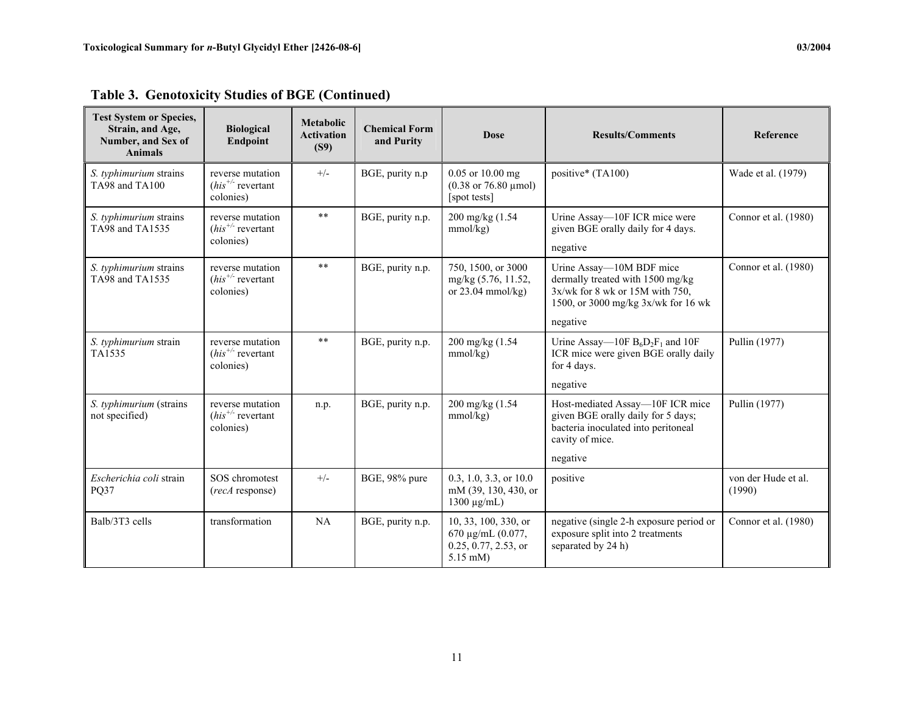## Table 3. Genotoxicity Studies of BGE (Continued)

| Test System or Species, Strain, and Age, Number, and Sex of Animals | Biological Endpoint | Metabolic Activation (S9) | Chemical Form and Purity | Dose | Results/Comments | Reference |
|---|---|---|---|---|---|---|
| *S. typhimurium* strains TA98 and TA100 | reverse mutation (*his*$^{+/-}$ revertant colonies) | +/- | BGE, purity n.p | 0.05 or 10.00 mg (0.38 or 76.80 µmol) [spot tests] | positive* (TA100) | Wade et al. (1979) |
| *S. typhimurium* strains TA98 and TA1535 | reverse mutation (*his*$^{+/-}$ revertant colonies) | ** | BGE, purity n.p. | 200 mg/kg (1.54 mmol/kg) | Urine Assay—10F ICR mice were given BGE orally daily for 4 days. negative | Connor et al. (1980) |
| *S. typhimurium* strains TA98 and TA1535 | reverse mutation (*his*$^{+/-}$ revertant colonies) | ** | BGE, purity n.p. | 750, 1500, or 3000 mg/kg (5.76, 11.52, or 23.04 mmol/kg) | Urine Assay—10M BDF mice dermally treated with 1500 mg/kg 3x/wk for 8 wk or 15M with 750, 1500, or 3000 mg/kg 3x/wk for 16 wk negative | Connor et al. (1980) |
| *S. typhimurium* strain TA1535 | reverse mutation (*his*$^{+/-}$ revertant colonies) | ** | BGE, purity n.p. | 200 mg/kg (1.54 mmol/kg) | Urine Assay—10F $B_6D_2F_1$ and 10F ICR mice were given BGE orally daily for 4 days. negative | Pullin (1977) |
| *S. typhimurium* (strains not specified) | reverse mutation (*his*$^{+/-}$ revertant colonies) | n.p. | BGE, purity n.p. | 200 mg/kg (1.54 mmol/kg) | Host-mediated Assay—10F ICR mice given BGE orally daily for 5 days; bacteria inoculated into peritoneal cavity of mice. negative | Pullin (1977) |
| *Escherichia coli* strain PQ37 | SOS chromotest (*recA* response) | +/- | BGE, 98% pure | 0.3, 1.0, 3.3, or 10.0 mM (39, 130, 430, or 1300 µg/mL) | positive | von der Hude et al. (1990) |
| Balb/3T3 cells | transformation | NA | BGE, purity n.p. | 10, 33, 100, 330, or 670 µg/mL (0.077, 0.25, 0.77, 2.53, or 5.15 mM) | negative (single 2-h exposure period or exposure split into 2 treatments separated by 24 h) | Connor et al. (1980) |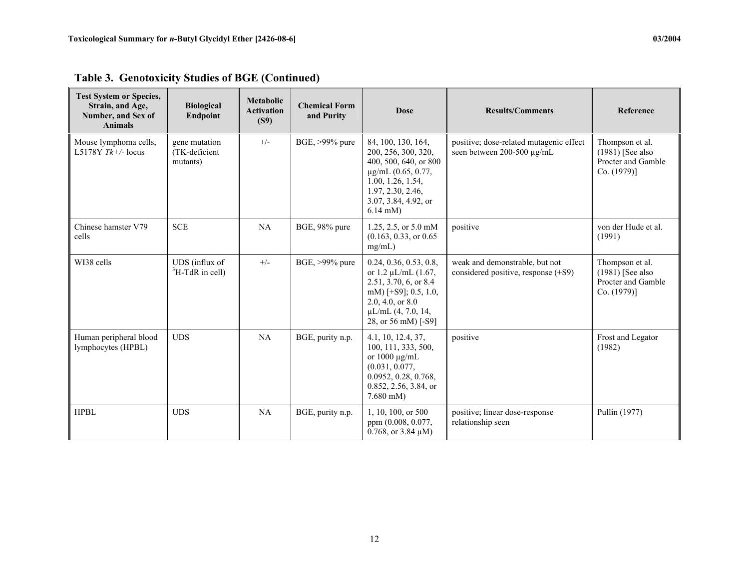## Table 3. Genotoxicity Studies of BGE (Continued)

| Test System or Species, Strain, and Age, Number, and Sex of Animals | Biological Endpoint | Metabolic Activation (S9) | Chemical Form and Purity | Dose | Results/Comments | Reference |
|---|---|---|---|---|---|---|
| Mouse lymphoma cells, L5178Y *Tk+/-* locus | gene mutation (TK-deficient mutants) | +/- | BGE, >99% pure | 84, 100, 130, 164, 200, 256, 300, 320, 400, 500, 640, or 800 µg/mL (0.65, 0.77, 1.00, 1.26, 1.54, 1.97, 2.30, 2.46, 3.07, 3.84, 4.92, or 6.14 mM) | positive; dose-related mutagenic effect seen between 200-500 µg/mL | Thompson et al. (1981) [See also Procter and Gamble Co. (1979)] |
| Chinese hamster V79 cells | SCE | NA | BGE, 98% pure | 1.25, 2.5, or 5.0 mM (0.163, 0.33, or 0.65 mg/mL) | positive | von der Hude et al. (1991) |
| WI38 cells | UDS (influx of $^{3}$H-TdR in cell) | +/- | BGE, >99% pure | 0.24, 0.36, 0.53, 0.8, or 1.2 µL/mL (1.67, 2.51, 3.70, 6, or 8.4 mM) [+S9]; 0.5, 1.0, 2.0, 4.0, or 8.0 µL/mL (4, 7.0, 14, 28, or 56 mM) [-S9] | weak and demonstrable, but not considered positive, response (+S9) | Thompson et al. (1981) [See also Procter and Gamble Co. (1979)] |
| Human peripheral blood lymphocytes (HPBL) | UDS | NA | BGE, purity n.p. | 4.1, 10, 12.4, 37, 100, 111, 333, 500, or 1000 µg/mL (0.031, 0.077, 0.0952, 0.28, 0.768, 0.852, 2.56, 3.84, or 7.680 mM) | positive | Frost and Legator (1982) |
| HPBL | UDS | NA | BGE, purity n.p. | 1, 10, 100, or 500 ppm (0.008, 0.077, 0.768, or 3.84 µM) | positive; linear dose-response relationship seen | Pullin (1977) |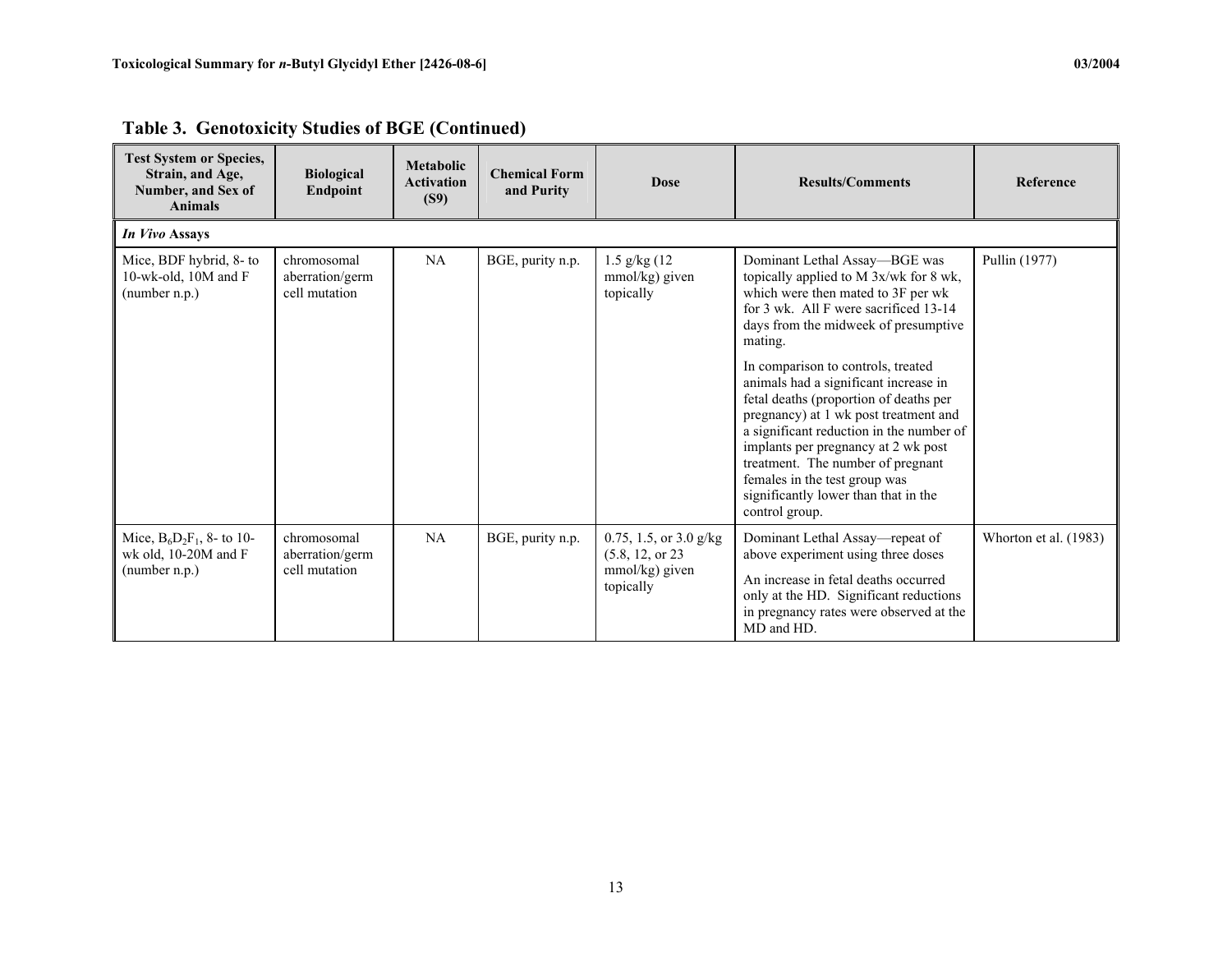## Table 3. Genotoxicity Studies of BGE (Continued)

| Test System or Species, Strain, and Age, Number, and Sex of Animals | Biological Endpoint | Metabolic Activation (S9) | Chemical Form and Purity | Dose | Results/Comments | Reference |
|---|---|---|---|---|---|---|
| ***In Vivo* Assays** | | | | | | |
| Mice, BDF hybrid, 8- to 10-wk-old, 10M and F (number n.p.) | chromosomal aberration/germ cell mutation | NA | BGE, purity n.p. | 1.5 g/kg (12 mmol/kg) given topically | Dominant Lethal Assay—BGE was topically applied to M 3x/wk for 8 wk, which were then mated to 3F per wk for 3 wk. All F were sacrificed 13-14 days from the midweek of presumptive mating.<br><br>In comparison to controls, treated animals had a significant increase in fetal deaths (proportion of deaths per pregnancy) at 1 wk post treatment and a significant reduction in the number of implants per pregnancy at 2 wk post treatment. The number of pregnant females in the test group was significantly lower than that in the control group. | Pullin (1977) |
| Mice, $B_6D_2F_1$, 8- to 10-wk old, 10-20M and F (number n.p.) | chromosomal aberration/germ cell mutation | NA | BGE, purity n.p. | 0.75, 1.5, or 3.0 g/kg (5.8, 12, or 23 mmol/kg) given topically | Dominant Lethal Assay—repeat of above experiment using three doses<br><br>An increase in fetal deaths occurred only at the HD. Significant reductions in pregnancy rates were observed at the MD and HD. | Whorton et al. (1983) |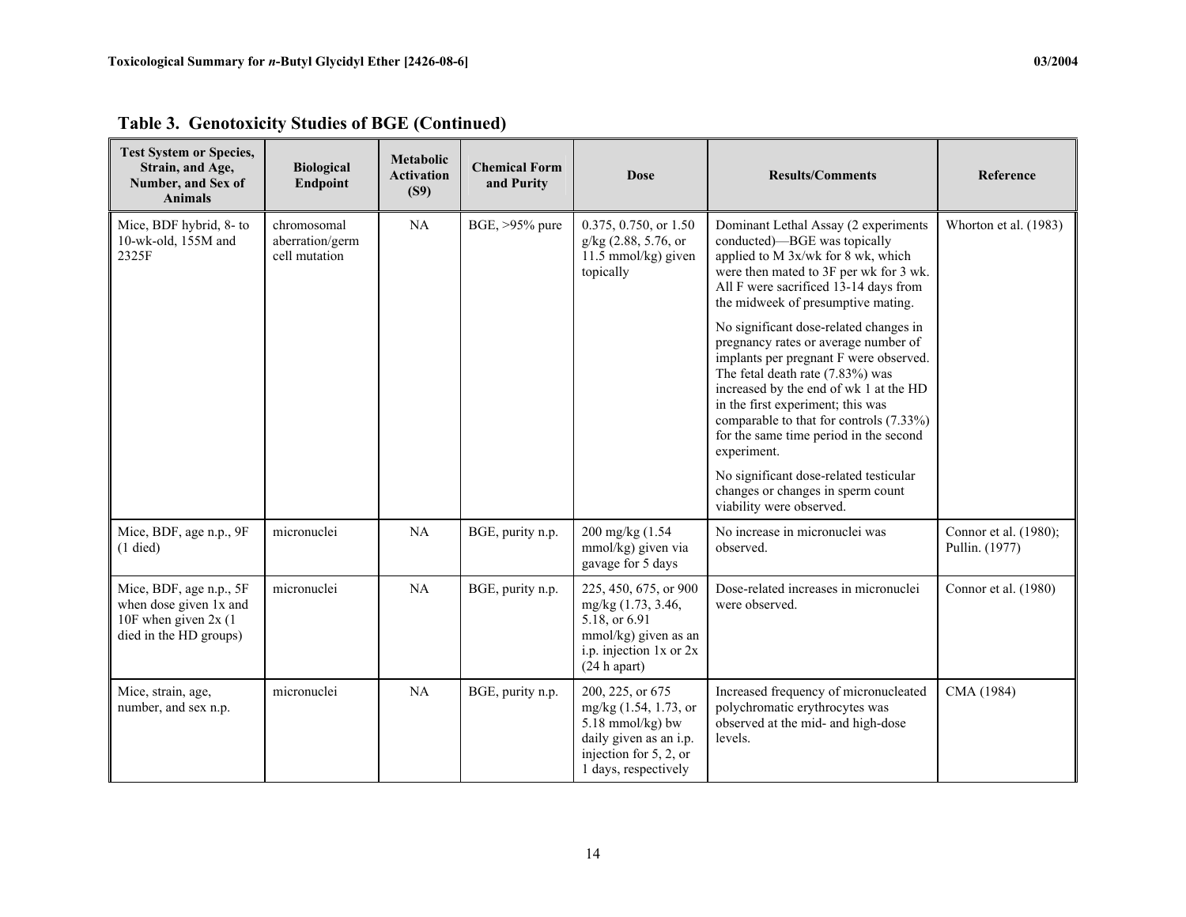## Table 3. Genotoxicity Studies of BGE (Continued)

| Test System or Species, Strain, and Age, Number, and Sex of Animals | Biological Endpoint | Metabolic Activation (S9) | Chemical Form and Purity | Dose | Results/Comments | Reference |
|---|---|---|---|---|---|---|
| Mice, BDF hybrid, 8- to 10-wk-old, 155M and 2325F | chromosomal aberration/germ cell mutation | NA | BGE, >95% pure | 0.375, 0.750, or 1.50 g/kg (2.88, 5.76, or 11.5 mmol/kg) given topically | Dominant Lethal Assay (2 experiments conducted)—BGE was topically applied to M 3x/wk for 8 wk, which were then mated to 3F per wk for 3 wk. All F were sacrificed 13-14 days from the midweek of presumptive mating.<br><br>No significant dose-related changes in pregnancy rates or average number of implants per pregnant F were observed. The fetal death rate (7.83%) was increased by the end of wk 1 at the HD in the first experiment; this was comparable to that for controls (7.33%) for the same time period in the second experiment.<br><br>No significant dose-related testicular changes or changes in sperm count viability were observed. | Whorton et al. (1983) |
| Mice, BDF, age n.p., 9F (1 died) | micronuclei | NA | BGE, purity n.p. | 200 mg/kg (1.54 mmol/kg) given via gavage for 5 days | No increase in micronuclei was observed. | Connor et al. (1980); Pullin. (1977) |
| Mice, BDF, age n.p., 5F when dose given 1x and 10F when given 2x (1 died in the HD groups) | micronuclei | NA | BGE, purity n.p. | 225, 450, 675, or 900 mg/kg (1.73, 3.46, 5.18, or 6.91 mmol/kg) given as an i.p. injection 1x or 2x (24 h apart) | Dose-related increases in micronuclei were observed. | Connor et al. (1980) |
| Mice, strain, age, number, and sex n.p. | micronuclei | NA | BGE, purity n.p. | 200, 225, or 675 mg/kg (1.54, 1.73, or 5.18 mmol/kg) bw daily given as an i.p. injection for 5, 2, or 1 days, respectively | Increased frequency of micronucleated polychromatic erythrocytes was observed at the mid- and high-dose levels. | CMA (1984) |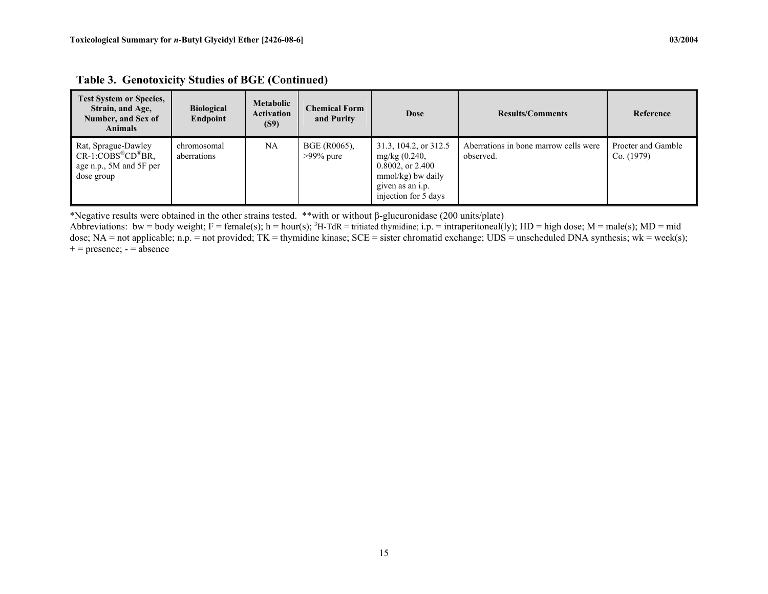**Table 3. Genotoxicity Studies of BGE (Continued)**

| Test System or Species, Strain, and Age, Number, and Sex of Animals | Biological Endpoint | Metabolic Activation (S9) | Chemical Form and Purity | Dose | Results/Comments | Reference |
|---|---|---|---|---|---|---|
| Rat, Sprague-Dawley CR-1:COBS®CD®BR, age n.p., 5M and 5F per dose group | chromosomal aberrations | NA | BGE (R0065), >99% pure | 31.3, 104.2, or 312.5 mg/kg (0.240, 0.8002, or 2.400 mmol/kg) bw daily given as an i.p. injection for 5 days | Aberrations in bone marrow cells were observed. | Procter and Gamble Co. (1979) |

*Negative results were obtained in the other strains tested. **with or without β-glucuronidase (200 units/plate)

Abbreviations: bw = body weight; F = female(s); h = hour(s); $^{3}$H-TdR = tritiated thymidine; i.p. = intraperitoneal(ly); HD = high dose; M = male(s); MD = mid dose; NA = not applicable; n.p. = not provided; TK = thymidine kinase; SCE = sister chromatid exchange; UDS = unscheduled DNA synthesis; wk = week(s); + = presence; - = absence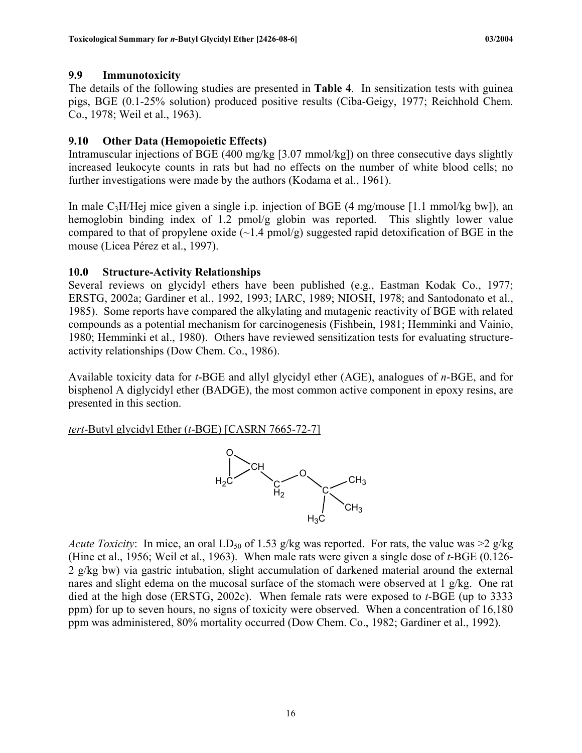### 9.9 Immunotoxicity

The details of the following studies are presented in **Table 4**. In sensitization tests with guinea pigs, BGE (0.1-25% solution) produced positive results (Ciba-Geigy, 1977; Reichhold Chem. Co., 1978; Weil et al., 1963).

### 9.10 Other Data (Hemopoietic Effects)

Intramuscular injections of BGE (400 mg/kg [3.07 mmol/kg]) on three consecutive days slightly increased leukocyte counts in rats but had no effects on the number of white blood cells; no further investigations were made by the authors (Kodama et al., 1961).

In male $C_3H$/Hej mice given a single i.p. injection of BGE (4 mg/mouse [1.1 mmol/kg bw]), an hemoglobin binding index of 1.2 pmol/g globin was reported. This slightly lower value compared to that of propylene oxide (~1.4 pmol/g) suggested rapid detoxification of BGE in the mouse (Licea Pérez et al., 1997).

## 10.0 Structure-Activity Relationships

Several reviews on glycidyl ethers have been published (e.g., Eastman Kodak Co., 1977; ERSTG, 2002a; Gardiner et al., 1992, 1993; IARC, 1989; NIOSH, 1978; and Santodonato et al., 1985). Some reports have compared the alkylating and mutagenic reactivity of BGE with related compounds as a potential mechanism for carcinogenesis (Fishbein, 1981; Hemminki and Vainio, 1980; Hemminki et al., 1980). Others have reviewed sensitization tests for evaluating structure-activity relationships (Dow Chem. Co., 1986).

Available toxicity data for *t*-BGE and allyl glycidyl ether (AGE), analogues of *n*-BGE, and for bisphenol A diglycidyl ether (BADGE), the most common active component in epoxy resins, are presented in this section.

*tert*-Butyl glycidyl Ether (*t*-BGE) [CASRN 7665-72-7]

*Acute Toxicity*: In mice, an oral $LD_{50}$ of 1.53 g/kg was reported. For rats, the value was >2 g/kg (Hine et al., 1956; Weil et al., 1963). When male rats were given a single dose of *t*-BGE (0.126-2 g/kg bw) via gastric intubation, slight accumulation of darkened material around the external nares and slight edema on the mucosal surface of the stomach were observed at 1 g/kg. One rat died at the high dose (ERSTG, 2002c). When female rats were exposed to *t*-BGE (up to 3333 ppm) for up to seven hours, no signs of toxicity were observed. When a concentration of 16,180 ppm was administered, 80% mortality occurred (Dow Chem. Co., 1982; Gardiner et al., 1992).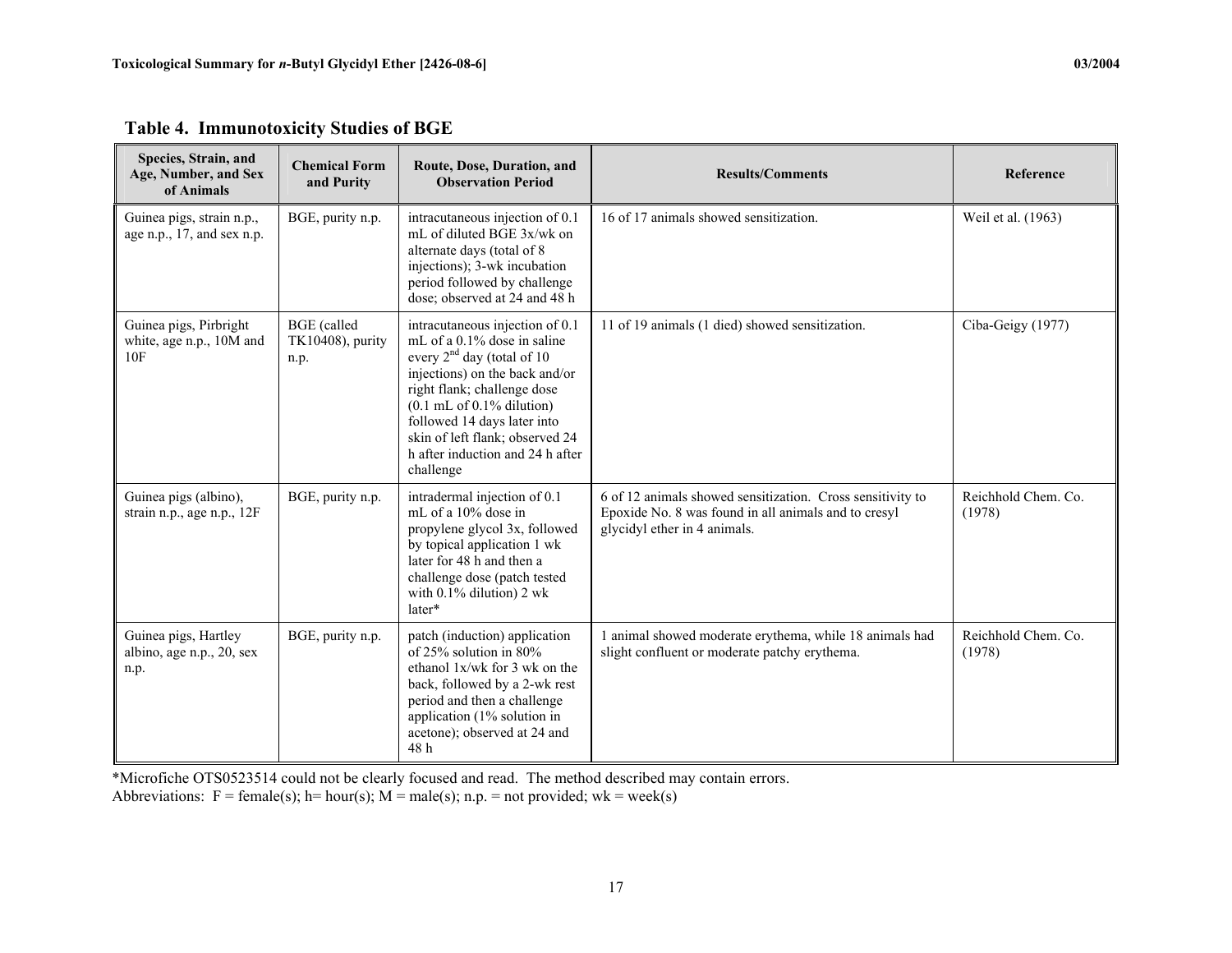## Table 4. Immunotoxicity Studies of BGE

| Species, Strain, and Age, Number, and Sex of Animals | Chemical Form and Purity | Route, Dose, Duration, and Observation Period | Results/Comments | Reference |
|---|---|---|---|---|
| Guinea pigs, strain n.p., age n.p., 17, and sex n.p. | BGE, purity n.p. | intracutaneous injection of 0.1 mL of diluted BGE 3x/wk on alternate days (total of 8 injections); 3-wk incubation period followed by challenge dose; observed at 24 and 48 h | 16 of 17 animals showed sensitization. | Weil et al. (1963) |
| Guinea pigs, Pirbright white, age n.p., 10M and 10F | BGE (called TK10408), purity n.p. | intracutaneous injection of 0.1 mL of a 0.1% dose in saline every 2nd day (total of 10 injections) on the back and/or right flank; challenge dose (0.1 mL of 0.1% dilution) followed 14 days later into skin of left flank; observed 24 h after induction and 24 h after challenge | 11 of 19 animals (1 died) showed sensitization. | Ciba-Geigy (1977) |
| Guinea pigs (albino), strain n.p., age n.p., 12F | BGE, purity n.p. | intradermal injection of 0.1 mL of a 10% dose in propylene glycol 3x, followed by topical application 1 wk later for 48 h and then a challenge dose (patch tested with 0.1% dilution) 2 wk later* | 6 of 12 animals showed sensitization. Cross sensitivity to Epoxide No. 8 was found in all animals and to cresyl glycidyl ether in 4 animals. | Reichhold Chem. Co. (1978) |
| Guinea pigs, Hartley albino, age n.p., 20, sex n.p. | BGE, purity n.p. | patch (induction) application of 25% solution in 80% ethanol 1x/wk for 3 wk on the back, followed by a 2-wk rest period and then a challenge application (1% solution in acetone); observed at 24 and 48 h | 1 animal showed moderate erythema, while 18 animals had slight confluent or moderate patchy erythema. | Reichhold Chem. Co. (1978) |

*Microfiche OTS0523514 could not be clearly focused and read. The method described may contain errors.

Abbreviations: F = female(s); h= hour(s); M = male(s); n.p. = not provided; wk = week(s)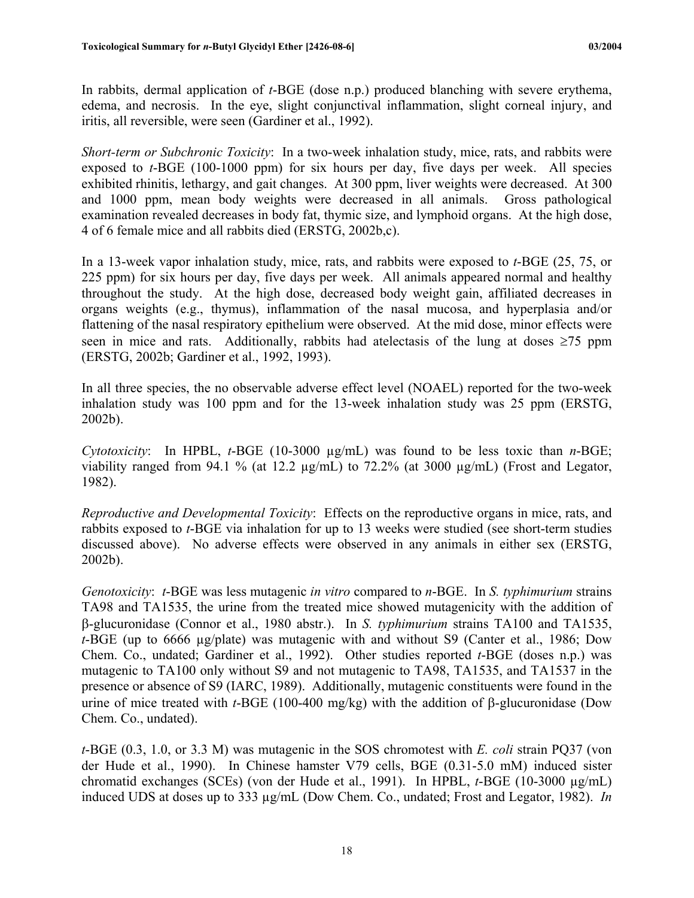In rabbits, dermal application of *t*-BGE (dose n.p.) produced blanching with severe erythema, edema, and necrosis. In the eye, slight conjunctival inflammation, slight corneal injury, and iritis, all reversible, were seen (Gardiner et al., 1992).

*Short-term or Subchronic Toxicity*: In a two-week inhalation study, mice, rats, and rabbits were exposed to *t*-BGE (100-1000 ppm) for six hours per day, five days per week. All species exhibited rhinitis, lethargy, and gait changes. At 300 ppm, liver weights were decreased. At 300 and 1000 ppm, mean body weights were decreased in all animals. Gross pathological examination revealed decreases in body fat, thymic size, and lymphoid organs. At the high dose, 4 of 6 female mice and all rabbits died (ERSTG, 2002b,c).

In a 13-week vapor inhalation study, mice, rats, and rabbits were exposed to *t*-BGE (25, 75, or 225 ppm) for six hours per day, five days per week. All animals appeared normal and healthy throughout the study. At the high dose, decreased body weight gain, affiliated decreases in organs weights (e.g., thymus), inflammation of the nasal mucosa, and hyperplasia and/or flattening of the nasal respiratory epithelium were observed. At the mid dose, minor effects were seen in mice and rats. Additionally, rabbits had atelectasis of the lung at doses ≥75 ppm (ERSTG, 2002b; Gardiner et al., 1992, 1993).

In all three species, the no observable adverse effect level (NOAEL) reported for the two-week inhalation study was 100 ppm and for the 13-week inhalation study was 25 ppm (ERSTG, 2002b).

*Cytotoxicity*: In HPBL, *t*-BGE (10-3000 µg/mL) was found to be less toxic than *n*-BGE; viability ranged from 94.1 % (at 12.2 µg/mL) to 72.2% (at 3000 µg/mL) (Frost and Legator, 1982).

*Reproductive and Developmental Toxicity*: Effects on the reproductive organs in mice, rats, and rabbits exposed to *t*-BGE via inhalation for up to 13 weeks were studied (see short-term studies discussed above). No adverse effects were observed in any animals in either sex (ERSTG, 2002b).

*Genotoxicity*: *t*-BGE was less mutagenic *in vitro* compared to *n*-BGE. In *S. typhimurium* strains TA98 and TA1535, the urine from the treated mice showed mutagenicity with the addition of β-glucuronidase (Connor et al., 1980 abstr.). In *S. typhimurium* strains TA100 and TA1535, *t*-BGE (up to 6666 µg/plate) was mutagenic with and without S9 (Canter et al., 1986; Dow Chem. Co., undated; Gardiner et al., 1992). Other studies reported *t*-BGE (doses n.p.) was mutagenic to TA100 only without S9 and not mutagenic to TA98, TA1535, and TA1537 in the presence or absence of S9 (IARC, 1989). Additionally, mutagenic constituents were found in the urine of mice treated with *t*-BGE (100-400 mg/kg) with the addition of β-glucuronidase (Dow Chem. Co., undated).

*t*-BGE (0.3, 1.0, or 3.3 M) was mutagenic in the SOS chromotest with *E. coli* strain PQ37 (von der Hude et al., 1990). In Chinese hamster V79 cells, BGE (0.31-5.0 mM) induced sister chromatid exchanges (SCEs) (von der Hude et al., 1991). In HPBL, *t*-BGE (10-3000 µg/mL) induced UDS at doses up to 333 µg/mL (Dow Chem. Co., undated; Frost and Legator, 1982). *In*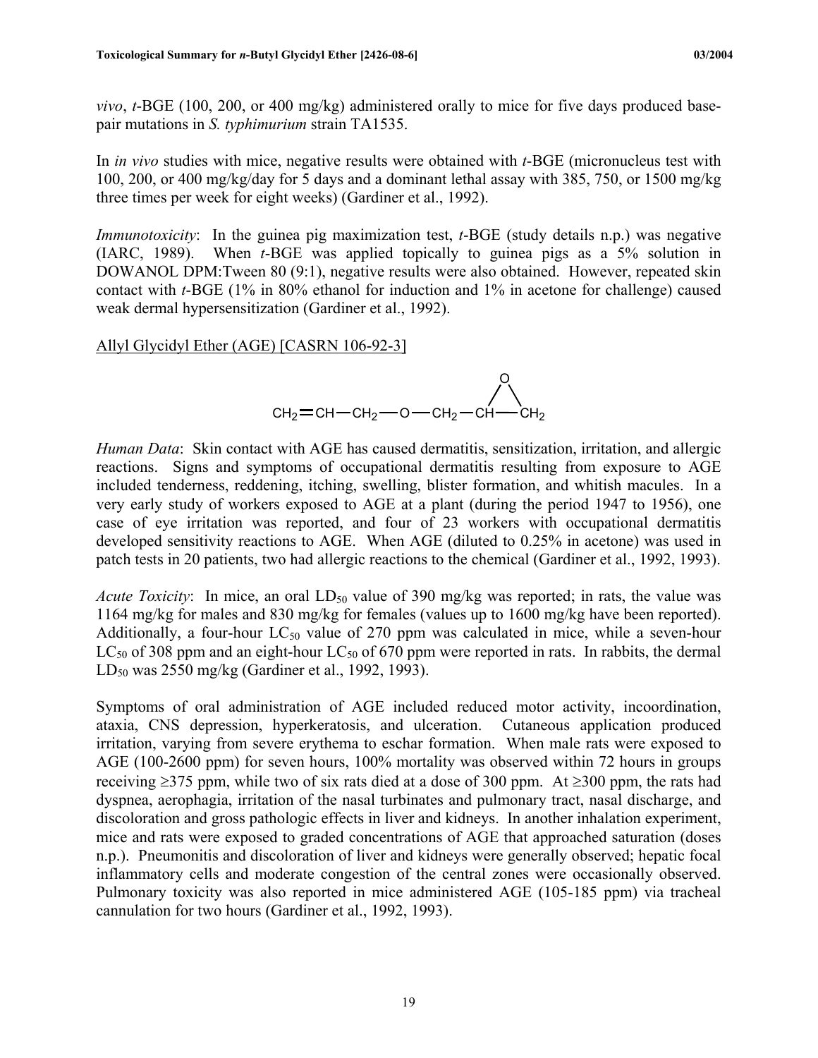*vivo*, *t*-BGE (100, 200, or 400 mg/kg) administered orally to mice for five days produced base-pair mutations in *S. typhimurium* strain TA1535.

In *in vivo* studies with mice, negative results were obtained with *t*-BGE (micronucleus test with 100, 200, or 400 mg/kg/day for 5 days and a dominant lethal assay with 385, 750, or 1500 mg/kg three times per week for eight weeks) (Gardiner et al., 1992).

*Immunotoxicity*: In the guinea pig maximization test, *t*-BGE (study details n.p.) was negative (IARC, 1989). When *t*-BGE was applied topically to guinea pigs as a 5% solution in DOWANOL DPM:Tween 80 (9:1), negative results were also obtained. However, repeated skin contact with *t*-BGE (1% in 80% ethanol for induction and 1% in acetone for challenge) caused weak dermal hypersensitization (Gardiner et al., 1992).

Allyl Glycidyl Ether (AGE) [CASRN 106-92-3]

$$CH_2{=}CH{-}CH_2{-}O{-}CH_2{-}\overset{O}{\overbrace{CH{-}CH_2}}$$

*Human Data*: Skin contact with AGE has caused dermatitis, sensitization, irritation, and allergic reactions. Signs and symptoms of occupational dermatitis resulting from exposure to AGE included tenderness, reddening, itching, swelling, blister formation, and whitish macules. In a very early study of workers exposed to AGE at a plant (during the period 1947 to 1956), one case of eye irritation was reported, and four of 23 workers with occupational dermatitis developed sensitivity reactions to AGE. When AGE (diluted to 0.25% in acetone) was used in patch tests in 20 patients, two had allergic reactions to the chemical (Gardiner et al., 1992, 1993).

*Acute Toxicity*: In mice, an oral $LD_{50}$ value of 390 mg/kg was reported; in rats, the value was 1164 mg/kg for males and 830 mg/kg for females (values up to 1600 mg/kg have been reported). Additionally, a four-hour $LC_{50}$ value of 270 ppm was calculated in mice, while a seven-hour $LC_{50}$ of 308 ppm and an eight-hour $LC_{50}$ of 670 ppm were reported in rats. In rabbits, the dermal $LD_{50}$ was 2550 mg/kg (Gardiner et al., 1992, 1993).

Symptoms of oral administration of AGE included reduced motor activity, incoordination, ataxia, CNS depression, hyperkeratosis, and ulceration. Cutaneous application produced irritation, varying from severe erythema to eschar formation. When male rats were exposed to AGE (100-2600 ppm) for seven hours, 100% mortality was observed within 72 hours in groups receiving ≥375 ppm, while two of six rats died at a dose of 300 ppm. At ≥300 ppm, the rats had dyspnea, aerophagia, irritation of the nasal turbinates and pulmonary tract, nasal discharge, and discoloration and gross pathologic effects in liver and kidneys. In another inhalation experiment, mice and rats were exposed to graded concentrations of AGE that approached saturation (doses n.p.). Pneumonitis and discoloration of liver and kidneys were generally observed; hepatic focal inflammatory cells and moderate congestion of the central zones were occasionally observed. Pulmonary toxicity was also reported in mice administered AGE (105-185 ppm) via tracheal cannulation for two hours (Gardiner et al., 1992, 1993).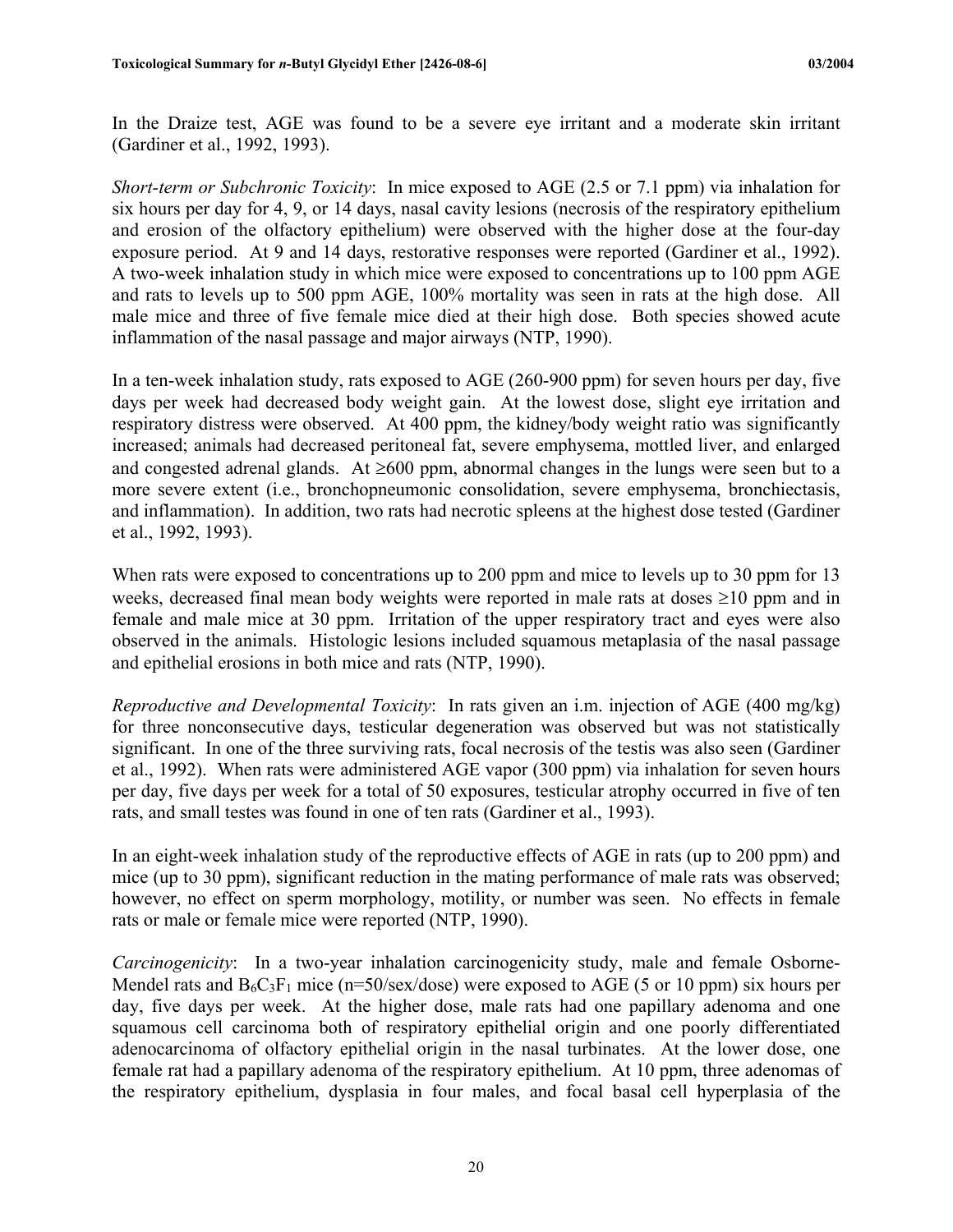In the Draize test, AGE was found to be a severe eye irritant and a moderate skin irritant (Gardiner et al., 1992, 1993).

*Short-term or Subchronic Toxicity*: In mice exposed to AGE (2.5 or 7.1 ppm) via inhalation for six hours per day for 4, 9, or 14 days, nasal cavity lesions (necrosis of the respiratory epithelium and erosion of the olfactory epithelium) were observed with the higher dose at the four-day exposure period. At 9 and 14 days, restorative responses were reported (Gardiner et al., 1992). A two-week inhalation study in which mice were exposed to concentrations up to 100 ppm AGE and rats to levels up to 500 ppm AGE, 100% mortality was seen in rats at the high dose. All male mice and three of five female mice died at their high dose. Both species showed acute inflammation of the nasal passage and major airways (NTP, 1990).

In a ten-week inhalation study, rats exposed to AGE (260-900 ppm) for seven hours per day, five days per week had decreased body weight gain. At the lowest dose, slight eye irritation and respiratory distress were observed. At 400 ppm, the kidney/body weight ratio was significantly increased; animals had decreased peritoneal fat, severe emphysema, mottled liver, and enlarged and congested adrenal glands. At ≥600 ppm, abnormal changes in the lungs were seen but to a more severe extent (i.e., bronchopneumonic consolidation, severe emphysema, bronchiectasis, and inflammation). In addition, two rats had necrotic spleens at the highest dose tested (Gardiner et al., 1992, 1993).

When rats were exposed to concentrations up to 200 ppm and mice to levels up to 30 ppm for 13 weeks, decreased final mean body weights were reported in male rats at doses ≥10 ppm and in female and male mice at 30 ppm. Irritation of the upper respiratory tract and eyes were also observed in the animals. Histologic lesions included squamous metaplasia of the nasal passage and epithelial erosions in both mice and rats (NTP, 1990).

*Reproductive and Developmental Toxicity*: In rats given an i.m. injection of AGE (400 mg/kg) for three nonconsecutive days, testicular degeneration was observed but was not statistically significant. In one of the three surviving rats, focal necrosis of the testis was also seen (Gardiner et al., 1992). When rats were administered AGE vapor (300 ppm) via inhalation for seven hours per day, five days per week for a total of 50 exposures, testicular atrophy occurred in five of ten rats, and small testes was found in one of ten rats (Gardiner et al., 1993).

In an eight-week inhalation study of the reproductive effects of AGE in rats (up to 200 ppm) and mice (up to 30 ppm), significant reduction in the mating performance of male rats was observed; however, no effect on sperm morphology, motility, or number was seen. No effects in female rats or male or female mice were reported (NTP, 1990).

*Carcinogenicity*: In a two-year inhalation carcinogenicity study, male and female Osborne-Mendel rats and $B_6C_3F_1$ mice (n=50/sex/dose) were exposed to AGE (5 or 10 ppm) six hours per day, five days per week. At the higher dose, male rats had one papillary adenoma and one squamous cell carcinoma both of respiratory epithelial origin and one poorly differentiated adenocarcinoma of olfactory epithelial origin in the nasal turbinates. At the lower dose, one female rat had a papillary adenoma of the respiratory epithelium. At 10 ppm, three adenomas of the respiratory epithelium, dysplasia in four males, and focal basal cell hyperplasia of the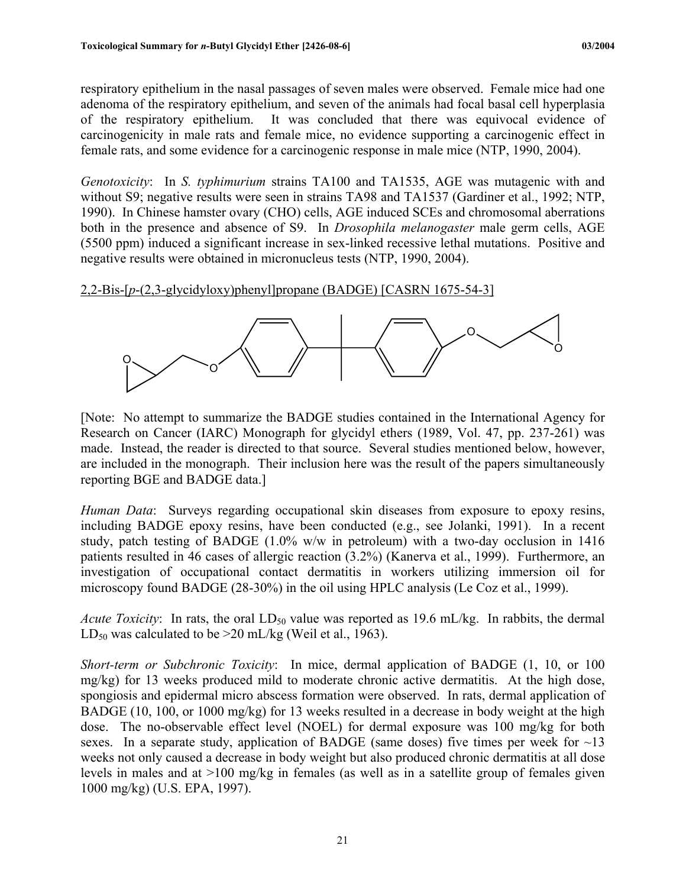respiratory epithelium in the nasal passages of seven males were observed. Female mice had one adenoma of the respiratory epithelium, and seven of the animals had focal basal cell hyperplasia of the respiratory epithelium. It was concluded that there was equivocal evidence of carcinogenicity in male rats and female mice, no evidence supporting a carcinogenic effect in female rats, and some evidence for a carcinogenic response in male mice (NTP, 1990, 2004).

*Genotoxicity*: In *S. typhimurium* strains TA100 and TA1535, AGE was mutagenic with and without S9; negative results were seen in strains TA98 and TA1537 (Gardiner et al., 1992; NTP, 1990). In Chinese hamster ovary (CHO) cells, AGE induced SCEs and chromosomal aberrations both in the presence and absence of S9. In *Drosophila melanogaster* male germ cells, AGE (5500 ppm) induced a significant increase in sex-linked recessive lethal mutations. Positive and negative results were obtained in micronucleus tests (NTP, 1990, 2004).

2,2-Bis-[*p*-(2,3-glycidyloxy)phenyl]propane (BADGE) [CASRN 1675-54-3]

[Note: No attempt to summarize the BADGE studies contained in the International Agency for Research on Cancer (IARC) Monograph for glycidyl ethers (1989, Vol. 47, pp. 237-261) was made. Instead, the reader is directed to that source. Several studies mentioned below, however, are included in the monograph. Their inclusion here was the result of the papers simultaneously reporting BGE and BADGE data.]

*Human Data*: Surveys regarding occupational skin diseases from exposure to epoxy resins, including BADGE epoxy resins, have been conducted (e.g., see Jolanki, 1991). In a recent study, patch testing of BADGE (1.0% w/w in petroleum) with a two-day occlusion in 1416 patients resulted in 46 cases of allergic reaction (3.2%) (Kanerva et al., 1999). Furthermore, an investigation of occupational contact dermatitis in workers utilizing immersion oil for microscopy found BADGE (28-30%) in the oil using HPLC analysis (Le Coz et al., 1999).

*Acute Toxicity*: In rats, the oral $LD_{50}$ value was reported as 19.6 mL/kg. In rabbits, the dermal $LD_{50}$ was calculated to be >20 mL/kg (Weil et al., 1963).

*Short-term or Subchronic Toxicity*: In mice, dermal application of BADGE (1, 10, or 100 mg/kg) for 13 weeks produced mild to moderate chronic active dermatitis. At the high dose, spongiosis and epidermal micro abscess formation were observed. In rats, dermal application of BADGE (10, 100, or 1000 mg/kg) for 13 weeks resulted in a decrease in body weight at the high dose. The no-observable effect level (NOEL) for dermal exposure was 100 mg/kg for both sexes. In a separate study, application of BADGE (same doses) five times per week for ~13 weeks not only caused a decrease in body weight but also produced chronic dermatitis at all dose levels in males and at >100 mg/kg in females (as well as in a satellite group of females given 1000 mg/kg) (U.S. EPA, 1997).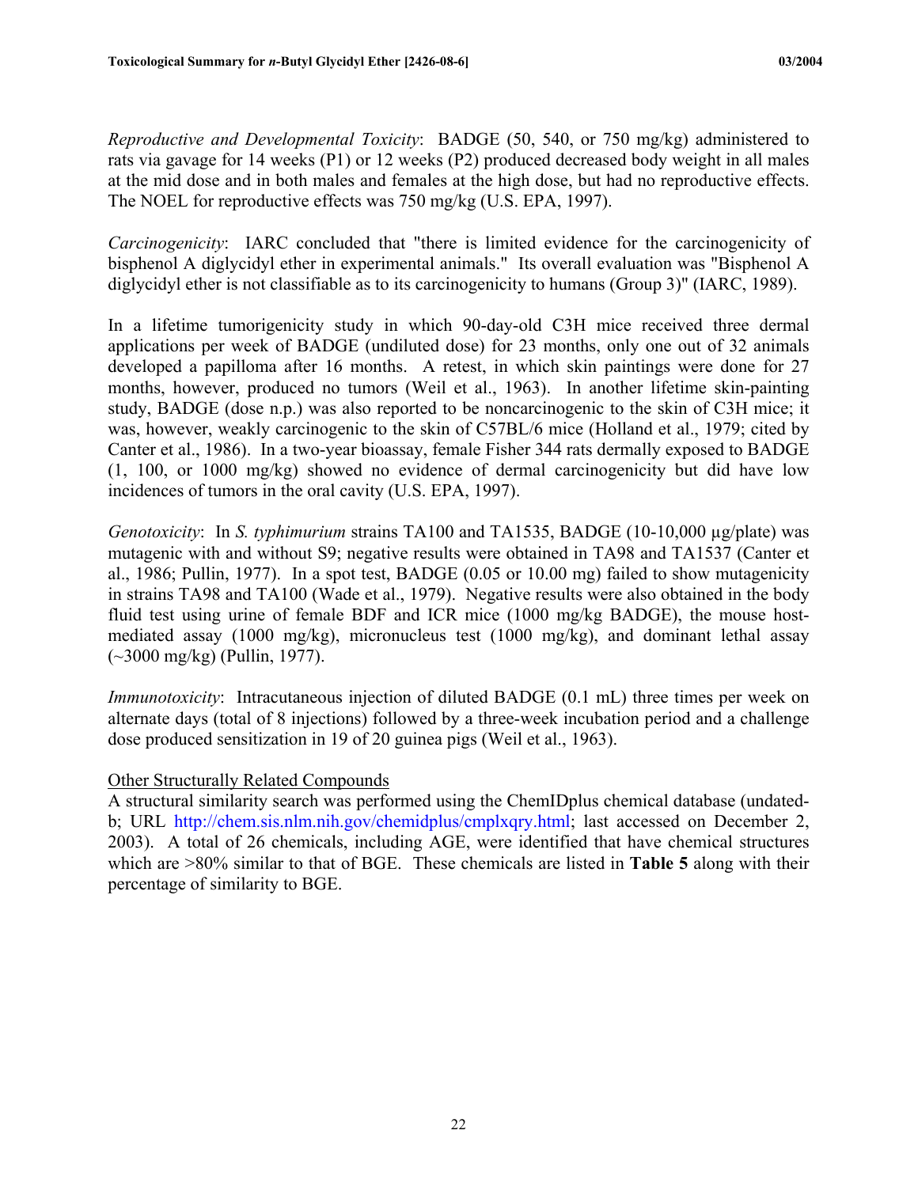*Reproductive and Developmental Toxicity*: BADGE (50, 540, or 750 mg/kg) administered to rats via gavage for 14 weeks (P1) or 12 weeks (P2) produced decreased body weight in all males at the mid dose and in both males and females at the high dose, but had no reproductive effects. The NOEL for reproductive effects was 750 mg/kg (U.S. EPA, 1997).

*Carcinogenicity*: IARC concluded that "there is limited evidence for the carcinogenicity of bisphenol A diglycidyl ether in experimental animals." Its overall evaluation was "Bisphenol A diglycidyl ether is not classifiable as to its carcinogenicity to humans (Group 3)" (IARC, 1989).

In a lifetime tumorigenicity study in which 90-day-old C3H mice received three dermal applications per week of BADGE (undiluted dose) for 23 months, only one out of 32 animals developed a papilloma after 16 months. A retest, in which skin paintings were done for 27 months, however, produced no tumors (Weil et al., 1963). In another lifetime skin-painting study, BADGE (dose n.p.) was also reported to be noncarcinogenic to the skin of C3H mice; it was, however, weakly carcinogenic to the skin of C57BL/6 mice (Holland et al., 1979; cited by Canter et al., 1986). In a two-year bioassay, female Fisher 344 rats dermally exposed to BADGE (1, 100, or 1000 mg/kg) showed no evidence of dermal carcinogenicity but did have low incidences of tumors in the oral cavity (U.S. EPA, 1997).

*Genotoxicity*: In *S. typhimurium* strains TA100 and TA1535, BADGE (10-10,000 µg/plate) was mutagenic with and without S9; negative results were obtained in TA98 and TA1537 (Canter et al., 1986; Pullin, 1977). In a spot test, BADGE (0.05 or 10.00 mg) failed to show mutagenicity in strains TA98 and TA100 (Wade et al., 1979). Negative results were also obtained in the body fluid test using urine of female BDF and ICR mice (1000 mg/kg BADGE), the mouse host-mediated assay (1000 mg/kg), micronucleus test (1000 mg/kg), and dominant lethal assay (~3000 mg/kg) (Pullin, 1977).

*Immunotoxicity*: Intracutaneous injection of diluted BADGE (0.1 mL) three times per week on alternate days (total of 8 injections) followed by a three-week incubation period and a challenge dose produced sensitization in 19 of 20 guinea pigs (Weil et al., 1963).

<u>Other Structurally Related Compounds</u>

A structural similarity search was performed using the ChemIDplus chemical database (undated-b; URL http://chem.sis.nlm.nih.gov/chemidplus/cmplxqry.html; last accessed on December 2, 2003). A total of 26 chemicals, including AGE, were identified that have chemical structures which are >80% similar to that of BGE. These chemicals are listed in **Table 5** along with their percentage of similarity to BGE.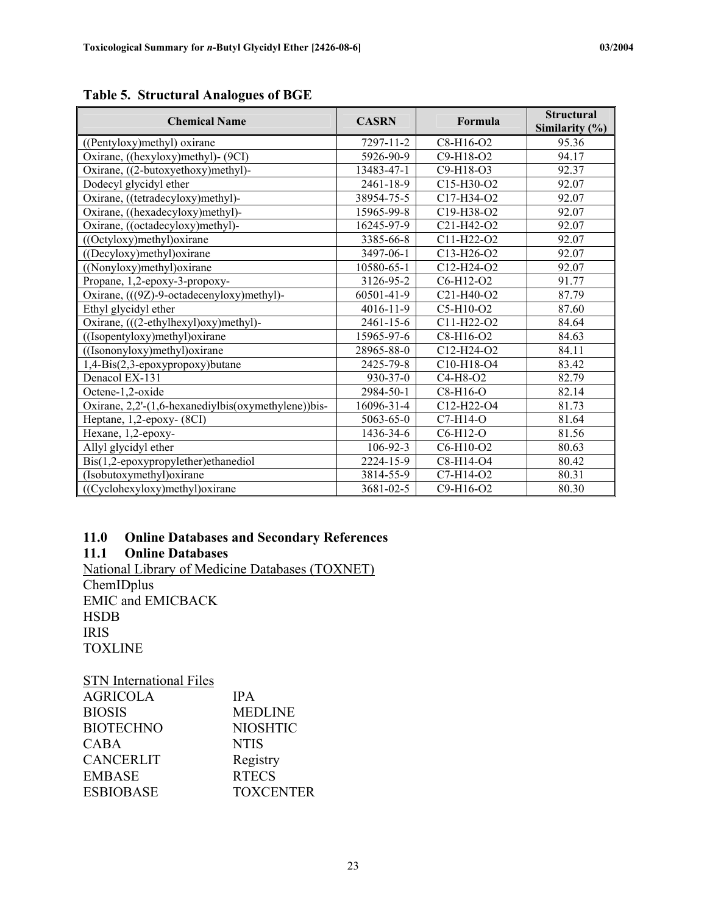**Table 5. Structural Analogues of BGE**

| Chemical Name | CASRN | Formula | Structural Similarity (%) |
|---|---|---|---|
| ((Pentyloxy)methyl) oxirane | 7297-11-2 | C8-H16-O2 | 95.36 |
| Oxirane, ((hexyloxy)methyl)- (9CI) | 5926-90-9 | C9-H18-O2 | 94.17 |
| Oxirane, ((2-butoxyethoxy)methyl)- | 13483-47-1 | C9-H18-O3 | 92.37 |
| Dodecyl glycidyl ether | 2461-18-9 | C15-H30-O2 | 92.07 |
| Oxirane, ((tetradecyloxy)methyl)- | 38954-75-5 | C17-H34-O2 | 92.07 |
| Oxirane, ((hexadecyloxy)methyl)- | 15965-99-8 | C19-H38-O2 | 92.07 |
| Oxirane, ((octadecyloxy)methyl)- | 16245-97-9 | C21-H42-O2 | 92.07 |
| ((Octyloxy)methyl)oxirane | 3385-66-8 | C11-H22-O2 | 92.07 |
| ((Decyloxy)methyl)oxirane | 3497-06-1 | C13-H26-O2 | 92.07 |
| ((Nonyloxy)methyl)oxirane | 10580-65-1 | C12-H24-O2 | 92.07 |
| Propane, 1,2-epoxy-3-propoxy- | 3126-95-2 | C6-H12-O2 | 91.77 |
| Oxirane, (((9Z)-9-octadecenyloxy)methyl)- | 60501-41-9 | C21-H40-O2 | 87.79 |
| Ethyl glycidyl ether | 4016-11-9 | C5-H10-O2 | 87.60 |
| Oxirane, (((2-ethylhexyl)oxy)methyl)- | 2461-15-6 | C11-H22-O2 | 84.64 |
| ((Isopentyloxy)methyl)oxirane | 15965-97-6 | C8-H16-O2 | 84.63 |
| ((Isononyloxy)methyl)oxirane | 28965-88-0 | C12-H24-O2 | 84.11 |
| 1,4-Bis(2,3-epoxypropoxy)butane | 2425-79-8 | C10-H18-O4 | 83.42 |
| Denacol EX-131 | 930-37-0 | C4-H8-O2 | 82.79 |
| Octene-1,2-oxide | 2984-50-1 | C8-H16-O | 82.14 |
| Oxirane, 2,2'-(1,6-hexanediylbis(oxymethylene))bis- | 16096-31-4 | C12-H22-O4 | 81.73 |
| Heptane, 1,2-epoxy- (8CI) | 5063-65-0 | C7-H14-O | 81.64 |
| Hexane, 1,2-epoxy- | 1436-34-6 | C6-H12-O | 81.56 |
| Allyl glycidyl ether | 106-92-3 | C6-H10-O2 | 80.63 |
| Bis(1,2-epoxypropylether)ethanediol | 2224-15-9 | C8-H14-O4 | 80.42 |
| (Isobutoxymethyl)oxirane | 3814-55-9 | C7-H14-O2 | 80.31 |
| ((Cyclohexyloxy)methyl)oxirane | 3681-02-5 | C9-H16-O2 | 80.30 |

## 11.0 Online Databases and Secondary References

### 11.1 Online Databases

National Library of Medicine Databases (TOXNET)

ChemIDplus
EMIC and EMICBACK
HSDB
IRIS
TOXLINE

STN International Files

AGRICOLA
BIOSIS
BIOTECHNO
CABA
CANCERLIT
EMBASE
ESBIOBASE
IPA
MEDLINE
NIOSHTIC
NTIS
Registry
RTECS
TOXCENTER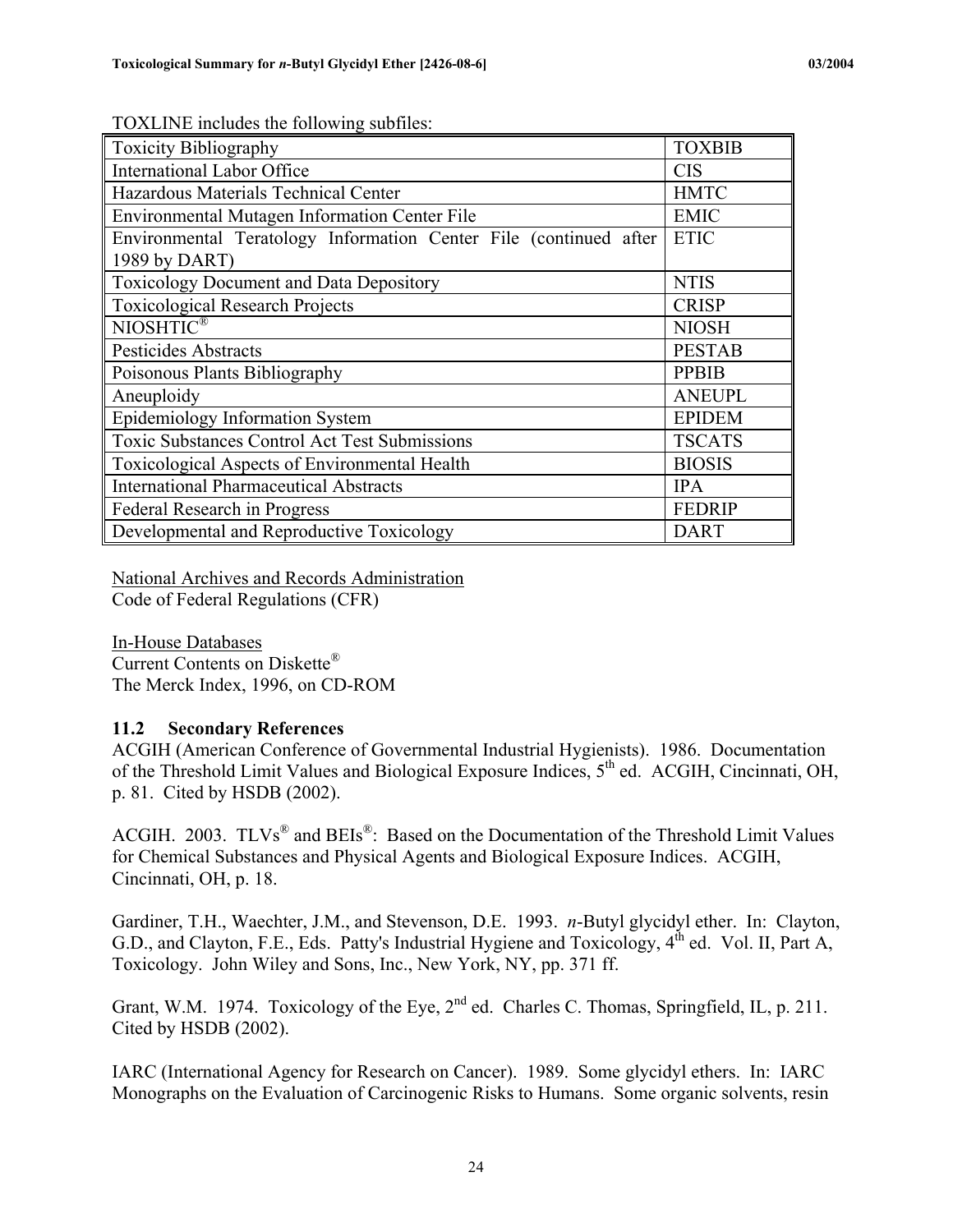TOXLINE includes the following subfiles:

| Toxicity Bibliography | TOXBIB |
|---|---|
| International Labor Office | CIS |
| Hazardous Materials Technical Center | HMTC |
| Environmental Mutagen Information Center File | EMIC |
| Environmental Teratology Information Center File (continued after 1989 by DART) | ETIC |
| Toxicology Document and Data Depository | NTIS |
| Toxicological Research Projects | CRISP |
| NIOSHTIC® | NIOSH |
| Pesticides Abstracts | PESTAB |
| Poisonous Plants Bibliography | PPBIB |
| Aneuploidy | ANEUPL |
| Epidemiology Information System | EPIDEM |
| Toxic Substances Control Act Test Submissions | TSCATS |
| Toxicological Aspects of Environmental Health | BIOSIS |
| International Pharmaceutical Abstracts | IPA |
| Federal Research in Progress | FEDRIP |
| Developmental and Reproductive Toxicology | DART |

National Archives and Records Administration
Code of Federal Regulations (CFR)

In-House Databases
Current Contents on Diskette®
The Merck Index, 1996, on CD-ROM

### 11.2 Secondary References

ACGIH (American Conference of Governmental Industrial Hygienists). 1986. Documentation of the Threshold Limit Values and Biological Exposure Indices, 5th ed. ACGIH, Cincinnati, OH, p. 81. Cited by HSDB (2002).

ACGIH. 2003. TLVs® and BEIs®: Based on the Documentation of the Threshold Limit Values for Chemical Substances and Physical Agents and Biological Exposure Indices. ACGIH, Cincinnati, OH, p. 18.

Gardiner, T.H., Waechter, J.M., and Stevenson, D.E. 1993. *n*-Butyl glycidyl ether. In: Clayton, G.D., and Clayton, F.E., Eds. Patty's Industrial Hygiene and Toxicology, 4th ed. Vol. II, Part A, Toxicology. John Wiley and Sons, Inc., New York, NY, pp. 371 ff.

Grant, W.M. 1974. Toxicology of the Eye, 2nd ed. Charles C. Thomas, Springfield, IL, p. 211. Cited by HSDB (2002).

IARC (International Agency for Research on Cancer). 1989. Some glycidyl ethers. In: IARC Monographs on the Evaluation of Carcinogenic Risks to Humans. Some organic solvents, resin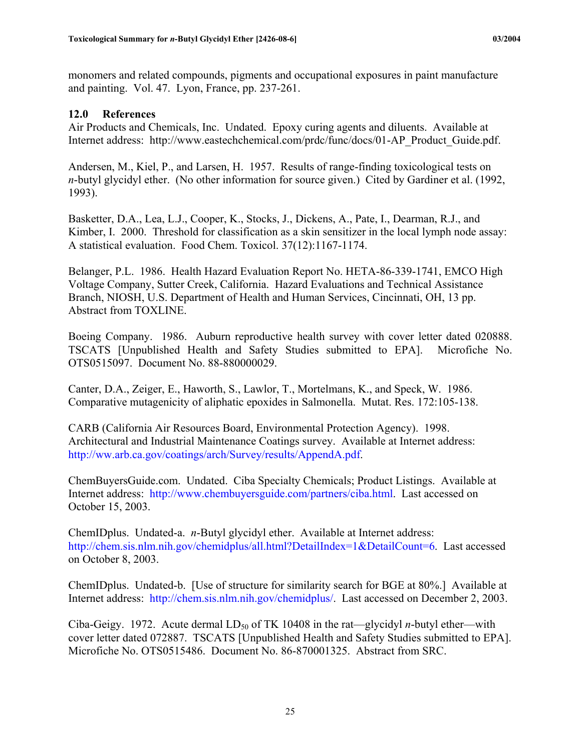monomers and related compounds, pigments and occupational exposures in paint manufacture and painting. Vol. 47. Lyon, France, pp. 237-261.

## 12.0 References

Air Products and Chemicals, Inc. Undated. Epoxy curing agents and diluents. Available at Internet address: http://www.eastechchemical.com/prdc/func/docs/01-AP_Product_Guide.pdf.

Andersen, M., Kiel, P., and Larsen, H. 1957. Results of range-finding toxicological tests on *n*-butyl glycidyl ether. (No other information for source given.) Cited by Gardiner et al. (1992, 1993).

Basketter, D.A., Lea, L.J., Cooper, K., Stocks, J., Dickens, A., Pate, I., Dearman, R.J., and Kimber, I. 2000. Threshold for classification as a skin sensitizer in the local lymph node assay: A statistical evaluation. Food Chem. Toxicol. 37(12):1167-1174.

Belanger, P.L. 1986. Health Hazard Evaluation Report No. HETA-86-339-1741, EMCO High Voltage Company, Sutter Creek, California. Hazard Evaluations and Technical Assistance Branch, NIOSH, U.S. Department of Health and Human Services, Cincinnati, OH, 13 pp. Abstract from TOXLINE.

Boeing Company. 1986. Auburn reproductive health survey with cover letter dated 020888. TSCATS [Unpublished Health and Safety Studies submitted to EPA]. Microfiche No. OTS0515097. Document No. 88-880000029.

Canter, D.A., Zeiger, E., Haworth, S., Lawlor, T., Mortelmans, K., and Speck, W. 1986. Comparative mutagenicity of aliphatic epoxides in Salmonella. Mutat. Res. 172:105-138.

CARB (California Air Resources Board, Environmental Protection Agency). 1998. Architectural and Industrial Maintenance Coatings survey. Available at Internet address: http://ww.arb.ca.gov/coatings/arch/Survey/results/AppendA.pdf.

ChemBuyersGuide.com. Undated. Ciba Specialty Chemicals; Product Listings. Available at Internet address: http://www.chembuyersguide.com/partners/ciba.html. Last accessed on October 15, 2003.

ChemIDplus. Undated-a. *n*-Butyl glycidyl ether. Available at Internet address: http://chem.sis.nlm.nih.gov/chemidplus/all.html?DetailIndex=1&DetailCount=6. Last accessed on October 8, 2003.

ChemIDplus. Undated-b. [Use of structure for similarity search for BGE at 80%.] Available at Internet address: http://chem.sis.nlm.nih.gov/chemidplus/. Last accessed on December 2, 2003.

Ciba-Geigy. 1972. Acute dermal $LD_{50}$ of TK 10408 in the rat—glycidyl *n*-butyl ether—with cover letter dated 072887. TSCATS [Unpublished Health and Safety Studies submitted to EPA]. Microfiche No. OTS0515486. Document No. 86-870001325. Abstract from SRC.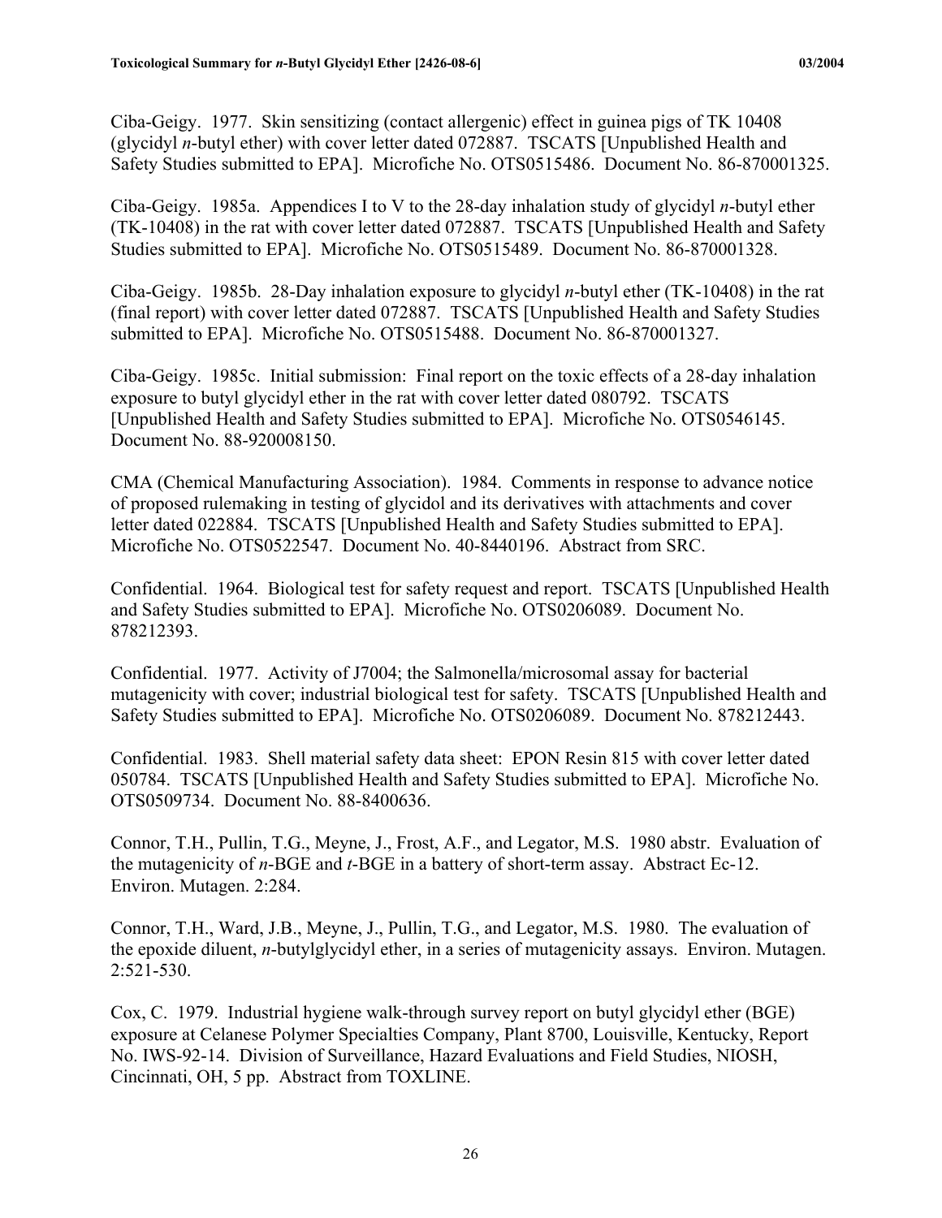Ciba-Geigy. 1977. Skin sensitizing (contact allergenic) effect in guinea pigs of TK 10408 (glycidyl *n*-butyl ether) with cover letter dated 072887. TSCATS [Unpublished Health and Safety Studies submitted to EPA]. Microfiche No. OTS0515486. Document No. 86-870001325.

Ciba-Geigy. 1985a. Appendices I to V to the 28-day inhalation study of glycidyl *n*-butyl ether (TK-10408) in the rat with cover letter dated 072887. TSCATS [Unpublished Health and Safety Studies submitted to EPA]. Microfiche No. OTS0515489. Document No. 86-870001328.

Ciba-Geigy. 1985b. 28-Day inhalation exposure to glycidyl *n*-butyl ether (TK-10408) in the rat (final report) with cover letter dated 072887. TSCATS [Unpublished Health and Safety Studies submitted to EPA]. Microfiche No. OTS0515488. Document No. 86-870001327.

Ciba-Geigy. 1985c. Initial submission: Final report on the toxic effects of a 28-day inhalation exposure to butyl glycidyl ether in the rat with cover letter dated 080792. TSCATS [Unpublished Health and Safety Studies submitted to EPA]. Microfiche No. OTS0546145. Document No. 88-920008150.

CMA (Chemical Manufacturing Association). 1984. Comments in response to advance notice of proposed rulemaking in testing of glycidol and its derivatives with attachments and cover letter dated 022884. TSCATS [Unpublished Health and Safety Studies submitted to EPA]. Microfiche No. OTS0522547. Document No. 40-8440196. Abstract from SRC.

Confidential. 1964. Biological test for safety request and report. TSCATS [Unpublished Health and Safety Studies submitted to EPA]. Microfiche No. OTS0206089. Document No. 878212393.

Confidential. 1977. Activity of J7004; the Salmonella/microsomal assay for bacterial mutagenicity with cover; industrial biological test for safety. TSCATS [Unpublished Health and Safety Studies submitted to EPA]. Microfiche No. OTS0206089. Document No. 878212443.

Confidential. 1983. Shell material safety data sheet: EPON Resin 815 with cover letter dated 050784. TSCATS [Unpublished Health and Safety Studies submitted to EPA]. Microfiche No. OTS0509734. Document No. 88-8400636.

Connor, T.H., Pullin, T.G., Meyne, J., Frost, A.F., and Legator, M.S. 1980 abstr. Evaluation of the mutagenicity of *n*-BGE and *t*-BGE in a battery of short-term assay. Abstract Ec-12. Environ. Mutagen. 2:284.

Connor, T.H., Ward, J.B., Meyne, J., Pullin, T.G., and Legator, M.S. 1980. The evaluation of the epoxide diluent, *n*-butylglycidyl ether, in a series of mutagenicity assays. Environ. Mutagen. 2:521-530.

Cox, C. 1979. Industrial hygiene walk-through survey report on butyl glycidyl ether (BGE) exposure at Celanese Polymer Specialties Company, Plant 8700, Louisville, Kentucky, Report No. IWS-92-14. Division of Surveillance, Hazard Evaluations and Field Studies, NIOSH, Cincinnati, OH, 5 pp. Abstract from TOXLINE.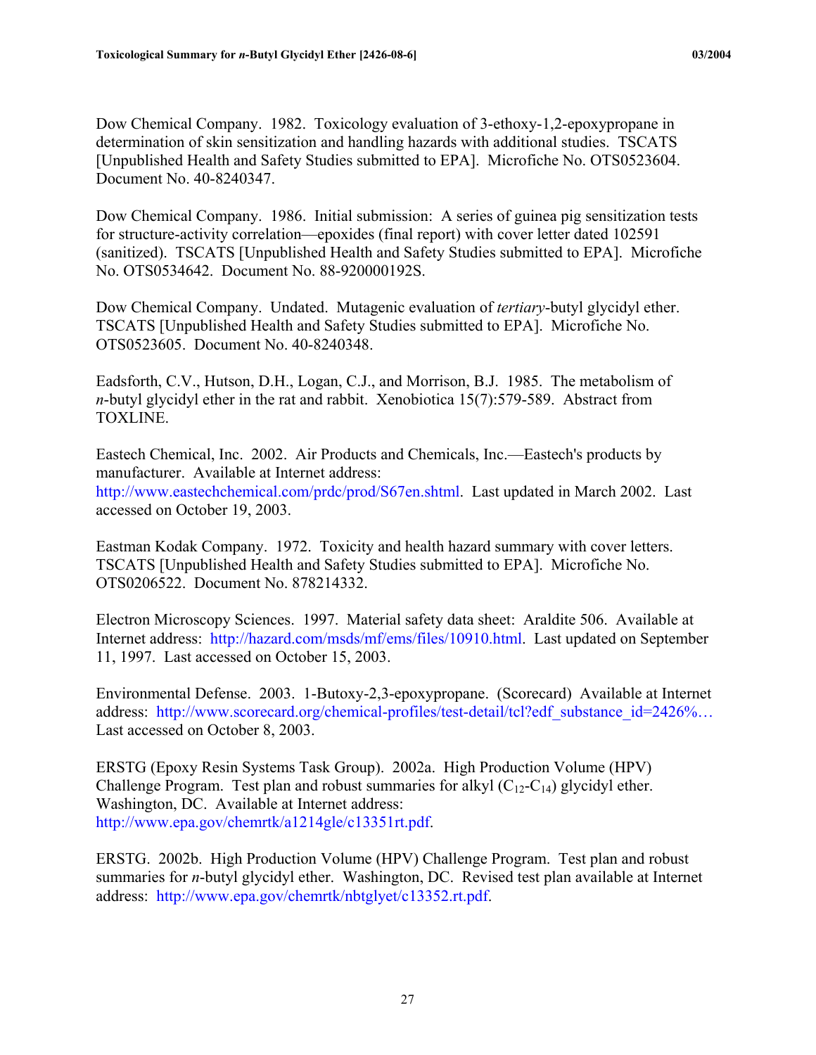Dow Chemical Company. 1982. Toxicology evaluation of 3-ethoxy-1,2-epoxypropane in determination of skin sensitization and handling hazards with additional studies. TSCATS [Unpublished Health and Safety Studies submitted to EPA]. Microfiche No. OTS0523604. Document No. 40-8240347.

Dow Chemical Company. 1986. Initial submission: A series of guinea pig sensitization tests for structure-activity correlation—epoxides (final report) with cover letter dated 102591 (sanitized). TSCATS [Unpublished Health and Safety Studies submitted to EPA]. Microfiche No. OTS0534642. Document No. 88-920000192S.

Dow Chemical Company. Undated. Mutagenic evaluation of *tertiary*-butyl glycidyl ether. TSCATS [Unpublished Health and Safety Studies submitted to EPA]. Microfiche No. OTS0523605. Document No. 40-8240348.

Eadsforth, C.V., Hutson, D.H., Logan, C.J., and Morrison, B.J. 1985. The metabolism of *n*-butyl glycidyl ether in the rat and rabbit. Xenobiotica 15(7):579-589. Abstract from TOXLINE.

Eastech Chemical, Inc. 2002. Air Products and Chemicals, Inc.—Eastech's products by manufacturer. Available at Internet address: http://www.eastechchemical.com/prdc/prod/S67en.shtml. Last updated in March 2002. Last accessed on October 19, 2003.

Eastman Kodak Company. 1972. Toxicity and health hazard summary with cover letters. TSCATS [Unpublished Health and Safety Studies submitted to EPA]. Microfiche No. OTS0206522. Document No. 878214332.

Electron Microscopy Sciences. 1997. Material safety data sheet: Araldite 506. Available at Internet address: http://hazard.com/msds/mf/ems/files/10910.html. Last updated on September 11, 1997. Last accessed on October 15, 2003.

Environmental Defense. 2003. 1-Butoxy-2,3-epoxypropane. (Scorecard) Available at Internet address: http://www.scorecard.org/chemical-profiles/test-detail/tcl?edf_substance_id=2426%… Last accessed on October 8, 2003.

ERSTG (Epoxy Resin Systems Task Group). 2002a. High Production Volume (HPV) Challenge Program. Test plan and robust summaries for alkyl ($C_{12}$-$C_{14}$) glycidyl ether. Washington, DC. Available at Internet address: http://www.epa.gov/chemrtk/a1214gle/c13351rt.pdf.

ERSTG. 2002b. High Production Volume (HPV) Challenge Program. Test plan and robust summaries for *n*-butyl glycidyl ether. Washington, DC. Revised test plan available at Internet address: http://www.epa.gov/chemrtk/nbtglyet/c13352.rt.pdf.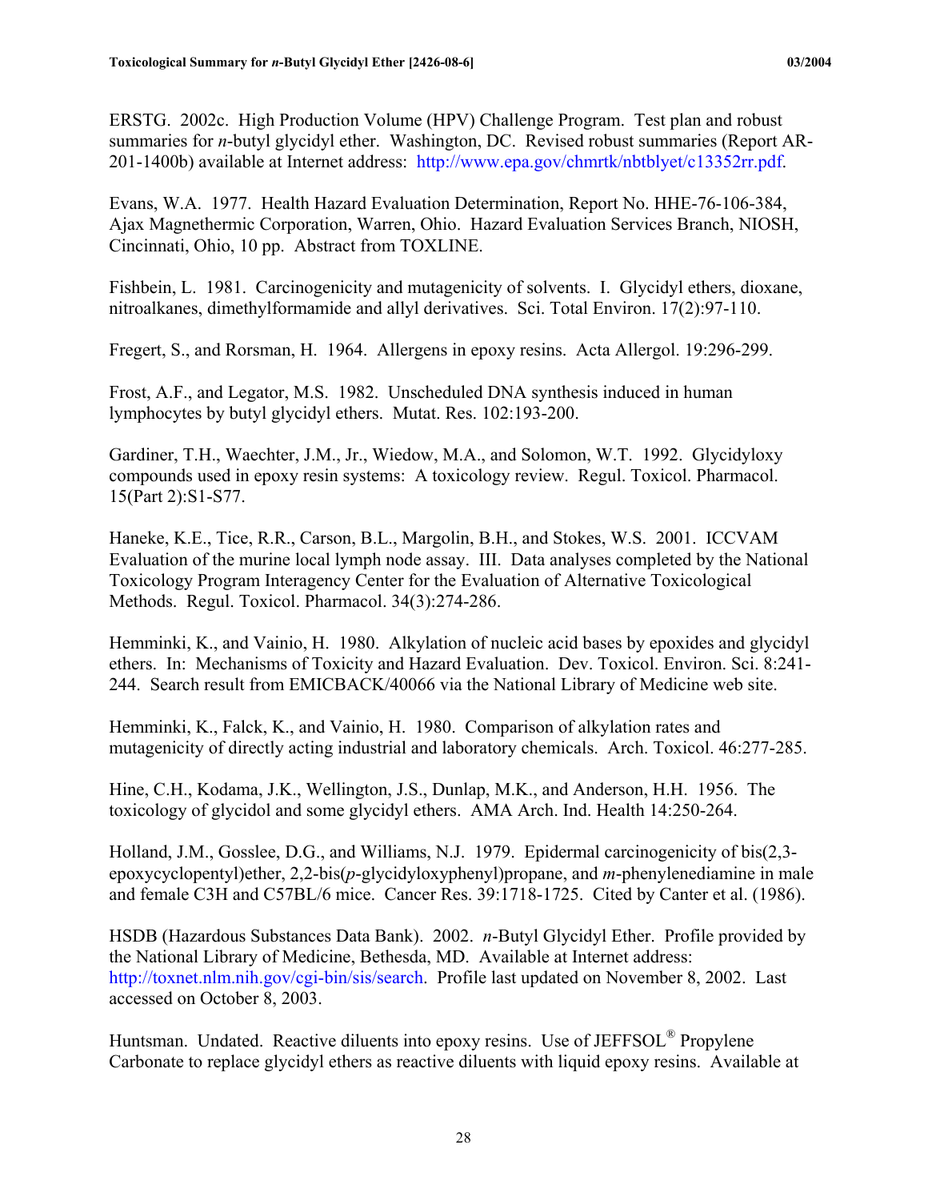ERSTG. 2002c. High Production Volume (HPV) Challenge Program. Test plan and robust summaries for *n*-butyl glycidyl ether. Washington, DC. Revised robust summaries (Report AR-201-1400b) available at Internet address: http://www.epa.gov/chmrtk/nbtblyet/c13352rr.pdf.

Evans, W.A. 1977. Health Hazard Evaluation Determination, Report No. HHE-76-106-384, Ajax Magnethermic Corporation, Warren, Ohio. Hazard Evaluation Services Branch, NIOSH, Cincinnati, Ohio, 10 pp. Abstract from TOXLINE.

Fishbein, L. 1981. Carcinogenicity and mutagenicity of solvents. I. Glycidyl ethers, dioxane, nitroalkanes, dimethylformamide and allyl derivatives. Sci. Total Environ. 17(2):97-110.

Fregert, S., and Rorsman, H. 1964. Allergens in epoxy resins. Acta Allergol. 19:296-299.

Frost, A.F., and Legator, M.S. 1982. Unscheduled DNA synthesis induced in human lymphocytes by butyl glycidyl ethers. Mutat. Res. 102:193-200.

Gardiner, T.H., Waechter, J.M., Jr., Wiedow, M.A., and Solomon, W.T. 1992. Glycidyloxy compounds used in epoxy resin systems: A toxicology review. Regul. Toxicol. Pharmacol. 15(Part 2):S1-S77.

Haneke, K.E., Tice, R.R., Carson, B.L., Margolin, B.H., and Stokes, W.S. 2001. ICCVAM Evaluation of the murine local lymph node assay. III. Data analyses completed by the National Toxicology Program Interagency Center for the Evaluation of Alternative Toxicological Methods. Regul. Toxicol. Pharmacol. 34(3):274-286.

Hemminki, K., and Vainio, H. 1980. Alkylation of nucleic acid bases by epoxides and glycidyl ethers. In: Mechanisms of Toxicity and Hazard Evaluation. Dev. Toxicol. Environ. Sci. 8:241-244. Search result from EMICBACK/40066 via the National Library of Medicine web site.

Hemminki, K., Falck, K., and Vainio, H. 1980. Comparison of alkylation rates and mutagenicity of directly acting industrial and laboratory chemicals. Arch. Toxicol. 46:277-285.

Hine, C.H., Kodama, J.K., Wellington, J.S., Dunlap, M.K., and Anderson, H.H. 1956. The toxicology of glycidol and some glycidyl ethers. AMA Arch. Ind. Health 14:250-264.

Holland, J.M., Gosslee, D.G., and Williams, N.J. 1979. Epidermal carcinogenicity of bis(2,3-epoxycyclopentyl)ether, 2,2-bis(*p*-glycidyloxyphenyl)propane, and *m*-phenylenediamine in male and female C3H and C57BL/6 mice. Cancer Res. 39:1718-1725. Cited by Canter et al. (1986).

HSDB (Hazardous Substances Data Bank). 2002. *n*-Butyl Glycidyl Ether. Profile provided by the National Library of Medicine, Bethesda, MD. Available at Internet address: http://toxnet.nlm.nih.gov/cgi-bin/sis/search. Profile last updated on November 8, 2002. Last accessed on October 8, 2003.

Huntsman. Undated. Reactive diluents into epoxy resins. Use of JEFFSOL® Propylene Carbonate to replace glycidyl ethers as reactive diluents with liquid epoxy resins. Available at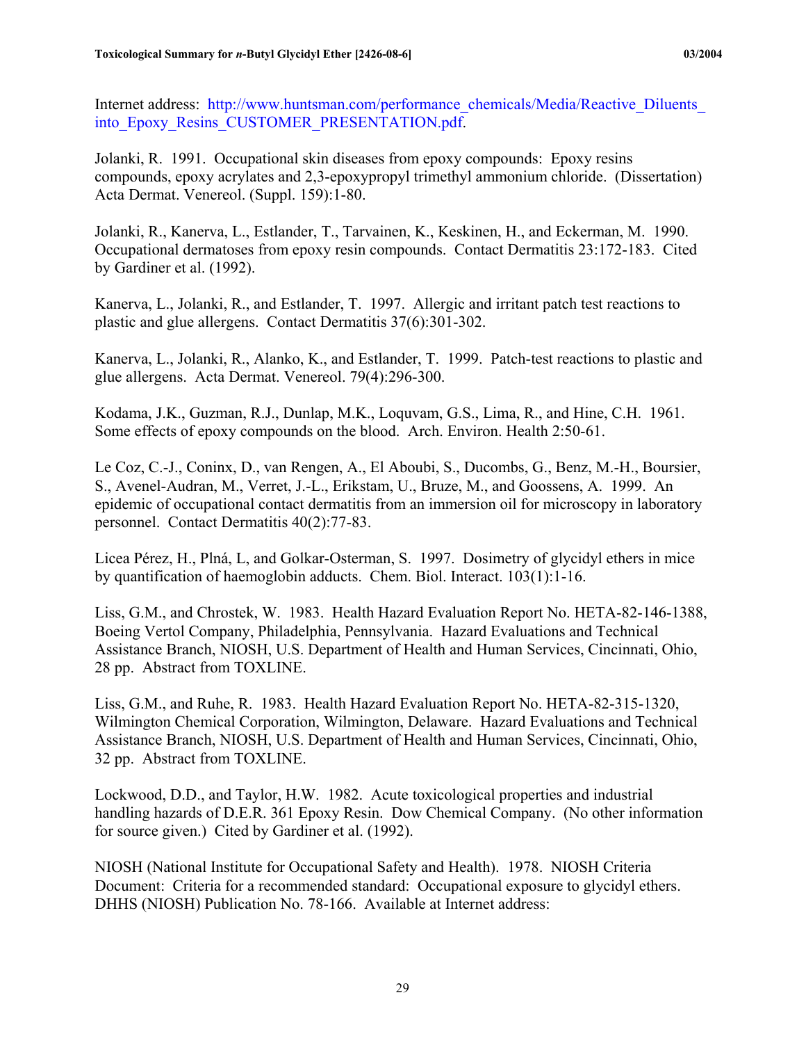Internet address: http://www.huntsman.com/performance_chemicals/Media/Reactive_Diluents_into_Epoxy_Resins_CUSTOMER_PRESENTATION.pdf.

Jolanki, R. 1991. Occupational skin diseases from epoxy compounds: Epoxy resins compounds, epoxy acrylates and 2,3-epoxypropyl trimethyl ammonium chloride. (Dissertation) Acta Dermat. Venereol. (Suppl. 159):1-80.

Jolanki, R., Kanerva, L., Estlander, T., Tarvainen, K., Keskinen, H., and Eckerman, M. 1990. Occupational dermatoses from epoxy resin compounds. Contact Dermatitis 23:172-183. Cited by Gardiner et al. (1992).

Kanerva, L., Jolanki, R., and Estlander, T. 1997. Allergic and irritant patch test reactions to plastic and glue allergens. Contact Dermatitis 37(6):301-302.

Kanerva, L., Jolanki, R., Alanko, K., and Estlander, T. 1999. Patch-test reactions to plastic and glue allergens. Acta Dermat. Venereol. 79(4):296-300.

Kodama, J.K., Guzman, R.J., Dunlap, M.K., Loquvam, G.S., Lima, R., and Hine, C.H. 1961. Some effects of epoxy compounds on the blood. Arch. Environ. Health 2:50-61.

Le Coz, C.-J., Coninx, D., van Rengen, A., El Aboubi, S., Ducombs, G., Benz, M.-H., Boursier, S., Avenel-Audran, M., Verret, J.-L., Erikstam, U., Bruze, M., and Goossens, A. 1999. An epidemic of occupational contact dermatitis from an immersion oil for microscopy in laboratory personnel. Contact Dermatitis 40(2):77-83.

Licea Pérez, H., Plná, L, and Golkar-Osterman, S. 1997. Dosimetry of glycidyl ethers in mice by quantification of haemoglobin adducts. Chem. Biol. Interact. 103(1):1-16.

Liss, G.M., and Chrostek, W. 1983. Health Hazard Evaluation Report No. HETA-82-146-1388, Boeing Vertol Company, Philadelphia, Pennsylvania. Hazard Evaluations and Technical Assistance Branch, NIOSH, U.S. Department of Health and Human Services, Cincinnati, Ohio, 28 pp. Abstract from TOXLINE.

Liss, G.M., and Ruhe, R. 1983. Health Hazard Evaluation Report No. HETA-82-315-1320, Wilmington Chemical Corporation, Wilmington, Delaware. Hazard Evaluations and Technical Assistance Branch, NIOSH, U.S. Department of Health and Human Services, Cincinnati, Ohio, 32 pp. Abstract from TOXLINE.

Lockwood, D.D., and Taylor, H.W. 1982. Acute toxicological properties and industrial handling hazards of D.E.R. 361 Epoxy Resin. Dow Chemical Company. (No other information for source given.) Cited by Gardiner et al. (1992).

NIOSH (National Institute for Occupational Safety and Health). 1978. NIOSH Criteria Document: Criteria for a recommended standard: Occupational exposure to glycidyl ethers. DHHS (NIOSH) Publication No. 78-166. Available at Internet address: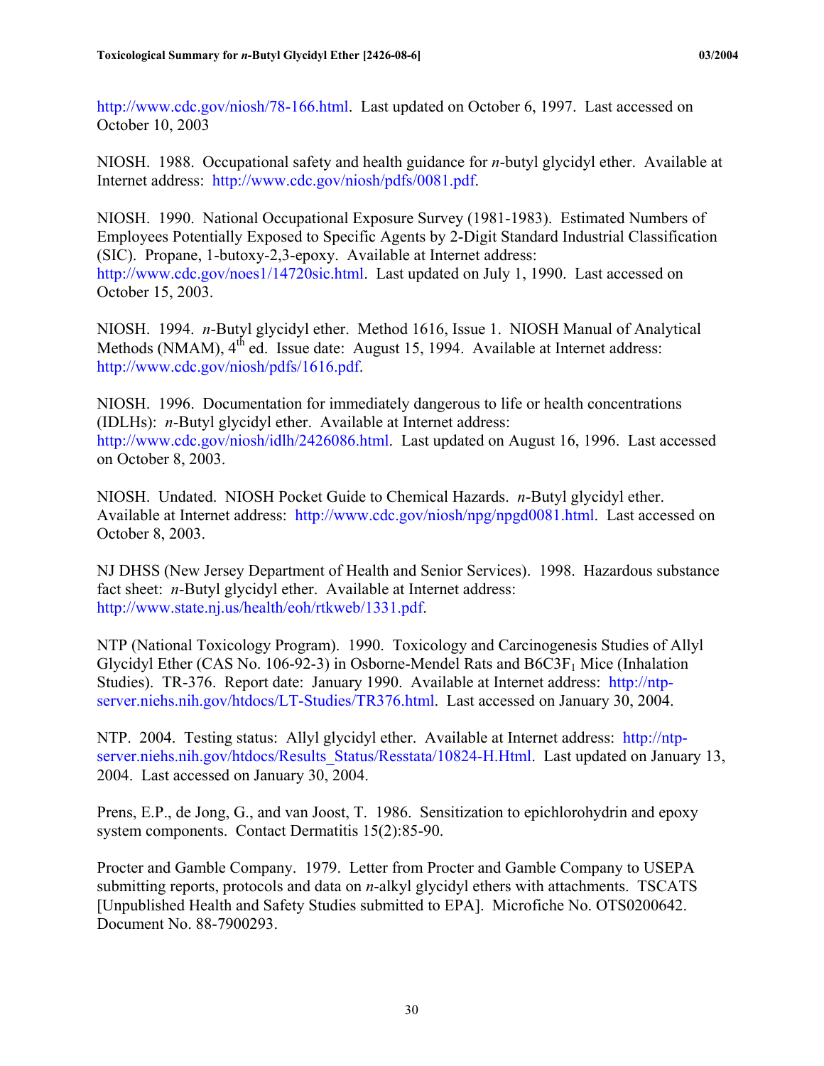http://www.cdc.gov/niosh/78-166.html. Last updated on October 6, 1997. Last accessed on October 10, 2003

NIOSH. 1988. Occupational safety and health guidance for *n*-butyl glycidyl ether. Available at Internet address: http://www.cdc.gov/niosh/pdfs/0081.pdf.

NIOSH. 1990. National Occupational Exposure Survey (1981-1983). Estimated Numbers of Employees Potentially Exposed to Specific Agents by 2-Digit Standard Industrial Classification (SIC). Propane, 1-butoxy-2,3-epoxy. Available at Internet address: http://www.cdc.gov/noes1/14720sic.html. Last updated on July 1, 1990. Last accessed on October 15, 2003.

NIOSH. 1994. *n*-Butyl glycidyl ether. Method 1616, Issue 1. NIOSH Manual of Analytical Methods (NMAM), 4th ed. Issue date: August 15, 1994. Available at Internet address: http://www.cdc.gov/niosh/pdfs/1616.pdf.

NIOSH. 1996. Documentation for immediately dangerous to life or health concentrations (IDLHs): *n*-Butyl glycidyl ether. Available at Internet address: http://www.cdc.gov/niosh/idlh/2426086.html. Last updated on August 16, 1996. Last accessed on October 8, 2003.

NIOSH. Undated. NIOSH Pocket Guide to Chemical Hazards. *n*-Butyl glycidyl ether. Available at Internet address: http://www.cdc.gov/niosh/npg/npgd0081.html. Last accessed on October 8, 2003.

NJ DHSS (New Jersey Department of Health and Senior Services). 1998. Hazardous substance fact sheet: *n*-Butyl glycidyl ether. Available at Internet address: http://www.state.nj.us/health/eoh/rtkweb/1331.pdf.

NTP (National Toxicology Program). 1990. Toxicology and Carcinogenesis Studies of Allyl Glycidyl Ether (CAS No. 106-92-3) in Osborne-Mendel Rats and B6C3F$_1$ Mice (Inhalation Studies). TR-376. Report date: January 1990. Available at Internet address: http://ntp-server.niehs.nih.gov/htdocs/LT-Studies/TR376.html. Last accessed on January 30, 2004.

NTP. 2004. Testing status: Allyl glycidyl ether. Available at Internet address: http://ntp-server.niehs.nih.gov/htdocs/Results_Status/Resstata/10824-H.Html. Last updated on January 13, 2004. Last accessed on January 30, 2004.

Prens, E.P., de Jong, G., and van Joost, T. 1986. Sensitization to epichlorohydrin and epoxy system components. Contact Dermatitis 15(2):85-90.

Procter and Gamble Company. 1979. Letter from Procter and Gamble Company to USEPA submitting reports, protocols and data on *n*-alkyl glycidyl ethers with attachments. TSCATS [Unpublished Health and Safety Studies submitted to EPA]. Microfiche No. OTS0200642. Document No. 88-7900293.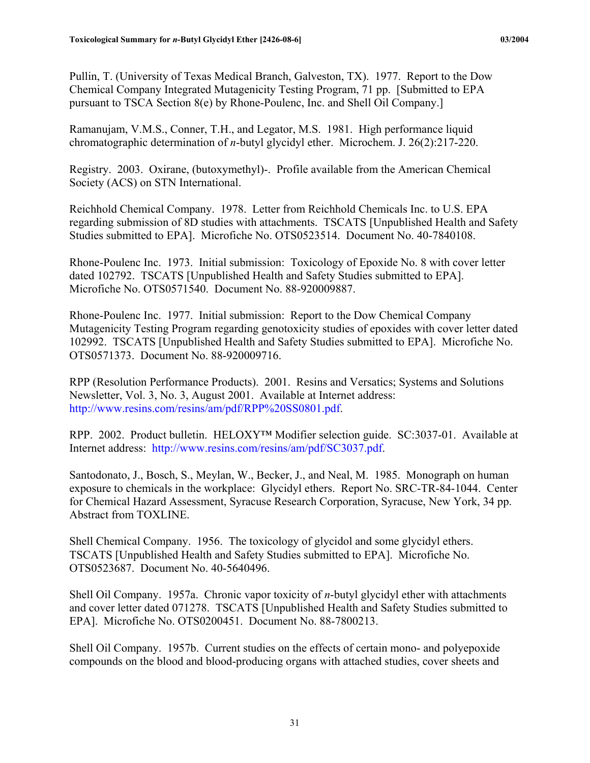Pullin, T. (University of Texas Medical Branch, Galveston, TX). 1977. Report to the Dow Chemical Company Integrated Mutagenicity Testing Program, 71 pp. [Submitted to EPA pursuant to TSCA Section 8(e) by Rhone-Poulenc, Inc. and Shell Oil Company.]

Ramanujam, V.M.S., Conner, T.H., and Legator, M.S. 1981. High performance liquid chromatographic determination of *n*-butyl glycidyl ether. Microchem. J. 26(2):217-220.

Registry. 2003. Oxirane, (butoxymethyl)-. Profile available from the American Chemical Society (ACS) on STN International.

Reichhold Chemical Company. 1978. Letter from Reichhold Chemicals Inc. to U.S. EPA regarding submission of 8D studies with attachments. TSCATS [Unpublished Health and Safety Studies submitted to EPA]. Microfiche No. OTS0523514. Document No. 40-7840108.

Rhone-Poulenc Inc. 1973. Initial submission: Toxicology of Epoxide No. 8 with cover letter dated 102792. TSCATS [Unpublished Health and Safety Studies submitted to EPA]. Microfiche No. OTS0571540. Document No. 88-920009887.

Rhone-Poulenc Inc. 1977. Initial submission: Report to the Dow Chemical Company Mutagenicity Testing Program regarding genotoxicity studies of epoxides with cover letter dated 102992. TSCATS [Unpublished Health and Safety Studies submitted to EPA]. Microfiche No. OTS0571373. Document No. 88-920009716.

RPP (Resolution Performance Products). 2001. Resins and Versatics; Systems and Solutions Newsletter, Vol. 3, No. 3, August 2001. Available at Internet address: http://www.resins.com/resins/am/pdf/RPP%20SS0801.pdf.

RPP. 2002. Product bulletin. HELOXY™ Modifier selection guide. SC:3037-01. Available at Internet address: http://www.resins.com/resins/am/pdf/SC3037.pdf.

Santodonato, J., Bosch, S., Meylan, W., Becker, J., and Neal, M. 1985. Monograph on human exposure to chemicals in the workplace: Glycidyl ethers. Report No. SRC-TR-84-1044. Center for Chemical Hazard Assessment, Syracuse Research Corporation, Syracuse, New York, 34 pp. Abstract from TOXLINE.

Shell Chemical Company. 1956. The toxicology of glycidol and some glycidyl ethers. TSCATS [Unpublished Health and Safety Studies submitted to EPA]. Microfiche No. OTS0523687. Document No. 40-5640496.

Shell Oil Company. 1957a. Chronic vapor toxicity of *n*-butyl glycidyl ether with attachments and cover letter dated 071278. TSCATS [Unpublished Health and Safety Studies submitted to EPA]. Microfiche No. OTS0200451. Document No. 88-7800213.

Shell Oil Company. 1957b. Current studies on the effects of certain mono- and polyepoxide compounds on the blood and blood-producing organs with attached studies, cover sheets and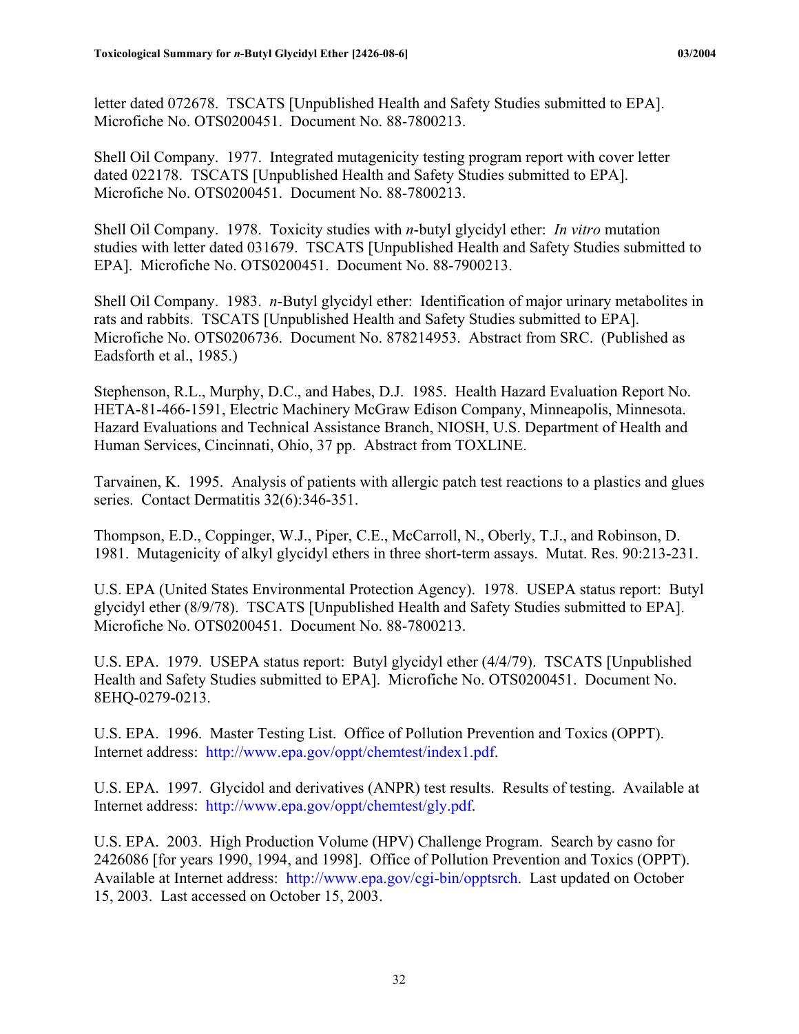letter dated 072678. TSCATS [Unpublished Health and Safety Studies submitted to EPA]. Microfiche No. OTS0200451. Document No. 88-7800213.

Shell Oil Company. 1977. Integrated mutagenicity testing program report with cover letter dated 022178. TSCATS [Unpublished Health and Safety Studies submitted to EPA]. Microfiche No. OTS0200451. Document No. 88-7800213.

Shell Oil Company. 1978. Toxicity studies with *n*-butyl glycidyl ether: *In vitro* mutation studies with letter dated 031679. TSCATS [Unpublished Health and Safety Studies submitted to EPA]. Microfiche No. OTS0200451. Document No. 88-7900213.

Shell Oil Company. 1983. *n*-Butyl glycidyl ether: Identification of major urinary metabolites in rats and rabbits. TSCATS [Unpublished Health and Safety Studies submitted to EPA]. Microfiche No. OTS0206736. Document No. 878214953. Abstract from SRC. (Published as Eadsforth et al., 1985.)

Stephenson, R.L., Murphy, D.C., and Habes, D.J. 1985. Health Hazard Evaluation Report No. HETA-81-466-1591, Electric Machinery McGraw Edison Company, Minneapolis, Minnesota. Hazard Evaluations and Technical Assistance Branch, NIOSH, U.S. Department of Health and Human Services, Cincinnati, Ohio, 37 pp. Abstract from TOXLINE.

Tarvainen, K. 1995. Analysis of patients with allergic patch test reactions to a plastics and glues series. Contact Dermatitis 32(6):346-351.

Thompson, E.D., Coppinger, W.J., Piper, C.E., McCarroll, N., Oberly, T.J., and Robinson, D. 1981. Mutagenicity of alkyl glycidyl ethers in three short-term assays. Mutat. Res. 90:213-231.

U.S. EPA (United States Environmental Protection Agency). 1978. USEPA status report: Butyl glycidyl ether (8/9/78). TSCATS [Unpublished Health and Safety Studies submitted to EPA]. Microfiche No. OTS0200451. Document No. 88-7800213.

U.S. EPA. 1979. USEPA status report: Butyl glycidyl ether (4/4/79). TSCATS [Unpublished Health and Safety Studies submitted to EPA]. Microfiche No. OTS0200451. Document No. 8EHQ-0279-0213.

U.S. EPA. 1996. Master Testing List. Office of Pollution Prevention and Toxics (OPPT). Internet address: http://www.epa.gov/oppt/chemtest/index1.pdf.

U.S. EPA. 1997. Glycidol and derivatives (ANPR) test results. Results of testing. Available at Internet address: http://www.epa.gov/oppt/chemtest/gly.pdf.

U.S. EPA. 2003. High Production Volume (HPV) Challenge Program. Search by casno for 2426086 [for years 1990, 1994, and 1998]. Office of Pollution Prevention and Toxics (OPPT). Available at Internet address: http://www.epa.gov/cgi-bin/opptsrch. Last updated on October 15, 2003. Last accessed on October 15, 2003.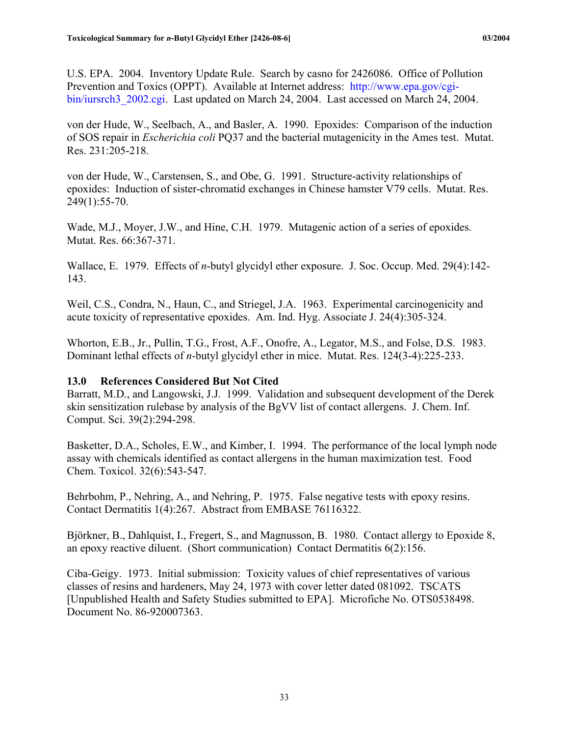U.S. EPA. 2004. Inventory Update Rule. Search by casno for 2426086. Office of Pollution Prevention and Toxics (OPPT). Available at Internet address: http://www.epa.gov/cgi-bin/iursrch3_2002.cgi. Last updated on March 24, 2004. Last accessed on March 24, 2004.

von der Hude, W., Seelbach, A., and Basler, A. 1990. Epoxides: Comparison of the induction of SOS repair in *Escherichia coli* PQ37 and the bacterial mutagenicity in the Ames test. Mutat. Res. 231:205-218.

von der Hude, W., Carstensen, S., and Obe, G. 1991. Structure-activity relationships of epoxides: Induction of sister-chromatid exchanges in Chinese hamster V79 cells. Mutat. Res. 249(1):55-70.

Wade, M.J., Moyer, J.W., and Hine, C.H. 1979. Mutagenic action of a series of epoxides. Mutat. Res. 66:367-371.

Wallace, E. 1979. Effects of *n*-butyl glycidyl ether exposure. J. Soc. Occup. Med. 29(4):142-143.

Weil, C.S., Condra, N., Haun, C., and Striegel, J.A. 1963. Experimental carcinogenicity and acute toxicity of representative epoxides. Am. Ind. Hyg. Associate J. 24(4):305-324.

Whorton, E.B., Jr., Pullin, T.G., Frost, A.F., Onofre, A., Legator, M.S., and Folse, D.S. 1983. Dominant lethal effects of *n*-butyl glycidyl ether in mice. Mutat. Res. 124(3-4):225-233.

## 13.0 References Considered But Not Cited

Barratt, M.D., and Langowski, J.J. 1999. Validation and subsequent development of the Derek skin sensitization rulebase by analysis of the BgVV list of contact allergens. J. Chem. Inf. Comput. Sci. 39(2):294-298.

Basketter, D.A., Scholes, E.W., and Kimber, I. 1994. The performance of the local lymph node assay with chemicals identified as contact allergens in the human maximization test. Food Chem. Toxicol. 32(6):543-547.

Behrbohm, P., Nehring, A., and Nehring, P. 1975. False negative tests with epoxy resins. Contact Dermatitis 1(4):267. Abstract from EMBASE 76116322.

Björkner, B., Dahlquist, I., Fregert, S., and Magnusson, B. 1980. Contact allergy to Epoxide 8, an epoxy reactive diluent. (Short communication) Contact Dermatitis 6(2):156.

Ciba-Geigy. 1973. Initial submission: Toxicity values of chief representatives of various classes of resins and hardeners, May 24, 1973 with cover letter dated 081092. TSCATS [Unpublished Health and Safety Studies submitted to EPA]. Microfiche No. OTS0538498. Document No. 86-920007363.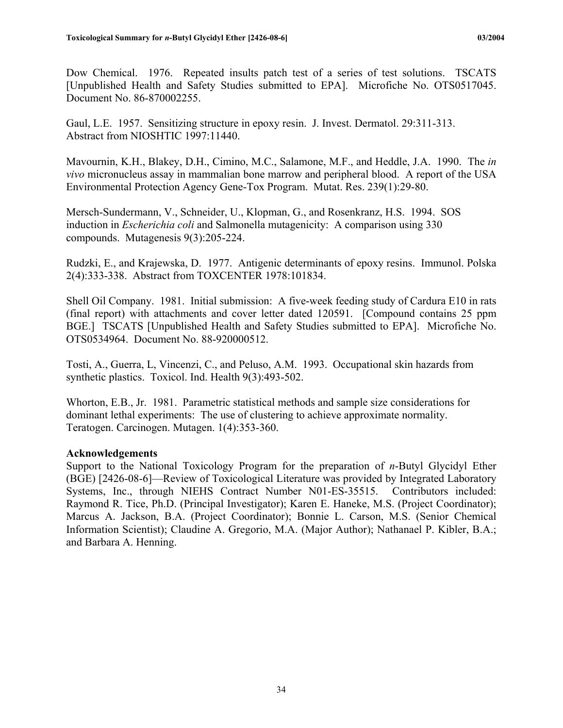Dow Chemical. 1976. Repeated insults patch test of a series of test solutions. TSCATS [Unpublished Health and Safety Studies submitted to EPA]. Microfiche No. OTS0517045. Document No. 86-870002255.

Gaul, L.E. 1957. Sensitizing structure in epoxy resin. J. Invest. Dermatol. 29:311-313. Abstract from NIOSHTIC 1997:11440.

Mavournin, K.H., Blakey, D.H., Cimino, M.C., Salamone, M.F., and Heddle, J.A. 1990. The *in vivo* micronucleus assay in mammalian bone marrow and peripheral blood. A report of the USA Environmental Protection Agency Gene-Tox Program. Mutat. Res. 239(1):29-80.

Mersch-Sundermann, V., Schneider, U., Klopman, G., and Rosenkranz, H.S. 1994. SOS induction in *Escherichia coli* and Salmonella mutagenicity: A comparison using 330 compounds. Mutagenesis 9(3):205-224.

Rudzki, E., and Krajewska, D. 1977. Antigenic determinants of epoxy resins. Immunol. Polska 2(4):333-338. Abstract from TOXCENTER 1978:101834.

Shell Oil Company. 1981. Initial submission: A five-week feeding study of Cardura E10 in rats (final report) with attachments and cover letter dated 120591. [Compound contains 25 ppm BGE.] TSCATS [Unpublished Health and Safety Studies submitted to EPA]. Microfiche No. OTS0534964. Document No. 88-920000512.

Tosti, A., Guerra, L, Vincenzi, C., and Peluso, A.M. 1993. Occupational skin hazards from synthetic plastics. Toxicol. Ind. Health 9(3):493-502.

Whorton, E.B., Jr. 1981. Parametric statistical methods and sample size considerations for dominant lethal experiments: The use of clustering to achieve approximate normality. Teratogen. Carcinogen. Mutagen. 1(4):353-360.

**Acknowledgements**

Support to the National Toxicology Program for the preparation of *n*-Butyl Glycidyl Ether (BGE) [2426-08-6]—Review of Toxicological Literature was provided by Integrated Laboratory Systems, Inc., through NIEHS Contract Number N01-ES-35515. Contributors included: Raymond R. Tice, Ph.D. (Principal Investigator); Karen E. Haneke, M.S. (Project Coordinator); Marcus A. Jackson, B.A. (Project Coordinator); Bonnie L. Carson, M.S. (Senior Chemical Information Scientist); Claudine A. Gregorio, M.A. (Major Author); Nathanael P. Kibler, B.A.; and Barbara A. Henning.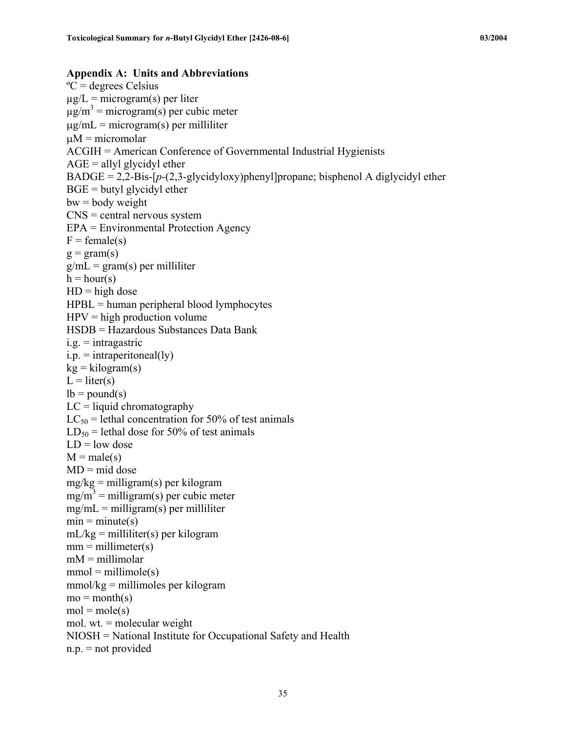## Appendix A: Units and Abbreviations

ºC = degrees Celsius
µg/L = microgram(s) per liter
µg/m$^3$ = microgram(s) per cubic meter
µg/mL = microgram(s) per milliliter
µM = micromolar
ACGIH = American Conference of Governmental Industrial Hygienists
AGE = allyl glycidyl ether
BADGE = 2,2-Bis-[*p*-(2,3-glycidyloxy)phenyl]propane; bisphenol A diglycidyl ether
BGE = butyl glycidyl ether
bw = body weight
CNS = central nervous system
EPA = Environmental Protection Agency
F = female(s)
g = gram(s)
g/mL = gram(s) per milliliter
h = hour(s)
HD = high dose
HPBL = human peripheral blood lymphocytes
HPV = high production volume
HSDB = Hazardous Substances Data Bank
i.g. = intragastric
i.p. = intraperitoneal(ly)
kg = kilogram(s)
L = liter(s)
lb = pound(s)
LC = liquid chromatography
$LC_{50}$ = lethal concentration for 50% of test animals
$LD_{50}$ = lethal dose for 50% of test animals
LD = low dose
M = male(s)
MD = mid dose
mg/kg = milligram(s) per kilogram
mg/m$^3$ = milligram(s) per cubic meter
mg/mL = milligram(s) per milliliter
min = minute(s)
mL/kg = milliliter(s) per kilogram
mm = millimeter(s)
mM = millimolar
mmol = millimole(s)
mmol/kg = millimoles per kilogram
mo = month(s)
mol = mole(s)
mol. wt. = molecular weight
NIOSH = National Institute for Occupational Safety and Health
n.p. = not provided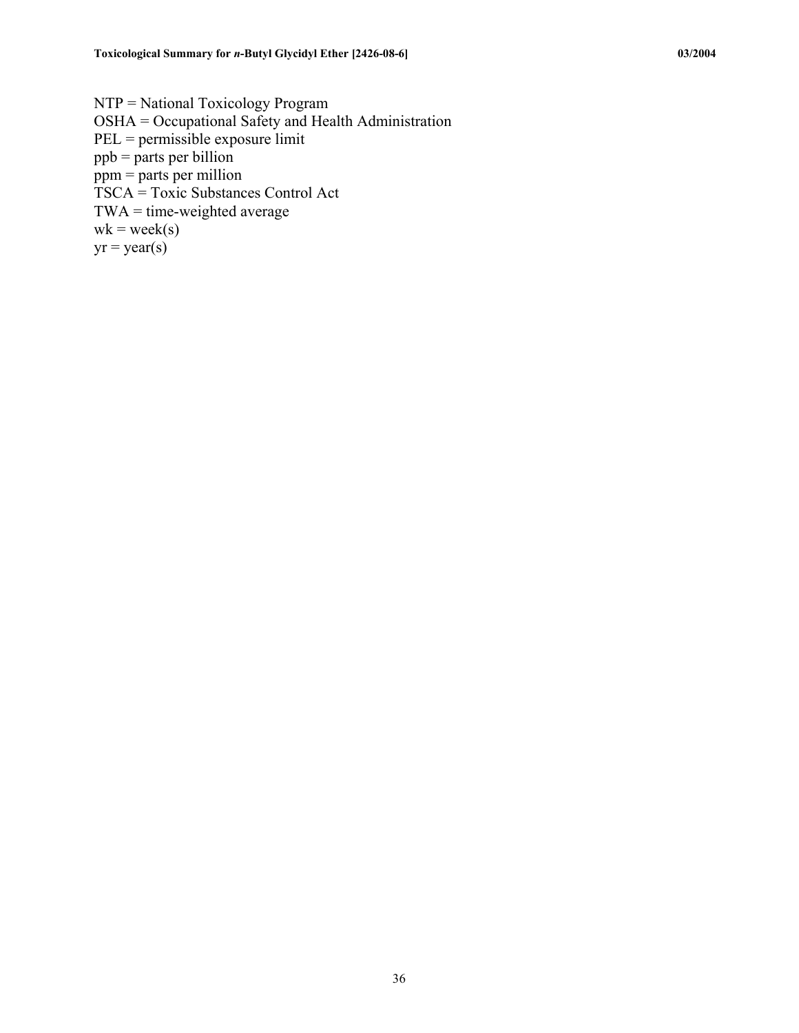NTP = National Toxicology Program
OSHA = Occupational Safety and Health Administration
PEL = permissible exposure limit
ppb = parts per billion
ppm = parts per million
TSCA = Toxic Substances Control Act
TWA = time-weighted average
wk = week(s)
yr = year(s)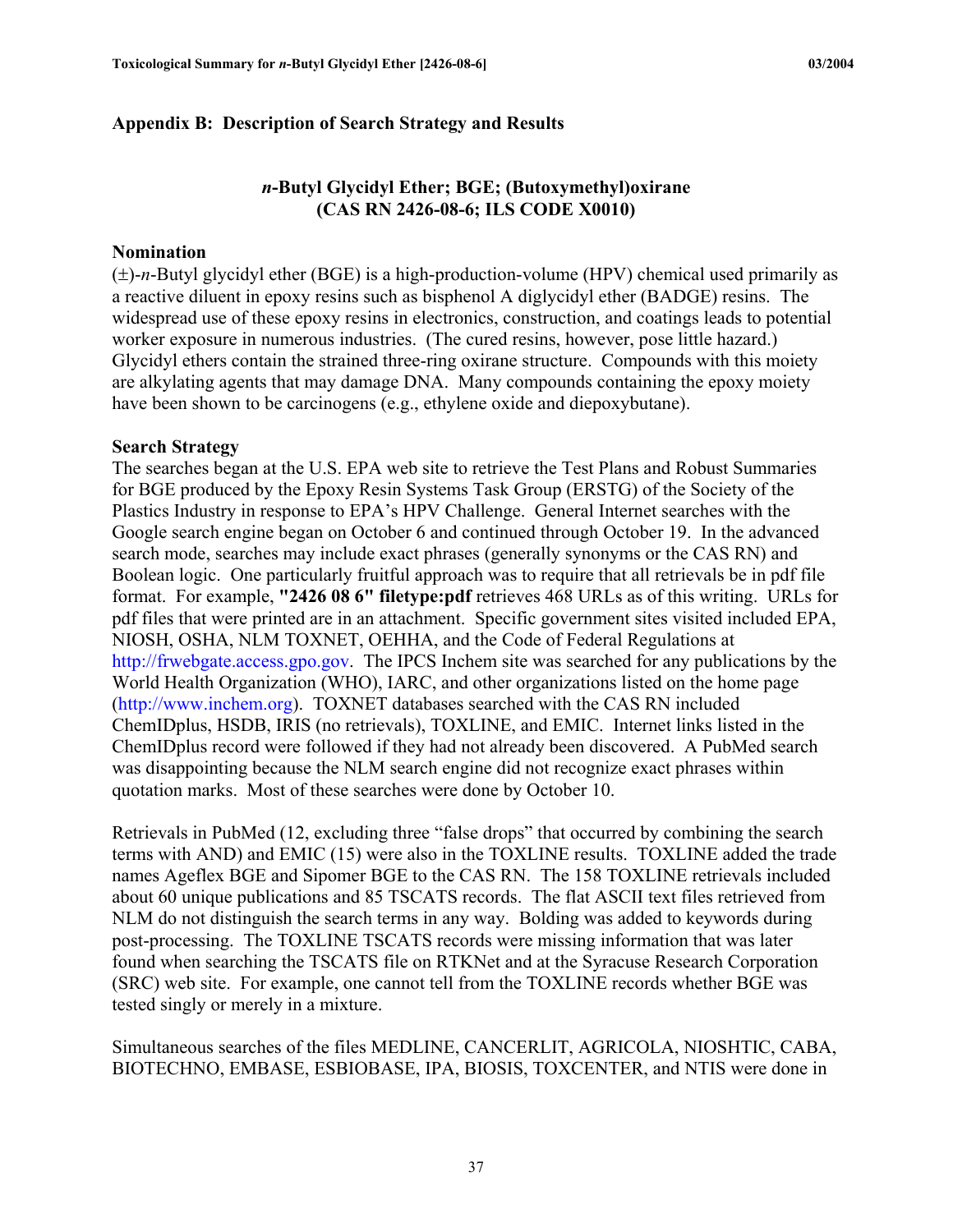## Appendix B: Description of Search Strategy and Results

### *n*-Butyl Glycidyl Ether; BGE; (Butoxymethyl)oxirane (CAS RN 2426-08-6; ILS CODE X0010)

**Nomination**

(±)-*n*-Butyl glycidyl ether (BGE) is a high-production-volume (HPV) chemical used primarily as a reactive diluent in epoxy resins such as bisphenol A diglycidyl ether (BADGE) resins. The widespread use of these epoxy resins in electronics, construction, and coatings leads to potential worker exposure in numerous industries. (The cured resins, however, pose little hazard.) Glycidyl ethers contain the strained three-ring oxirane structure. Compounds with this moiety are alkylating agents that may damage DNA. Many compounds containing the epoxy moiety have been shown to be carcinogens (e.g., ethylene oxide and diepoxybutane).

**Search Strategy**

The searches began at the U.S. EPA web site to retrieve the Test Plans and Robust Summaries for BGE produced by the Epoxy Resin Systems Task Group (ERSTG) of the Society of the Plastics Industry in response to EPA's HPV Challenge. General Internet searches with the Google search engine began on October 6 and continued through October 19. In the advanced search mode, searches may include exact phrases (generally synonyms or the CAS RN) and Boolean logic. One particularly fruitful approach was to require that all retrievals be in pdf file format. For example, **"2426 08 6" filetype:pdf** retrieves 468 URLs as of this writing. URLs for pdf files that were printed are in an attachment. Specific government sites visited included EPA, NIOSH, OSHA, NLM TOXNET, OEHHA, and the Code of Federal Regulations at http://frwebgate.access.gpo.gov. The IPCS Inchem site was searched for any publications by the World Health Organization (WHO), IARC, and other organizations listed on the home page (http://www.inchem.org). TOXNET databases searched with the CAS RN included ChemIDplus, HSDB, IRIS (no retrievals), TOXLINE, and EMIC. Internet links listed in the ChemIDplus record were followed if they had not already been discovered. A PubMed search was disappointing because the NLM search engine did not recognize exact phrases within quotation marks. Most of these searches were done by October 10.

Retrievals in PubMed (12, excluding three "false drops" that occurred by combining the search terms with AND) and EMIC (15) were also in the TOXLINE results. TOXLINE added the trade names Ageflex BGE and Sipomer BGE to the CAS RN. The 158 TOXLINE retrievals included about 60 unique publications and 85 TSCATS records. The flat ASCII text files retrieved from NLM do not distinguish the search terms in any way. Bolding was added to keywords during post-processing. The TOXLINE TSCATS records were missing information that was later found when searching the TSCATS file on RTKNet and at the Syracuse Research Corporation (SRC) web site. For example, one cannot tell from the TOXLINE records whether BGE was tested singly or merely in a mixture.

Simultaneous searches of the files MEDLINE, CANCERLIT, AGRICOLA, NIOSHTIC, CABA, BIOTECHNO, EMBASE, ESBIOBASE, IPA, BIOSIS, TOXCENTER, and NTIS were done in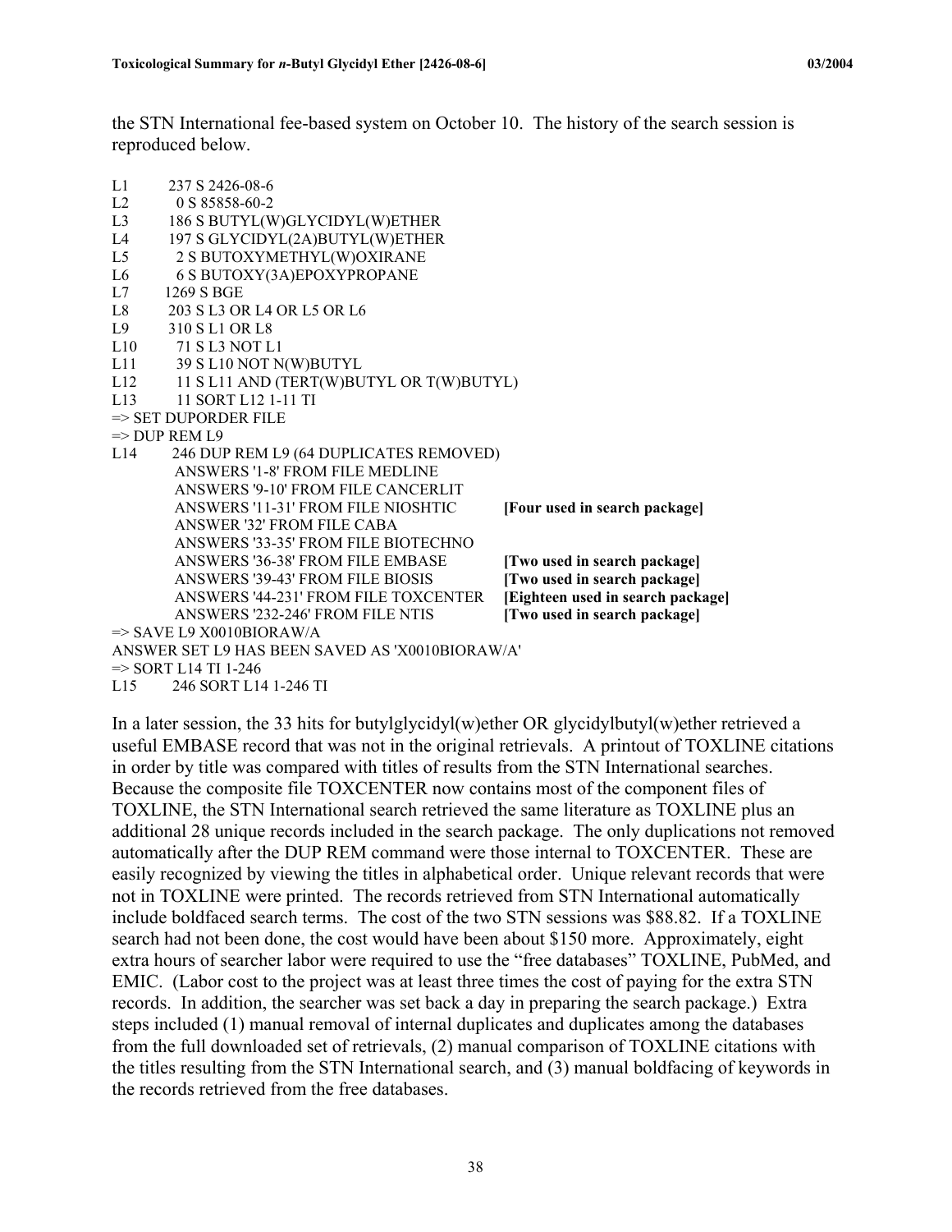the STN International fee-based system on October 10. The history of the search session is reproduced below.

```
L1      237 S 2426-08-6
L2        0 S 85858-60-2
L3      186 S BUTYL(W)GLYCIDYL(W)ETHER
L4      197 S GLYCIDYL(2A)BUTYL(W)ETHER
L5        2 S BUTOXYMETHYL(W)OXIRANE
L6        6 S BUTOXY(3A)EPOXYPROPANE
L7     1269 S BGE
L8      203 S L3 OR L4 OR L5 OR L6
L9      310 S L1 OR L8
L10      71 S L3 NOT L1
L11      39 S L10 NOT N(W)BUTYL
L12      11 S L11 AND (TERT(W)BUTYL OR T(W)BUTYL)
L13      11 SORT L12 1-11 TI
=> SET DUPORDER FILE
=> DUP REM L9
L14     246 DUP REM L9 (64 DUPLICATES REMOVED)
            ANSWERS '1-8' FROM FILE MEDLINE
            ANSWERS '9-10' FROM FILE CANCERLIT
            ANSWERS '11-31' FROM FILE NIOSHTIC      [Four used in search package]
            ANSWER '32' FROM FILE CABA
            ANSWERS '33-35' FROM FILE BIOTECHNO
            ANSWERS '36-38' FROM FILE EMBASE        [Two used in search package]
            ANSWERS '39-43' FROM FILE BIOSIS        [Two used in search package]
            ANSWERS '44-231' FROM FILE TOXCENTER    [Eighteen used in search package]
            ANSWERS '232-246' FROM FILE NTIS        [Two used in search package]
=> SAVE L9 X0010BIORAW/A
ANSWER SET L9 HAS BEEN SAVED AS 'X0010BIORAW/A'
=> SORT L14 TI 1-246
L15     246 SORT L14 1-246 TI
```

In a later session, the 33 hits for butylglycidyl(w)ether OR glycidylbutyl(w)ether retrieved a useful EMBASE record that was not in the original retrievals. A printout of TOXLINE citations in order by title was compared with titles of results from the STN International searches. Because the composite file TOXCENTER now contains most of the component files of TOXLINE, the STN International search retrieved the same literature as TOXLINE plus an additional 28 unique records included in the search package. The only duplications not removed automatically after the DUP REM command were those internal to TOXCENTER. These are easily recognized by viewing the titles in alphabetical order. Unique relevant records that were not in TOXLINE were printed. The records retrieved from STN International automatically include boldfaced search terms. The cost of the two STN sessions was $88.82. If a TOXLINE search had not been done, the cost would have been about $150 more. Approximately, eight extra hours of searcher labor were required to use the "free databases" TOXLINE, PubMed, and EMIC. (Labor cost to the project was at least three times the cost of paying for the extra STN records. In addition, the searcher was set back a day in preparing the search package.) Extra steps included (1) manual removal of internal duplicates and duplicates among the databases from the full downloaded set of retrievals, (2) manual comparison of TOXLINE citations with the titles resulting from the STN International search, and (3) manual boldfacing of keywords in the records retrieved from the free databases.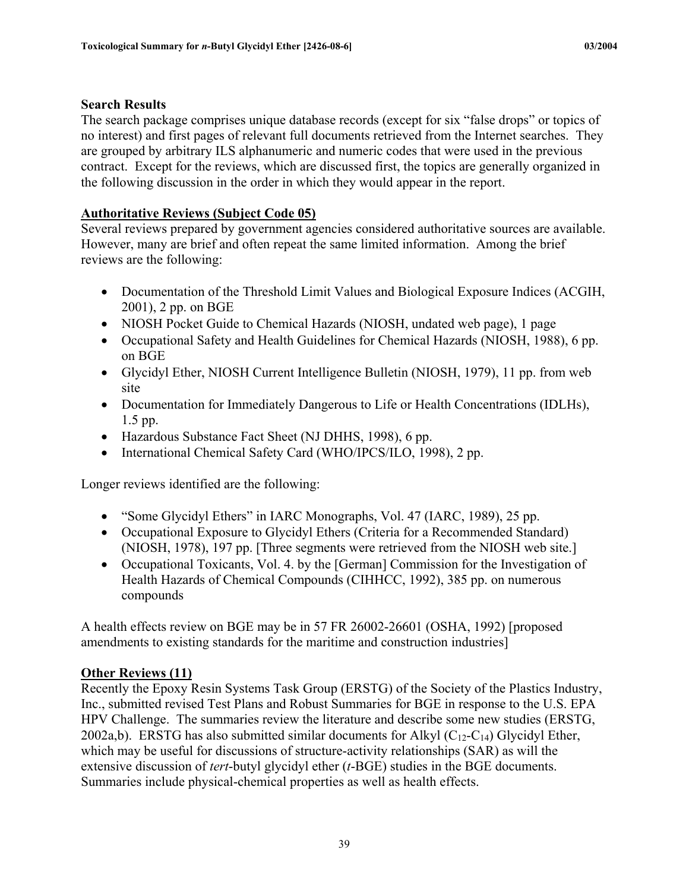**Search Results**

The search package comprises unique database records (except for six "false drops" or topics of no interest) and first pages of relevant full documents retrieved from the Internet searches. They are grouped by arbitrary ILS alphanumeric and numeric codes that were used in the previous contract. Except for the reviews, which are discussed first, the topics are generally organized in the following discussion in the order in which they would appear in the report.

**Authoritative Reviews (Subject Code 05)**

Several reviews prepared by government agencies considered authoritative sources are available. However, many are brief and often repeat the same limited information. Among the brief reviews are the following:

- Documentation of the Threshold Limit Values and Biological Exposure Indices (ACGIH, 2001), 2 pp. on BGE
- NIOSH Pocket Guide to Chemical Hazards (NIOSH, undated web page), 1 page
- Occupational Safety and Health Guidelines for Chemical Hazards (NIOSH, 1988), 6 pp. on BGE
- Glycidyl Ether, NIOSH Current Intelligence Bulletin (NIOSH, 1979), 11 pp. from web site
- Documentation for Immediately Dangerous to Life or Health Concentrations (IDLHs), 1.5 pp.
- Hazardous Substance Fact Sheet (NJ DHHS, 1998), 6 pp.
- International Chemical Safety Card (WHO/IPCS/ILO, 1998), 2 pp.

Longer reviews identified are the following:

- "Some Glycidyl Ethers" in IARC Monographs, Vol. 47 (IARC, 1989), 25 pp.
- Occupational Exposure to Glycidyl Ethers (Criteria for a Recommended Standard) (NIOSH, 1978), 197 pp. [Three segments were retrieved from the NIOSH web site.]
- Occupational Toxicants, Vol. 4. by the [German] Commission for the Investigation of Health Hazards of Chemical Compounds (CIHHCC, 1992), 385 pp. on numerous compounds

A health effects review on BGE may be in 57 FR 26002-26601 (OSHA, 1992) [proposed amendments to existing standards for the maritime and construction industries]

**Other Reviews (11)**

Recently the Epoxy Resin Systems Task Group (ERSTG) of the Society of the Plastics Industry, Inc., submitted revised Test Plans and Robust Summaries for BGE in response to the U.S. EPA HPV Challenge. The summaries review the literature and describe some new studies (ERSTG, 2002a,b). ERSTG has also submitted similar documents for Alkyl ($C_{12}$-$C_{14}$) Glycidyl Ether, which may be useful for discussions of structure-activity relationships (SAR) as will the extensive discussion of *tert*-butyl glycidyl ether (*t*-BGE) studies in the BGE documents. Summaries include physical-chemical properties as well as health effects.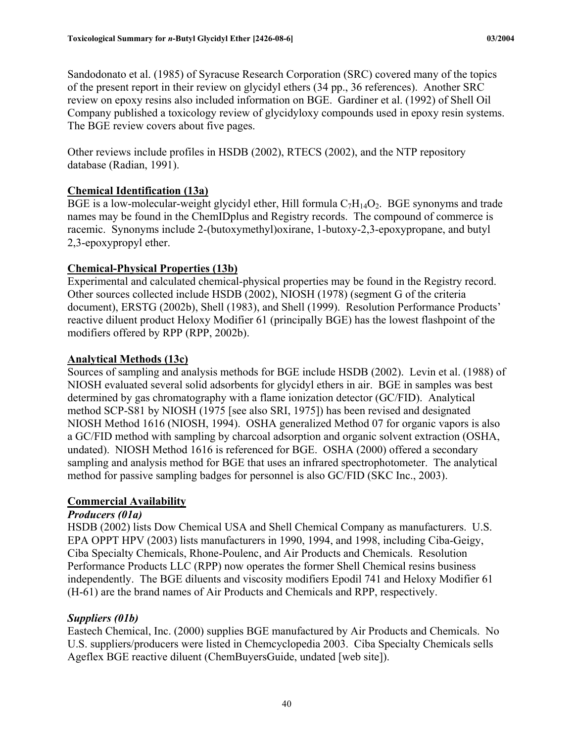Sandodonato et al. (1985) of Syracuse Research Corporation (SRC) covered many of the topics of the present report in their review on glycidyl ethers (34 pp., 36 references). Another SRC review on epoxy resins also included information on BGE. Gardiner et al. (1992) of Shell Oil Company published a toxicology review of glycidyloxy compounds used in epoxy resin systems. The BGE review covers about five pages.

Other reviews include profiles in HSDB (2002), RTECS (2002), and the NTP repository database (Radian, 1991).

## Chemical Identification (13a)

BGE is a low-molecular-weight glycidyl ether, Hill formula $C_7H_{14}O_2$. BGE synonyms and trade names may be found in the ChemIDplus and Registry records. The compound of commerce is racemic. Synonyms include 2-(butoxymethyl)oxirane, 1-butoxy-2,3-epoxypropane, and butyl 2,3-epoxypropyl ether.

## Chemical-Physical Properties (13b)

Experimental and calculated chemical-physical properties may be found in the Registry record. Other sources collected include HSDB (2002), NIOSH (1978) (segment G of the criteria document), ERSTG (2002b), Shell (1983), and Shell (1999). Resolution Performance Products' reactive diluent product Heloxy Modifier 61 (principally BGE) has the lowest flashpoint of the modifiers offered by RPP (RPP, 2002b).

## Analytical Methods (13c)

Sources of sampling and analysis methods for BGE include HSDB (2002). Levin et al. (1988) of NIOSH evaluated several solid adsorbents for glycidyl ethers in air. BGE in samples was best determined by gas chromatography with a flame ionization detector (GC/FID). Analytical method SCP-S81 by NIOSH (1975 [see also SRI, 1975]) has been revised and designated NIOSH Method 1616 (NIOSH, 1994). OSHA generalized Method 07 for organic vapors is also a GC/FID method with sampling by charcoal adsorption and organic solvent extraction (OSHA, undated). NIOSH Method 1616 is referenced for BGE. OSHA (2000) offered a secondary sampling and analysis method for BGE that uses an infrared spectrophotometer. The analytical method for passive sampling badges for personnel is also GC/FID (SKC Inc., 2003).

## Commercial Availability

### *Producers (01a)*

HSDB (2002) lists Dow Chemical USA and Shell Chemical Company as manufacturers. U.S. EPA OPPT HPV (2003) lists manufacturers in 1990, 1994, and 1998, including Ciba-Geigy, Ciba Specialty Chemicals, Rhone-Poulenc, and Air Products and Chemicals. Resolution Performance Products LLC (RPP) now operates the former Shell Chemical resins business independently. The BGE diluents and viscosity modifiers Epodil 741 and Heloxy Modifier 61 (H-61) are the brand names of Air Products and Chemicals and RPP, respectively.

### *Suppliers (01b)*

Eastech Chemical, Inc. (2000) supplies BGE manufactured by Air Products and Chemicals. No U.S. suppliers/producers were listed in Chemcyclopedia 2003. Ciba Specialty Chemicals sells Ageflex BGE reactive diluent (ChemBuyersGuide, undated [web site]).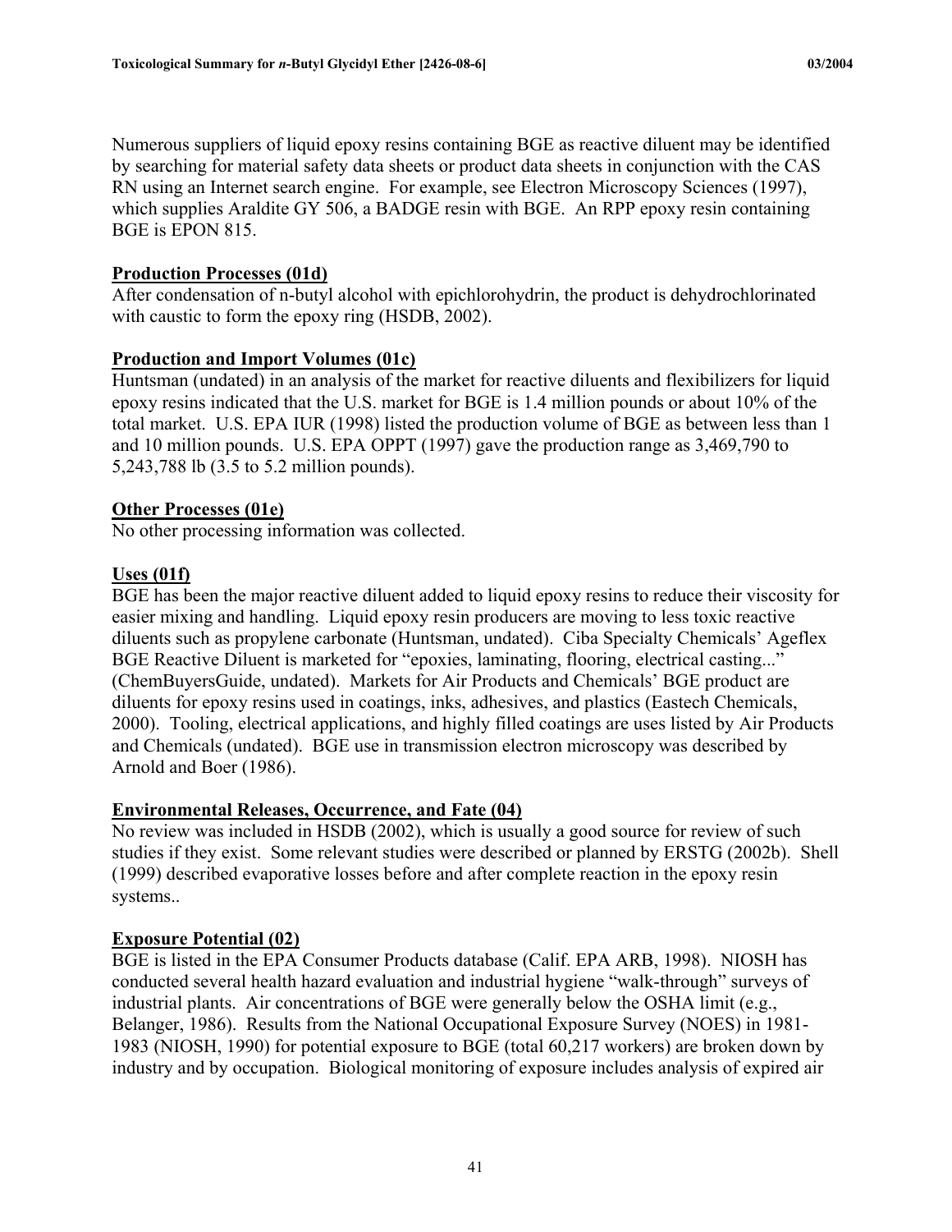Numerous suppliers of liquid epoxy resins containing BGE as reactive diluent may be identified by searching for material safety data sheets or product data sheets in conjunction with the CAS RN using an Internet search engine. For example, see Electron Microscopy Sciences (1997), which supplies Araldite GY 506, a BADGE resin with BGE. An RPP epoxy resin containing BGE is EPON 815.

## Production Processes (01d)

After condensation of n-butyl alcohol with epichlorohydrin, the product is dehydrochlorinated with caustic to form the epoxy ring (HSDB, 2002).

## Production and Import Volumes (01c)

Huntsman (undated) in an analysis of the market for reactive diluents and flexibilizers for liquid epoxy resins indicated that the U.S. market for BGE is 1.4 million pounds or about 10% of the total market. U.S. EPA IUR (1998) listed the production volume of BGE as between less than 1 and 10 million pounds. U.S. EPA OPPT (1997) gave the production range as 3,469,790 to 5,243,788 lb (3.5 to 5.2 million pounds).

## Other Processes (01e)

No other processing information was collected.

## Uses (01f)

BGE has been the major reactive diluent added to liquid epoxy resins to reduce their viscosity for easier mixing and handling. Liquid epoxy resin producers are moving to less toxic reactive diluents such as propylene carbonate (Huntsman, undated). Ciba Specialty Chemicals' Ageflex BGE Reactive Diluent is marketed for "epoxies, laminating, flooring, electrical casting..." (ChemBuyersGuide, undated). Markets for Air Products and Chemicals' BGE product are diluents for epoxy resins used in coatings, inks, adhesives, and plastics (Eastech Chemicals, 2000). Tooling, electrical applications, and highly filled coatings are uses listed by Air Products and Chemicals (undated). BGE use in transmission electron microscopy was described by Arnold and Boer (1986).

## Environmental Releases, Occurrence, and Fate (04)

No review was included in HSDB (2002), which is usually a good source for review of such studies if they exist. Some relevant studies were described or planned by ERSTG (2002b). Shell (1999) described evaporative losses before and after complete reaction in the epoxy resin systems..

## Exposure Potential (02)

BGE is listed in the EPA Consumer Products database (Calif. EPA ARB, 1998). NIOSH has conducted several health hazard evaluation and industrial hygiene "walk-through" surveys of industrial plants. Air concentrations of BGE were generally below the OSHA limit (e.g., Belanger, 1986). Results from the National Occupational Exposure Survey (NOES) in 1981-1983 (NIOSH, 1990) for potential exposure to BGE (total 60,217 workers) are broken down by industry and by occupation. Biological monitoring of exposure includes analysis of expired air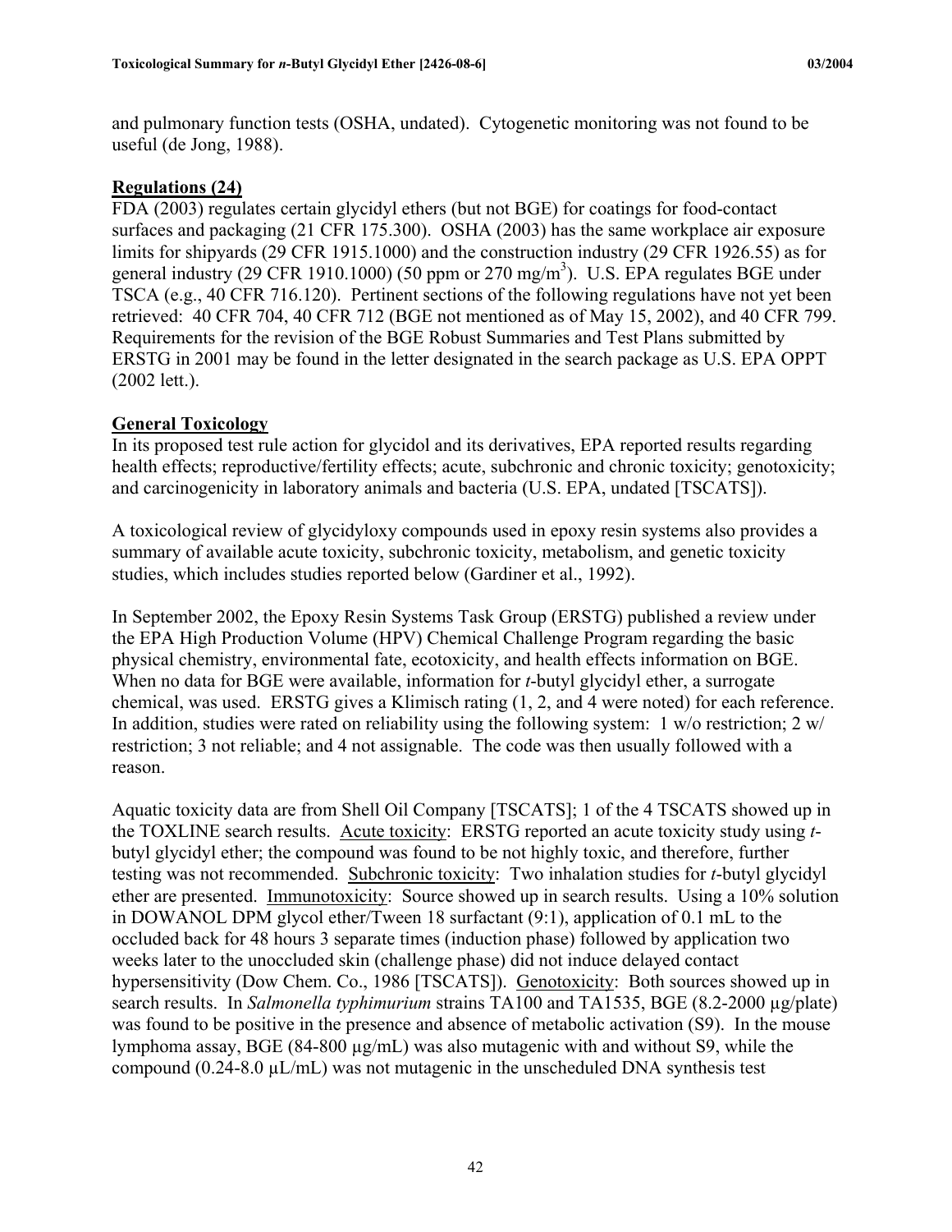and pulmonary function tests (OSHA, undated). Cytogenetic monitoring was not found to be useful (de Jong, 1988).

## Regulations (24)

FDA (2003) regulates certain glycidyl ethers (but not BGE) for coatings for food-contact surfaces and packaging (21 CFR 175.300). OSHA (2003) has the same workplace air exposure limits for shipyards (29 CFR 1915.1000) and the construction industry (29 CFR 1926.55) as for general industry (29 CFR 1910.1000) (50 ppm or 270 mg/m$^3$). U.S. EPA regulates BGE under TSCA (e.g., 40 CFR 716.120). Pertinent sections of the following regulations have not yet been retrieved: 40 CFR 704, 40 CFR 712 (BGE not mentioned as of May 15, 2002), and 40 CFR 799. Requirements for the revision of the BGE Robust Summaries and Test Plans submitted by ERSTG in 2001 may be found in the letter designated in the search package as U.S. EPA OPPT (2002 lett.).

## General Toxicology

In its proposed test rule action for glycidol and its derivatives, EPA reported results regarding health effects; reproductive/fertility effects; acute, subchronic and chronic toxicity; genotoxicity; and carcinogenicity in laboratory animals and bacteria (U.S. EPA, undated [TSCATS]).

A toxicological review of glycidyloxy compounds used in epoxy resin systems also provides a summary of available acute toxicity, subchronic toxicity, metabolism, and genetic toxicity studies, which includes studies reported below (Gardiner et al., 1992).

In September 2002, the Epoxy Resin Systems Task Group (ERSTG) published a review under the EPA High Production Volume (HPV) Chemical Challenge Program regarding the basic physical chemistry, environmental fate, ecotoxicity, and health effects information on BGE. When no data for BGE were available, information for *t*-butyl glycidyl ether, a surrogate chemical, was used. ERSTG gives a Klimisch rating (1, 2, and 4 were noted) for each reference. In addition, studies were rated on reliability using the following system: 1 w/o restriction; 2 w/ restriction; 3 not reliable; and 4 not assignable. The code was then usually followed with a reason.

Aquatic toxicity data are from Shell Oil Company [TSCATS]; 1 of the 4 TSCATS showed up in the TOXLINE search results. Acute toxicity: ERSTG reported an acute toxicity study using *t*-butyl glycidyl ether; the compound was found to be not highly toxic, and therefore, further testing was not recommended. Subchronic toxicity: Two inhalation studies for *t*-butyl glycidyl ether are presented. Immunotoxicity: Source showed up in search results. Using a 10% solution in DOWANOL DPM glycol ether/Tween 18 surfactant (9:1), application of 0.1 mL to the occluded back for 48 hours 3 separate times (induction phase) followed by application two weeks later to the unoccluded skin (challenge phase) did not induce delayed contact hypersensitivity (Dow Chem. Co., 1986 [TSCATS]). Genotoxicity: Both sources showed up in search results. In *Salmonella typhimurium* strains TA100 and TA1535, BGE (8.2-2000 µg/plate) was found to be positive in the presence and absence of metabolic activation (S9). In the mouse lymphoma assay, BGE (84-800 µg/mL) was also mutagenic with and without S9, while the compound (0.24-8.0 µL/mL) was not mutagenic in the unscheduled DNA synthesis test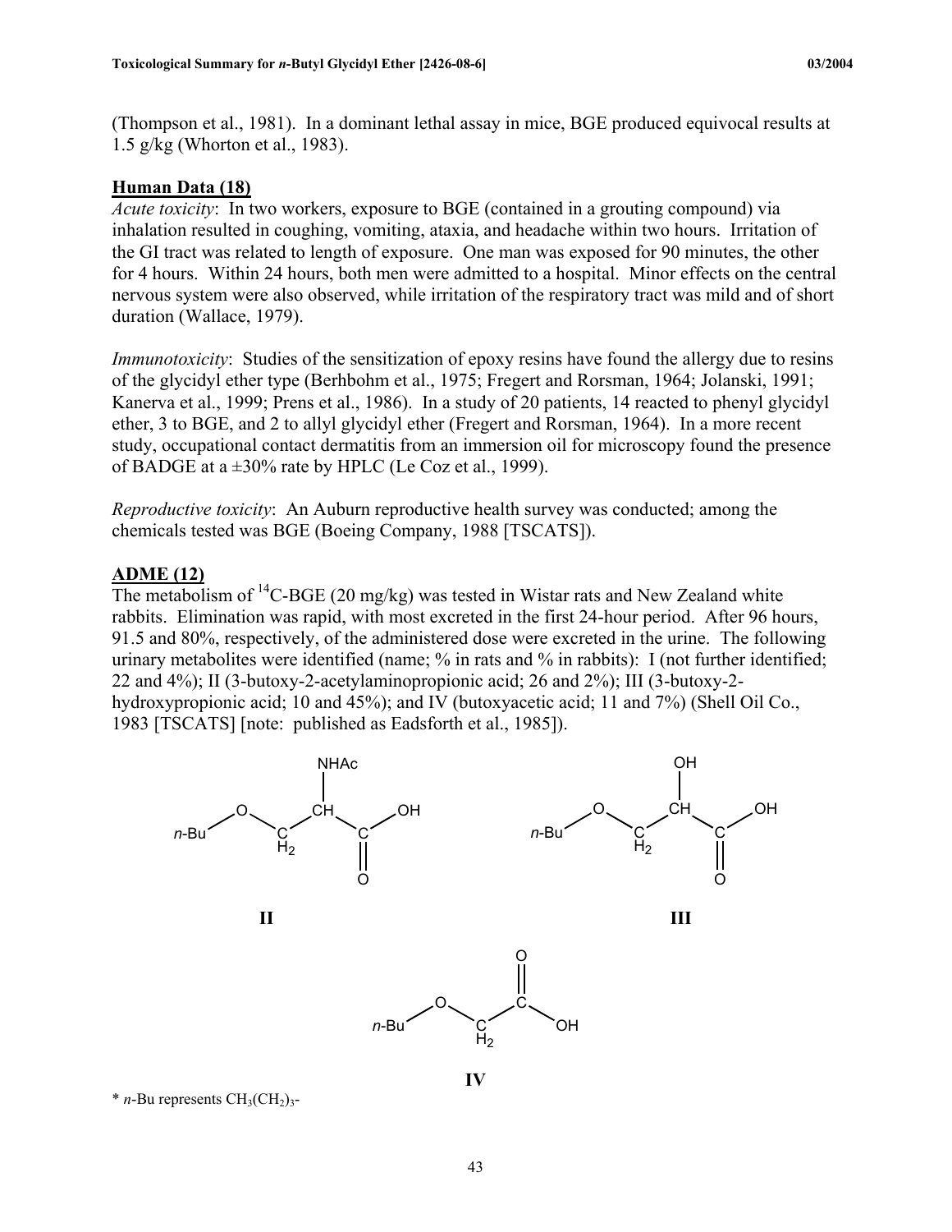(Thompson et al., 1981). In a dominant lethal assay in mice, BGE produced equivocal results at 1.5 g/kg (Whorton et al., 1983).

## Human Data (18)

*Acute toxicity*: In two workers, exposure to BGE (contained in a grouting compound) via inhalation resulted in coughing, vomiting, ataxia, and headache within two hours. Irritation of the GI tract was related to length of exposure. One man was exposed for 90 minutes, the other for 4 hours. Within 24 hours, both men were admitted to a hospital. Minor effects on the central nervous system were also observed, while irritation of the respiratory tract was mild and of short duration (Wallace, 1979).

*Immunotoxicity*: Studies of the sensitization of epoxy resins have found the allergy due to resins of the glycidyl ether type (Berhbohm et al., 1975; Fregert and Rorsman, 1964; Jolanski, 1991; Kanerva et al., 1999; Prens et al., 1986). In a study of 20 patients, 14 reacted to phenyl glycidyl ether, 3 to BGE, and 2 to allyl glycidyl ether (Fregert and Rorsman, 1964). In a more recent study, occupational contact dermatitis from an immersion oil for microscopy found the presence of BADGE at a ±30% rate by HPLC (Le Coz et al., 1999).

*Reproductive toxicity*: An Auburn reproductive health survey was conducted; among the chemicals tested was BGE (Boeing Company, 1988 [TSCATS]).

## ADME (12)

The metabolism of $^{14}$C-BGE (20 mg/kg) was tested in Wistar rats and New Zealand white rabbits. Elimination was rapid, with most excreted in the first 24-hour period. After 96 hours, 91.5 and 80%, respectively, of the administered dose were excreted in the urine. The following urinary metabolites were identified (name; % in rats and % in rabbits): I (not further identified; 22 and 4%); II (3-butoxy-2-acetylaminopropionic acid; 26 and 2%); III (3-butoxy-2-hydroxypropionic acid; 10 and 45%); and IV (butoxyacetic acid; 11 and 7%) (Shell Oil Co., 1983 [TSCATS] [note: published as Eadsforth et al., 1985]).

**II**: *n*-Bu–O–$CH_2$–CH(NHAc)–C(=O)–OH

**III**: *n*-Bu–O–$CH_2$–CH(OH)–C(=O)–OH

**IV**: *n*-Bu–O–$CH_2$–C(=O)–OH

\* *n*-Bu represents $CH_3(CH_2)_3$-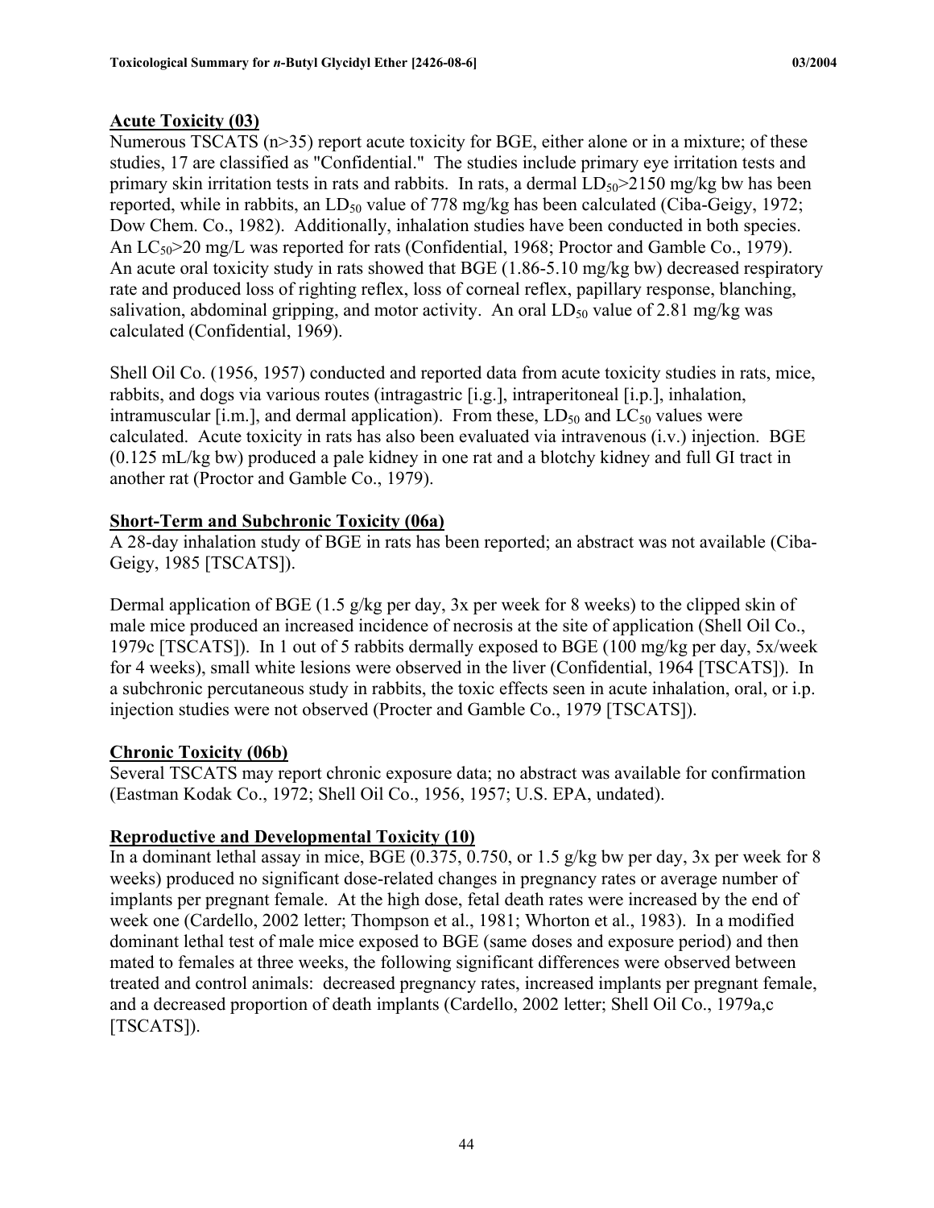## Acute Toxicity (03)

Numerous TSCATS (n>35) report acute toxicity for BGE, either alone or in a mixture; of these studies, 17 are classified as "Confidential." The studies include primary eye irritation tests and primary skin irritation tests in rats and rabbits. In rats, a dermal $LD_{50}$>2150 mg/kg bw has been reported, while in rabbits, an $LD_{50}$ value of 778 mg/kg has been calculated (Ciba-Geigy, 1972; Dow Chem. Co., 1982). Additionally, inhalation studies have been conducted in both species. An $LC_{50}$>20 mg/L was reported for rats (Confidential, 1968; Proctor and Gamble Co., 1979). An acute oral toxicity study in rats showed that BGE (1.86-5.10 mg/kg bw) decreased respiratory rate and produced loss of righting reflex, loss of corneal reflex, papillary response, blanching, salivation, abdominal gripping, and motor activity. An oral $LD_{50}$ value of 2.81 mg/kg was calculated (Confidential, 1969).

Shell Oil Co. (1956, 1957) conducted and reported data from acute toxicity studies in rats, mice, rabbits, and dogs via various routes (intragastric [i.g.], intraperitoneal [i.p.], inhalation, intramuscular [i.m.], and dermal application). From these, $LD_{50}$ and $LC_{50}$ values were calculated. Acute toxicity in rats has also been evaluated via intravenous (i.v.) injection. BGE (0.125 mL/kg bw) produced a pale kidney in one rat and a blotchy kidney and full GI tract in another rat (Proctor and Gamble Co., 1979).

## Short-Term and Subchronic Toxicity (06a)

A 28-day inhalation study of BGE in rats has been reported; an abstract was not available (Ciba-Geigy, 1985 [TSCATS]).

Dermal application of BGE (1.5 g/kg per day, 3x per week for 8 weeks) to the clipped skin of male mice produced an increased incidence of necrosis at the site of application (Shell Oil Co., 1979c [TSCATS]). In 1 out of 5 rabbits dermally exposed to BGE (100 mg/kg per day, 5x/week for 4 weeks), small white lesions were observed in the liver (Confidential, 1964 [TSCATS]). In a subchronic percutaneous study in rabbits, the toxic effects seen in acute inhalation, oral, or i.p. injection studies were not observed (Procter and Gamble Co., 1979 [TSCATS]).

## Chronic Toxicity (06b)

Several TSCATS may report chronic exposure data; no abstract was available for confirmation (Eastman Kodak Co., 1972; Shell Oil Co., 1956, 1957; U.S. EPA, undated).

## Reproductive and Developmental Toxicity (10)

In a dominant lethal assay in mice, BGE (0.375, 0.750, or 1.5 g/kg bw per day, 3x per week for 8 weeks) produced no significant dose-related changes in pregnancy rates or average number of implants per pregnant female. At the high dose, fetal death rates were increased by the end of week one (Cardello, 2002 letter; Thompson et al., 1981; Whorton et al., 1983). In a modified dominant lethal test of male mice exposed to BGE (same doses and exposure period) and then mated to females at three weeks, the following significant differences were observed between treated and control animals: decreased pregnancy rates, increased implants per pregnant female, and a decreased proportion of death implants (Cardello, 2002 letter; Shell Oil Co., 1979a,c [TSCATS]).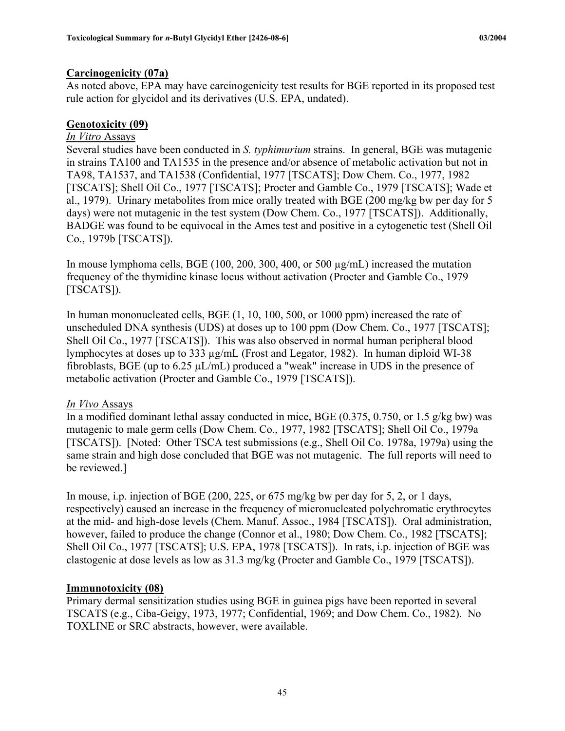**Carcinogenicity (07a)**

As noted above, EPA may have carcinogenicity test results for BGE reported in its proposed test rule action for glycidol and its derivatives (U.S. EPA, undated).

**Genotoxicity (09)**

*In Vitro* Assays

Several studies have been conducted in *S. typhimurium* strains. In general, BGE was mutagenic in strains TA100 and TA1535 in the presence and/or absence of metabolic activation but not in TA98, TA1537, and TA1538 (Confidential, 1977 [TSCATS]; Dow Chem. Co., 1977, 1982 [TSCATS]; Shell Oil Co., 1977 [TSCATS]; Procter and Gamble Co., 1979 [TSCATS]; Wade et al., 1979). Urinary metabolites from mice orally treated with BGE (200 mg/kg bw per day for 5 days) were not mutagenic in the test system (Dow Chem. Co., 1977 [TSCATS]). Additionally, BADGE was found to be equivocal in the Ames test and positive in a cytogenetic test (Shell Oil Co., 1979b [TSCATS]).

In mouse lymphoma cells, BGE (100, 200, 300, 400, or 500 µg/mL) increased the mutation frequency of the thymidine kinase locus without activation (Procter and Gamble Co., 1979 [TSCATS]).

In human mononucleated cells, BGE (1, 10, 100, 500, or 1000 ppm) increased the rate of unscheduled DNA synthesis (UDS) at doses up to 100 ppm (Dow Chem. Co., 1977 [TSCATS]; Shell Oil Co., 1977 [TSCATS]). This was also observed in normal human peripheral blood lymphocytes at doses up to 333 µg/mL (Frost and Legator, 1982). In human diploid WI-38 fibroblasts, BGE (up to 6.25 µL/mL) produced a "weak" increase in UDS in the presence of metabolic activation (Procter and Gamble Co., 1979 [TSCATS]).

*In Vivo* Assays

In a modified dominant lethal assay conducted in mice, BGE (0.375, 0.750, or 1.5 g/kg bw) was mutagenic to male germ cells (Dow Chem. Co., 1977, 1982 [TSCATS]; Shell Oil Co., 1979a [TSCATS]). [Noted: Other TSCA test submissions (e.g., Shell Oil Co. 1978a, 1979a) using the same strain and high dose concluded that BGE was not mutagenic. The full reports will need to be reviewed.]

In mouse, i.p. injection of BGE (200, 225, or 675 mg/kg bw per day for 5, 2, or 1 days, respectively) caused an increase in the frequency of micronucleated polychromatic erythrocytes at the mid- and high-dose levels (Chem. Manuf. Assoc., 1984 [TSCATS]). Oral administration, however, failed to produce the change (Connor et al., 1980; Dow Chem. Co., 1982 [TSCATS]; Shell Oil Co., 1977 [TSCATS]; U.S. EPA, 1978 [TSCATS]). In rats, i.p. injection of BGE was clastogenic at dose levels as low as 31.3 mg/kg (Procter and Gamble Co., 1979 [TSCATS]).

**Immunotoxicity (08)**

Primary dermal sensitization studies using BGE in guinea pigs have been reported in several TSCATS (e.g., Ciba-Geigy, 1973, 1977; Confidential, 1969; and Dow Chem. Co., 1982). No TOXLINE or SRC abstracts, however, were available.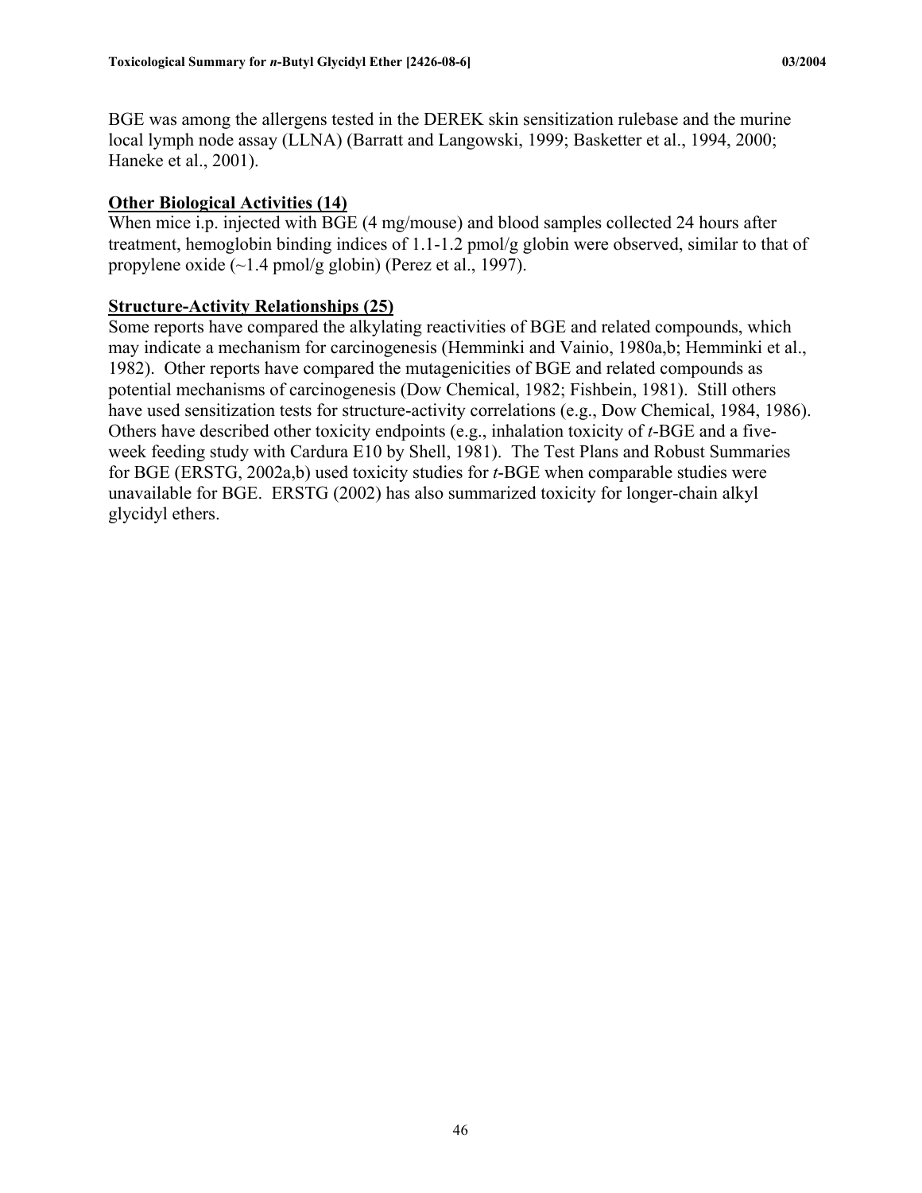BGE was among the allergens tested in the DEREK skin sensitization rulebase and the murine local lymph node assay (LLNA) (Barratt and Langowski, 1999; Basketter et al., 1994, 2000; Haneke et al., 2001).

## Other Biological Activities (14)

When mice i.p. injected with BGE (4 mg/mouse) and blood samples collected 24 hours after treatment, hemoglobin binding indices of 1.1-1.2 pmol/g globin were observed, similar to that of propylene oxide (~1.4 pmol/g globin) (Perez et al., 1997).

## Structure-Activity Relationships (25)

Some reports have compared the alkylating reactivities of BGE and related compounds, which may indicate a mechanism for carcinogenesis (Hemminki and Vainio, 1980a,b; Hemminki et al., 1982). Other reports have compared the mutagenicities of BGE and related compounds as potential mechanisms of carcinogenesis (Dow Chemical, 1982; Fishbein, 1981). Still others have used sensitization tests for structure-activity correlations (e.g., Dow Chemical, 1984, 1986). Others have described other toxicity endpoints (e.g., inhalation toxicity of *t*-BGE and a five-week feeding study with Cardura E10 by Shell, 1981). The Test Plans and Robust Summaries for BGE (ERSTG, 2002a,b) used toxicity studies for *t*-BGE when comparable studies were unavailable for BGE. ERSTG (2002) has also summarized toxicity for longer-chain alkyl glycidyl ethers.